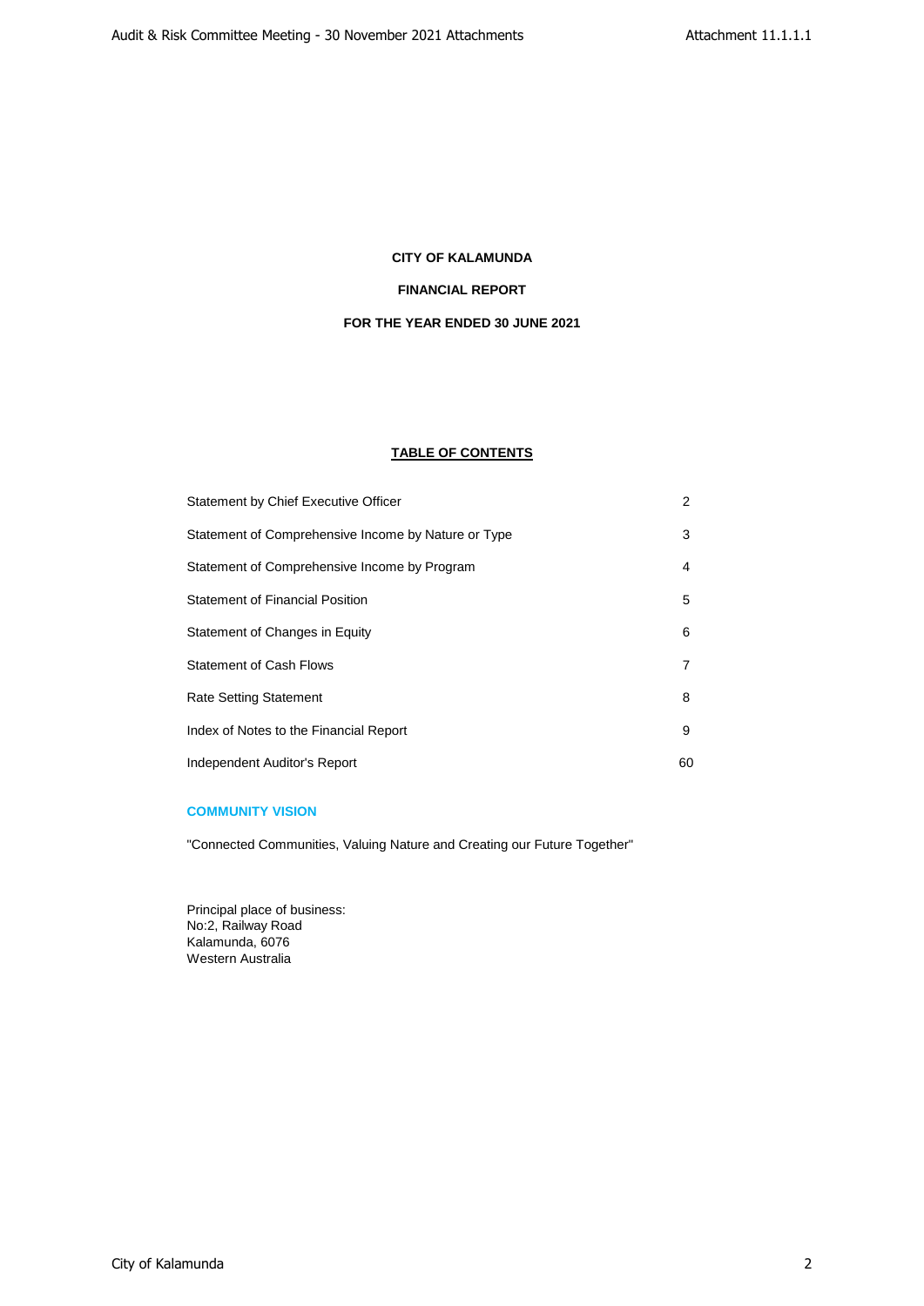# CITY OF KALAMUNDA

## FINANCIAL REPORT

## FOR THE YEAR ENDED 30 JUNE 2021

### TABLE OF CONTENTS

| | |
|---|---|
| Statement by Chief Executive Officer | 2 |
| Statement of Comprehensive Income by Nature or Type | 3 |
| Statement of Comprehensive Income by Program | 4 |
| Statement of Financial Position | 5 |
| Statement of Changes in Equity | 6 |
| Statement of Cash Flows | 7 |
| Rate Setting Statement | 8 |
| Index of Notes to the Financial Report | 9 |
| Independent Auditor's Report | 60 |

**COMMUNITY VISION**

"Connected Communities, Valuing Nature and Creating our Future Together"

Principal place of business:
No:2, Railway Road
Kalamunda, 6076
Western Australia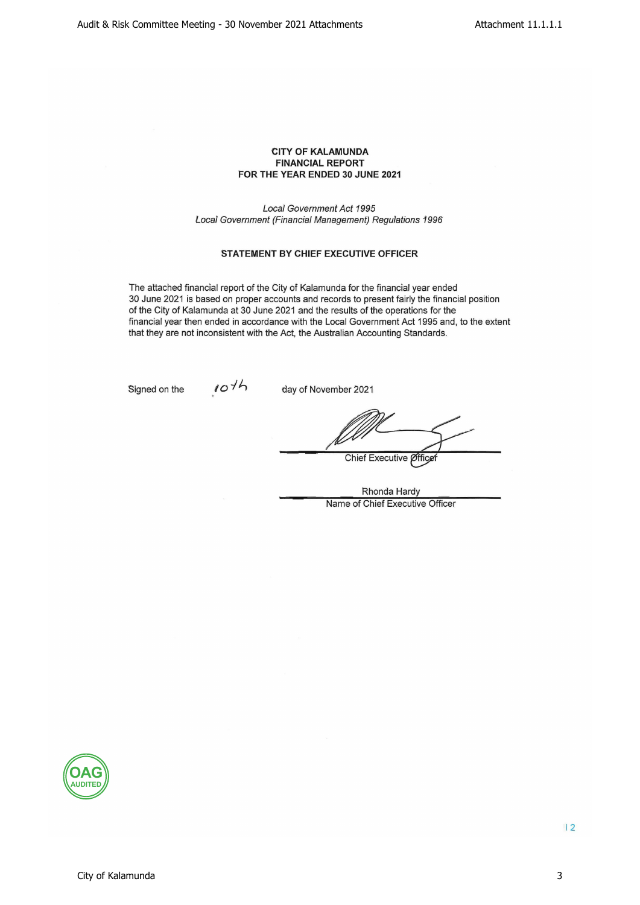**CITY OF KALAMUNDA**
**FINANCIAL REPORT**
**FOR THE YEAR ENDED 30 JUNE 2021**

*Local Government Act 1995*
*Local Government (Financial Management) Regulations 1996*

**STATEMENT BY CHIEF EXECUTIVE OFFICER**

The attached financial report of the City of Kalamunda for the financial year ended 30 June 2021 is based on proper accounts and records to present fairly the financial position of the City of Kalamunda at 30 June 2021 and the results of the operations for the financial year then ended in accordance with the Local Government Act 1995 and, to the extent that they are not inconsistent with the Act, the Australian Accounting Standards.

Signed on the 10th day of November 2021

Chief Executive Officer

Rhonda Hardy
Name of Chief Executive Officer

OAG AUDITED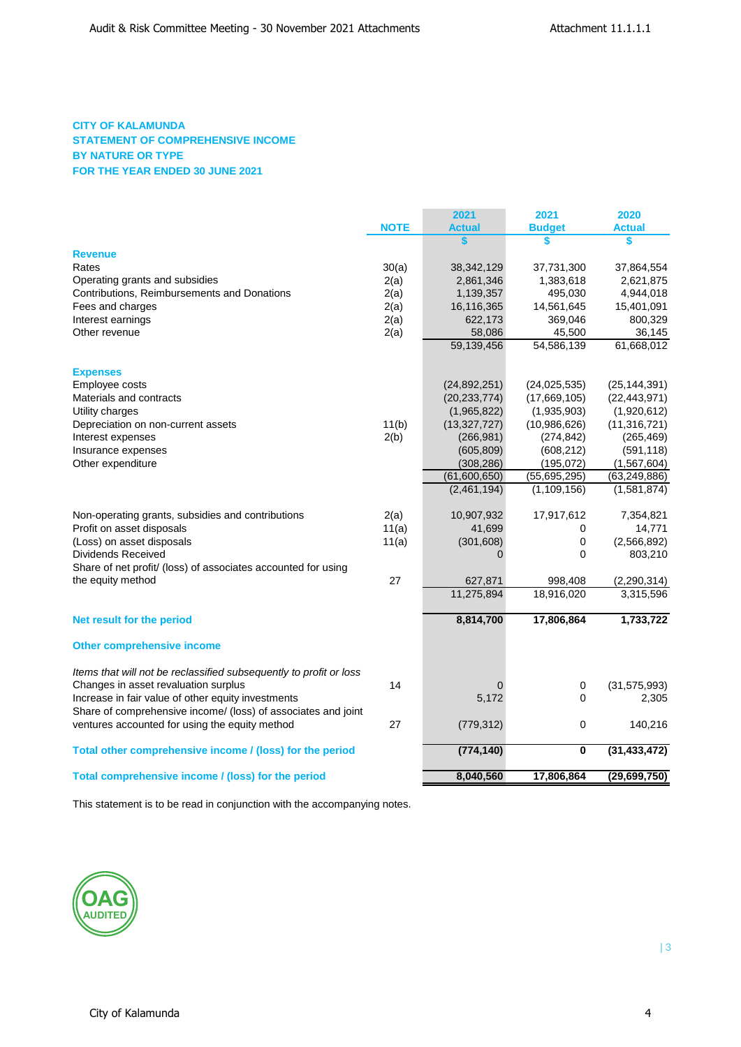**CITY OF KALAMUNDA**
**STATEMENT OF COMPREHENSIVE INCOME**
**BY NATURE OR TYPE**
**FOR THE YEAR ENDED 30 JUNE 2021**

| | NOTE | 2021 Actual | 2021 Budget | 2020 Actual |
|---|---|---|---|---|
| | | $ | $ | $ |
| **Revenue** | | | | |
| Rates | 30(a) | 38,342,129 | 37,731,300 | 37,864,554 |
| Operating grants and subsidies | 2(a) | 2,861,346 | 1,383,618 | 2,621,875 |
| Contributions, Reimbursements and Donations | 2(a) | 1,139,357 | 495,030 | 4,944,018 |
| Fees and charges | 2(a) | 16,116,365 | 14,561,645 | 15,401,091 |
| Interest earnings | 2(a) | 622,173 | 369,046 | 800,329 |
| Other revenue | 2(a) | 58,086 | 45,500 | 36,145 |
| | | 59,139,456 | 54,586,139 | 61,668,012 |
| **Expenses** | | | | |
| Employee costs | | (24,892,251) | (24,025,535) | (25,144,391) |
| Materials and contracts | | (20,233,774) | (17,669,105) | (22,443,971) |
| Utility charges | | (1,965,822) | (1,935,903) | (1,920,612) |
| Depreciation on non-current assets | 11(b) | (13,327,727) | (10,986,626) | (11,316,721) |
| Interest expenses | 2(b) | (266,981) | (274,842) | (265,469) |
| Insurance expenses | | (605,809) | (608,212) | (591,118) |
| Other expenditure | | (308,286) | (195,072) | (1,567,604) |
| | | (61,600,650) | (55,695,295) | (63,249,886) |
| | | (2,461,194) | (1,109,156) | (1,581,874) |
| Non-operating grants, subsidies and contributions | 2(a) | 10,907,932 | 17,917,612 | 7,354,821 |
| Profit on asset disposals | 11(a) | 41,699 | 0 | 14,771 |
| (Loss) on asset disposals | 11(a) | (301,608) | 0 | (2,566,892) |
| Dividends Received | | 0 | 0 | 803,210 |
| Share of net profit/ (loss) of associates accounted for using the equity method | 27 | 627,871 | 998,408 | (2,290,314) |
| | | 11,275,894 | 18,916,020 | 3,315,596 |
| **Net result for the period** | | **8,814,700** | **17,806,864** | **1,733,722** |
| **Other comprehensive income** | | | | |
| *Items that will not be reclassified subsequently to profit or loss* | | | | |
| Changes in asset revaluation surplus | 14 | 0 | 0 | (31,575,993) |
| Increase in fair value of other equity investments | | 5,172 | 0 | 2,305 |
| Share of comprehensive income/ (loss) of associates and joint ventures accounted for using the equity method | 27 | (779,312) | 0 | 140,216 |
| **Total other comprehensive income / (loss) for the period** | | **(774,140)** | **0** | **(31,433,472)** |
| **Total comprehensive income / (loss) for the period** | | **8,040,560** | **17,806,864** | **(29,699,750)** |

This statement is to be read in conjunction with the accompanying notes.

OAG AUDITED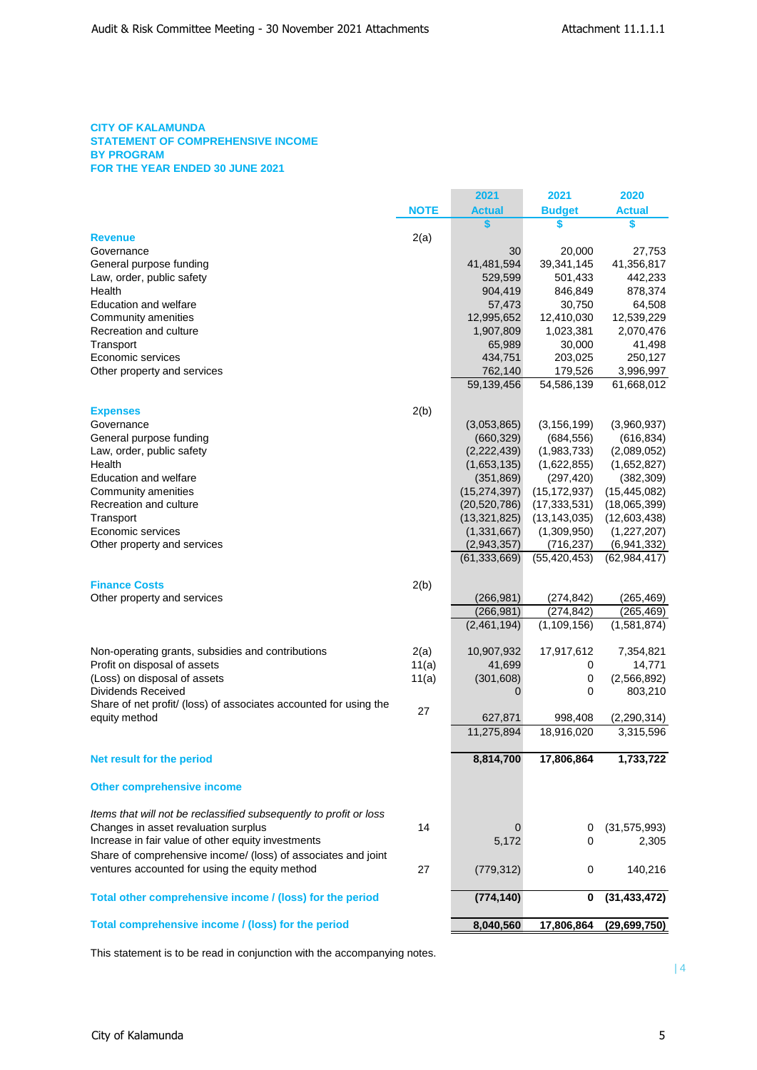**CITY OF KALAMUNDA**
**STATEMENT OF COMPREHENSIVE INCOME**
**BY PROGRAM**
**FOR THE YEAR ENDED 30 JUNE 2021**

| | NOTE | 2021 Actual | 2021 Budget | 2020 Actual |
|---|---|---|---|---|
| | | $ | $ | $ |
| **Revenue** | 2(a) | | | |
| Governance | | 30 | 20,000 | 27,753 |
| General purpose funding | | 41,481,594 | 39,341,145 | 41,356,817 |
| Law, order, public safety | | 529,599 | 501,433 | 442,233 |
| Health | | 904,419 | 846,849 | 878,374 |
| Education and welfare | | 57,473 | 30,750 | 64,508 |
| Community amenities | | 12,995,652 | 12,410,030 | 12,539,229 |
| Recreation and culture | | 1,907,809 | 1,023,381 | 2,070,476 |
| Transport | | 65,989 | 30,000 | 41,498 |
| Economic services | | 434,751 | 203,025 | 250,127 |
| Other property and services | | 762,140 | 179,526 | 3,996,997 |
| | | 59,139,456 | 54,586,139 | 61,668,012 |
| **Expenses** | 2(b) | | | |
| Governance | | (3,053,865) | (3,156,199) | (3,960,937) |
| General purpose funding | | (660,329) | (684,556) | (616,834) |
| Law, order, public safety | | (2,222,439) | (1,983,733) | (2,089,052) |
| Health | | (1,653,135) | (1,622,855) | (1,652,827) |
| Education and welfare | | (351,869) | (297,420) | (382,309) |
| Community amenities | | (15,274,397) | (15,172,937) | (15,445,082) |
| Recreation and culture | | (20,520,786) | (17,333,531) | (18,065,399) |
| Transport | | (13,321,825) | (13,143,035) | (12,603,438) |
| Economic services | | (1,331,667) | (1,309,950) | (1,227,207) |
| Other property and services | | (2,943,357) | (716,237) | (6,941,332) |
| | | (61,333,669) | (55,420,453) | (62,984,417) |
| **Finance Costs** | 2(b) | | | |
| Other property and services | | (266,981) | (274,842) | (265,469) |
| | | (266,981) | (274,842) | (265,469) |
| | | (2,461,194) | (1,109,156) | (1,581,874) |
| Non-operating grants, subsidies and contributions | 2(a) | 10,907,932 | 17,917,612 | 7,354,821 |
| Profit on disposal of assets | 11(a) | 41,699 | 0 | 14,771 |
| (Loss) on disposal of assets | 11(a) | (301,608) | 0 | (2,566,892) |
| Dividends Received | | 0 | 0 | 803,210 |
| Share of net profit/ (loss) of associates accounted for using the equity method | 27 | 627,871 | 998,408 | (2,290,314) |
| | | 11,275,894 | 18,916,020 | 3,315,596 |
| **Net result for the period** | | **8,814,700** | **17,806,864** | **1,733,722** |
| **Other comprehensive income** | | | | |
| *Items that will not be reclassified subsequently to profit or loss* | | | | |
| Changes in asset revaluation surplus | 14 | 0 | 0 | (31,575,993) |
| Increase in fair value of other equity investments | | 5,172 | 0 | 2,305 |
| Share of comprehensive income/ (loss) of associates and joint ventures accounted for using the equity method | 27 | (779,312) | 0 | 140,216 |
| **Total other comprehensive income / (loss) for the period** | | **(774,140)** | **0** | **(31,433,472)** |
| **Total comprehensive income / (loss) for the period** | | **8,040,560** | **17,806,864** | **(29,699,750)** |

This statement is to be read in conjunction with the accompanying notes.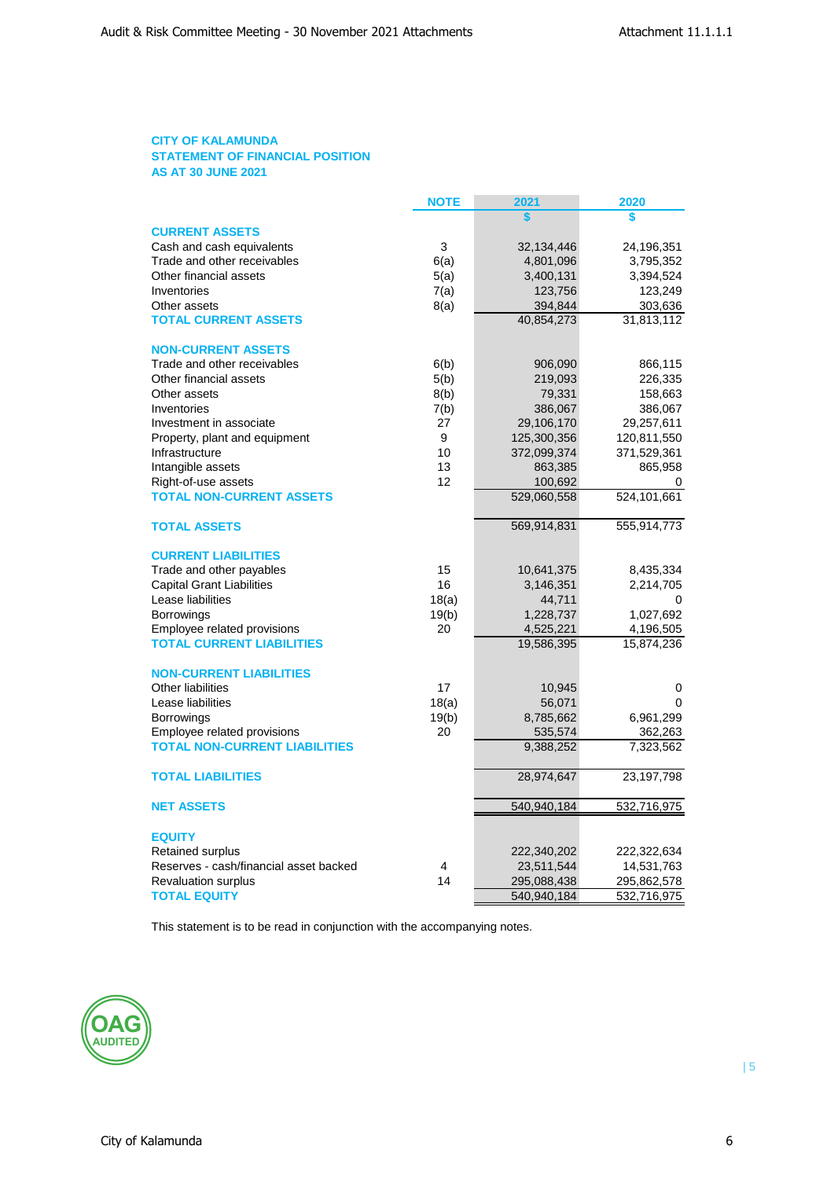# CITY OF KALAMUNDA
## STATEMENT OF FINANCIAL POSITION
## AS AT 30 JUNE 2021

| | NOTE | 2021 | 2020 |
|---|---|---|---|
| | | $ | $ |
| **CURRENT ASSETS** | | | |
| Cash and cash equivalents | 3 | 32,134,446 | 24,196,351 |
| Trade and other receivables | 6(a) | 4,801,096 | 3,795,352 |
| Other financial assets | 5(a) | 3,400,131 | 3,394,524 |
| Inventories | 7(a) | 123,756 | 123,249 |
| Other assets | 8(a) | 394,844 | 303,636 |
| **TOTAL CURRENT ASSETS** | | 40,854,273 | 31,813,112 |
| | | | |
| **NON-CURRENT ASSETS** | | | |
| Trade and other receivables | 6(b) | 906,090 | 866,115 |
| Other financial assets | 5(b) | 219,093 | 226,335 |
| Other assets | 8(b) | 79,331 | 158,663 |
| Inventories | 7(b) | 386,067 | 386,067 |
| Investment in associate | 27 | 29,106,170 | 29,257,611 |
| Property, plant and equipment | 9 | 125,300,356 | 120,811,550 |
| Infrastructure | 10 | 372,099,374 | 371,529,361 |
| Intangible assets | 13 | 863,385 | 865,958 |
| Right-of-use assets | 12 | 100,692 | 0 |
| **TOTAL NON-CURRENT ASSETS** | | 529,060,558 | 524,101,661 |
| | | | |
| **TOTAL ASSETS** | | 569,914,831 | 555,914,773 |
| | | | |
| **CURRENT LIABILITIES** | | | |
| Trade and other payables | 15 | 10,641,375 | 8,435,334 |
| Capital Grant Liabilities | 16 | 3,146,351 | 2,214,705 |
| Lease liabilities | 18(a) | 44,711 | 0 |
| Borrowings | 19(b) | 1,228,737 | 1,027,692 |
| Employee related provisions | 20 | 4,525,221 | 4,196,505 |
| **TOTAL CURRENT LIABILITIES** | | 19,586,395 | 15,874,236 |
| | | | |
| **NON-CURRENT LIABILITIES** | | | |
| Other liabilities | 17 | 10,945 | 0 |
| Lease liabilities | 18(a) | 56,071 | 0 |
| Borrowings | 19(b) | 8,785,662 | 6,961,299 |
| Employee related provisions | 20 | 535,574 | 362,263 |
| **TOTAL NON-CURRENT LIABILITIES** | | 9,388,252 | 7,323,562 |
| | | | |
| **TOTAL LIABILITIES** | | 28,974,647 | 23,197,798 |
| | | | |
| **NET ASSETS** | | 540,940,184 | 532,716,975 |
| | | | |
| **EQUITY** | | | |
| Retained surplus | | 222,340,202 | 222,322,634 |
| Reserves - cash/financial asset backed | 4 | 23,511,544 | 14,531,763 |
| Revaluation surplus | 14 | 295,088,438 | 295,862,578 |
| **TOTAL EQUITY** | | 540,940,184 | 532,716,975 |

This statement is to be read in conjunction with the accompanying notes.

OAG AUDITED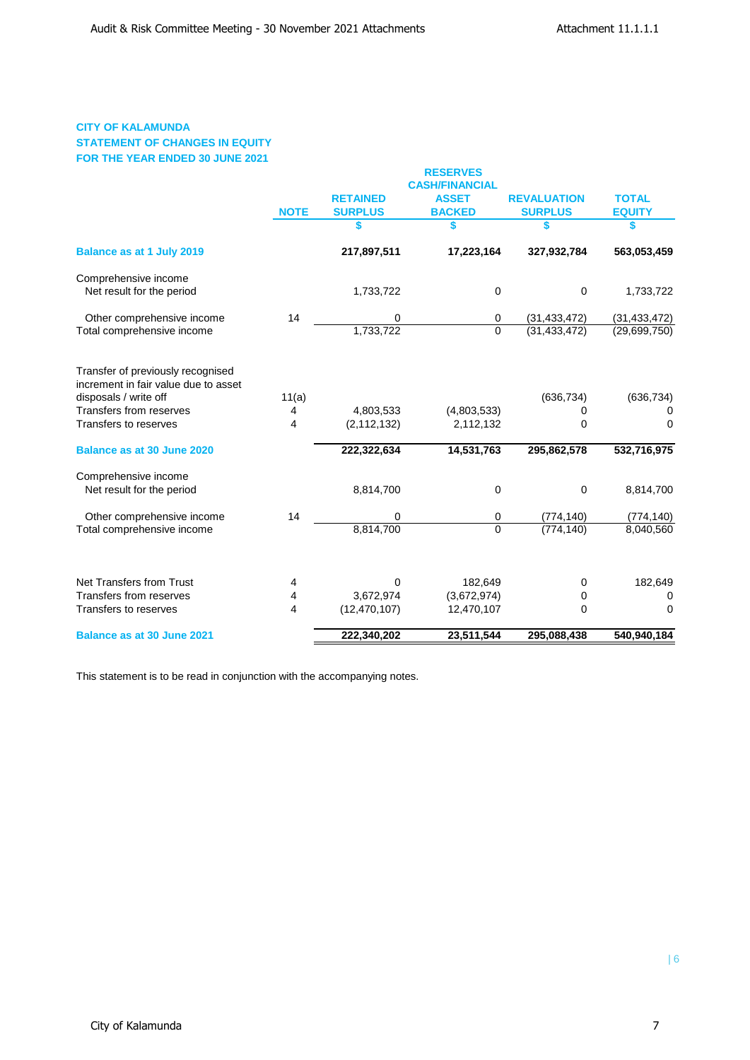**CITY OF KALAMUNDA**
**STATEMENT OF CHANGES IN EQUITY**
**FOR THE YEAR ENDED 30 JUNE 2021**

| | NOTE | RETAINED SURPLUS | RESERVES CASH/FINANCIAL ASSET BACKED | REVALUATION SURPLUS | TOTAL EQUITY |
|---|---|---|---|---|---|
| | | $ | $ | $ | $ |
| **Balance as at 1 July 2019** | | **217,897,511** | **17,223,164** | **327,932,784** | **563,053,459** |
| Comprehensive income | | | | | |
| Net result for the period | | 1,733,722 | 0 | 0 | 1,733,722 |
| Other comprehensive income | 14 | 0 | 0 | (31,433,472) | (31,433,472) |
| Total comprehensive income | | 1,733,722 | 0 | (31,433,472) | (29,699,750) |
| Transfer of previously recognised increment in fair value due to asset disposals / write off | 11(a) | | | (636,734) | (636,734) |
| Transfers from reserves | 4 | 4,803,533 | (4,803,533) | 0 | 0 |
| Transfers to reserves | 4 | (2,112,132) | 2,112,132 | 0 | 0 |
| **Balance as at 30 June 2020** | | **222,322,634** | **14,531,763** | **295,862,578** | **532,716,975** |
| Comprehensive income | | | | | |
| Net result for the period | | 8,814,700 | 0 | 0 | 8,814,700 |
| Other comprehensive income | 14 | 0 | 0 | (774,140) | (774,140) |
| Total comprehensive income | | 8,814,700 | 0 | (774,140) | 8,040,560 |
| Net Transfers from Trust | 4 | 0 | 182,649 | 0 | 182,649 |
| Transfers from reserves | 4 | 3,672,974 | (3,672,974) | 0 | 0 |
| Transfers to reserves | 4 | (12,470,107) | 12,470,107 | 0 | 0 |
| **Balance as at 30 June 2021** | | **222,340,202** | **23,511,544** | **295,088,438** | **540,940,184** |

This statement is to be read in conjunction with the accompanying notes.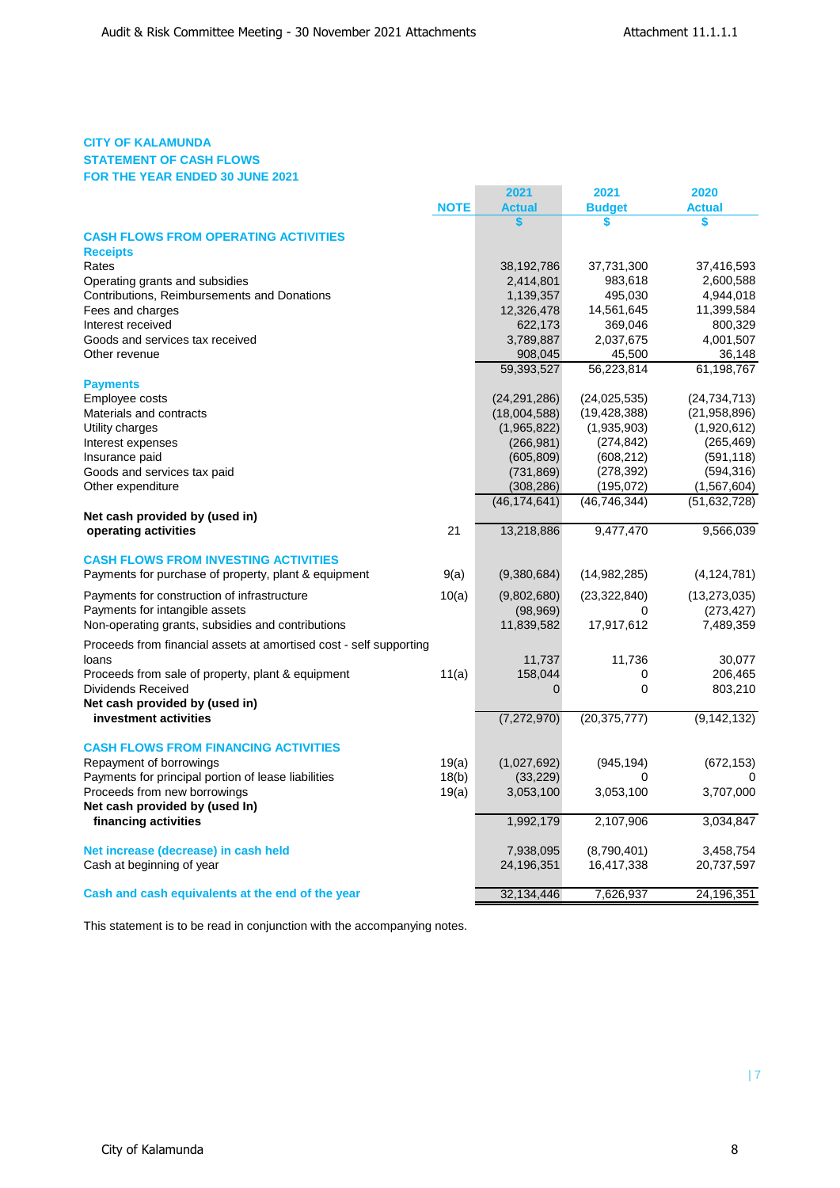**CITY OF KALAMUNDA**
**STATEMENT OF CASH FLOWS**
**FOR THE YEAR ENDED 30 JUNE 2021**

| | NOTE | 2021 Actual $ | 2021 Budget $ | 2020 Actual $ |
|---|---|---|---|---|
| **CASH FLOWS FROM OPERATING ACTIVITIES** | | | | |
| **Receipts** | | | | |
| Rates | | 38,192,786 | 37,731,300 | 37,416,593 |
| Operating grants and subsidies | | 2,414,801 | 983,618 | 2,600,588 |
| Contributions, Reimbursements and Donations | | 1,139,357 | 495,030 | 4,944,018 |
| Fees and charges | | 12,326,478 | 14,561,645 | 11,399,584 |
| Interest received | | 622,173 | 369,046 | 800,329 |
| Goods and services tax received | | 3,789,887 | 2,037,675 | 4,001,507 |
| Other revenue | | 908,045 | 45,500 | 36,148 |
| | | 59,393,527 | 56,223,814 | 61,198,767 |
| **Payments** | | | | |
| Employee costs | | (24,291,286) | (24,025,535) | (24,734,713) |
| Materials and contracts | | (18,004,588) | (19,428,388) | (21,958,896) |
| Utility charges | | (1,965,822) | (1,935,903) | (1,920,612) |
| Interest expenses | | (266,981) | (274,842) | (265,469) |
| Insurance paid | | (605,809) | (608,212) | (591,118) |
| Goods and services tax paid | | (731,869) | (278,392) | (594,316) |
| Other expenditure | | (308,286) | (195,072) | (1,567,604) |
| | | (46,174,641) | (46,746,344) | (51,632,728) |
| **Net cash provided by (used in) operating activities** | 21 | 13,218,886 | 9,477,470 | 9,566,039 |
| **CASH FLOWS FROM INVESTING ACTIVITIES** | | | | |
| Payments for purchase of property, plant & equipment | 9(a) | (9,380,684) | (14,982,285) | (4,124,781) |
| Payments for construction of infrastructure | 10(a) | (9,802,680) | (23,322,840) | (13,273,035) |
| Payments for intangible assets | | (98,969) | 0 | (273,427) |
| Non-operating grants, subsidies and contributions | | 11,839,582 | 17,917,612 | 7,489,359 |
| Proceeds from financial assets at amortised cost - self supporting loans | | 11,737 | 11,736 | 30,077 |
| Proceeds from sale of property, plant & equipment | 11(a) | 158,044 | 0 | 206,465 |
| Dividends Received | | 0 | 0 | 803,210 |
| **Net cash provided by (used in) investment activities** | | (7,272,970) | (20,375,777) | (9,142,132) |
| **CASH FLOWS FROM FINANCING ACTIVITIES** | | | | |
| Repayment of borrowings | 19(a) | (1,027,692) | (945,194) | (672,153) |
| Payments for principal portion of lease liabilities | 18(b) | (33,229) | 0 | 0 |
| Proceeds from new borrowings | 19(a) | 3,053,100 | 3,053,100 | 3,707,000 |
| **Net cash provided by (used In) financing activities** | | 1,992,179 | 2,107,906 | 3,034,847 |
| **Net increase (decrease) in cash held** | | 7,938,095 | (8,790,401) | 3,458,754 |
| Cash at beginning of year | | 24,196,351 | 16,417,338 | 20,737,597 |
| **Cash and cash equivalents at the end of the year** | | 32,134,446 | 7,626,937 | 24,196,351 |

This statement is to be read in conjunction with the accompanying notes.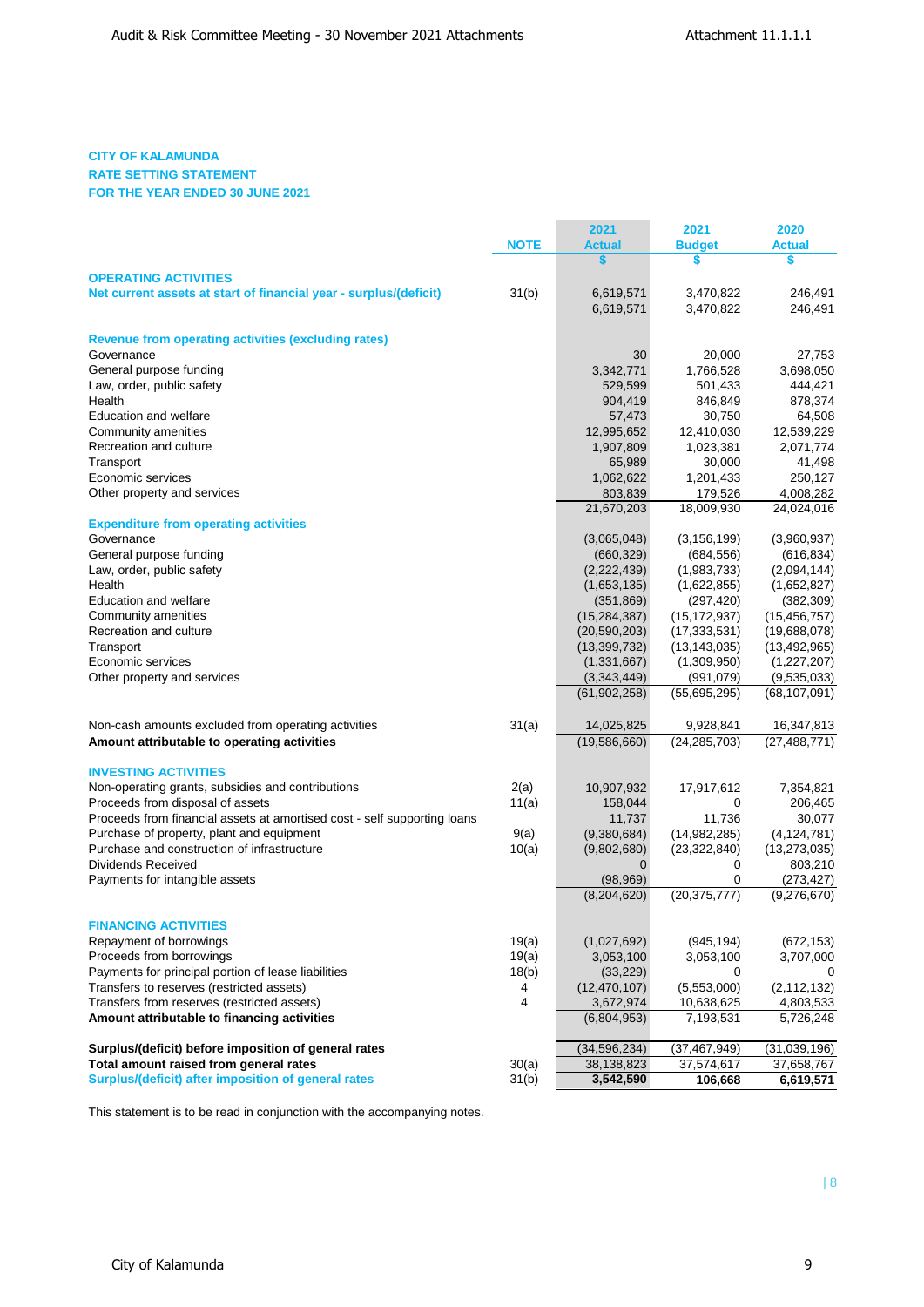**CITY OF KALAMUNDA**
**RATE SETTING STATEMENT**
**FOR THE YEAR ENDED 30 JUNE 2021**

| | NOTE | 2021 Actual | 2021 Budget | 2020 Actual |
|---|---|---|---|---|
| | | $ | $ | $ |
| **OPERATING ACTIVITIES** | | | | |
| **Net current assets at start of financial year - surplus/(deficit)** | 31(b) | 6,619,571 | 3,470,822 | 246,491 |
| | | 6,619,571 | 3,470,822 | 246,491 |
| **Revenue from operating activities (excluding rates)** | | | | |
| Governance | | 30 | 20,000 | 27,753 |
| General purpose funding | | 3,342,771 | 1,766,528 | 3,698,050 |
| Law, order, public safety | | 529,599 | 501,433 | 444,421 |
| Health | | 904,419 | 846,849 | 878,374 |
| Education and welfare | | 57,473 | 30,750 | 64,508 |
| Community amenities | | 12,995,652 | 12,410,030 | 12,539,229 |
| Recreation and culture | | 1,907,809 | 1,023,381 | 2,071,774 |
| Transport | | 65,989 | 30,000 | 41,498 |
| Economic services | | 1,062,622 | 1,201,433 | 250,127 |
| Other property and services | | 803,839 | 179,526 | 4,008,282 |
| | | 21,670,203 | 18,009,930 | 24,024,016 |
| **Expenditure from operating activities** | | | | |
| Governance | | (3,065,048) | (3,156,199) | (3,960,937) |
| General purpose funding | | (660,329) | (684,556) | (616,834) |
| Law, order, public safety | | (2,222,439) | (1,983,733) | (2,094,144) |
| Health | | (1,653,135) | (1,622,855) | (1,652,827) |
| Education and welfare | | (351,869) | (297,420) | (382,309) |
| Community amenities | | (15,284,387) | (15,172,937) | (15,456,757) |
| Recreation and culture | | (20,590,203) | (17,333,531) | (19,688,078) |
| Transport | | (13,399,732) | (13,143,035) | (13,492,965) |
| Economic services | | (1,331,667) | (1,309,950) | (1,227,207) |
| Other property and services | | (3,343,449) | (991,079) | (9,535,033) |
| | | (61,902,258) | (55,695,295) | (68,107,091) |
| Non-cash amounts excluded from operating activities | 31(a) | 14,025,825 | 9,928,841 | 16,347,813 |
| **Amount attributable to operating activities** | | (19,586,660) | (24,285,703) | (27,488,771) |
| **INVESTING ACTIVITIES** | | | | |
| Non-operating grants, subsidies and contributions | 2(a) | 10,907,932 | 17,917,612 | 7,354,821 |
| Proceeds from disposal of assets | 11(a) | 158,044 | 0 | 206,465 |
| Proceeds from financial assets at amortised cost - self supporting loans | | 11,737 | 11,736 | 30,077 |
| Purchase of property, plant and equipment | 9(a) | (9,380,684) | (14,982,285) | (4,124,781) |
| Purchase and construction of infrastructure | 10(a) | (9,802,680) | (23,322,840) | (13,273,035) |
| Dividends Received | | 0 | 0 | 803,210 |
| Payments for intangible assets | | (98,969) | 0 | (273,427) |
| | | (8,204,620) | (20,375,777) | (9,276,670) |
| **FINANCING ACTIVITIES** | | | | |
| Repayment of borrowings | 19(a) | (1,027,692) | (945,194) | (672,153) |
| Proceeds from borrowings | 19(a) | 3,053,100 | 3,053,100 | 3,707,000 |
| Payments for principal portion of lease liabilities | 18(b) | (33,229) | 0 | 0 |
| Transfers to reserves (restricted assets) | 4 | (12,470,107) | (5,553,000) | (2,112,132) |
| Transfers from reserves (restricted assets) | 4 | 3,672,974 | 10,638,625 | 4,803,533 |
| **Amount attributable to financing activities** | | (6,804,953) | 7,193,531 | 5,726,248 |
| **Surplus/(deficit) before imposition of general rates** | | (34,596,234) | (37,467,949) | (31,039,196) |
| **Total amount raised from general rates** | 30(a) | 38,138,823 | 37,574,617 | 37,658,767 |
| **Surplus/(deficit) after imposition of general rates** | 31(b) | **3,542,590** | **106,668** | **6,619,571** |

This statement is to be read in conjunction with the accompanying notes.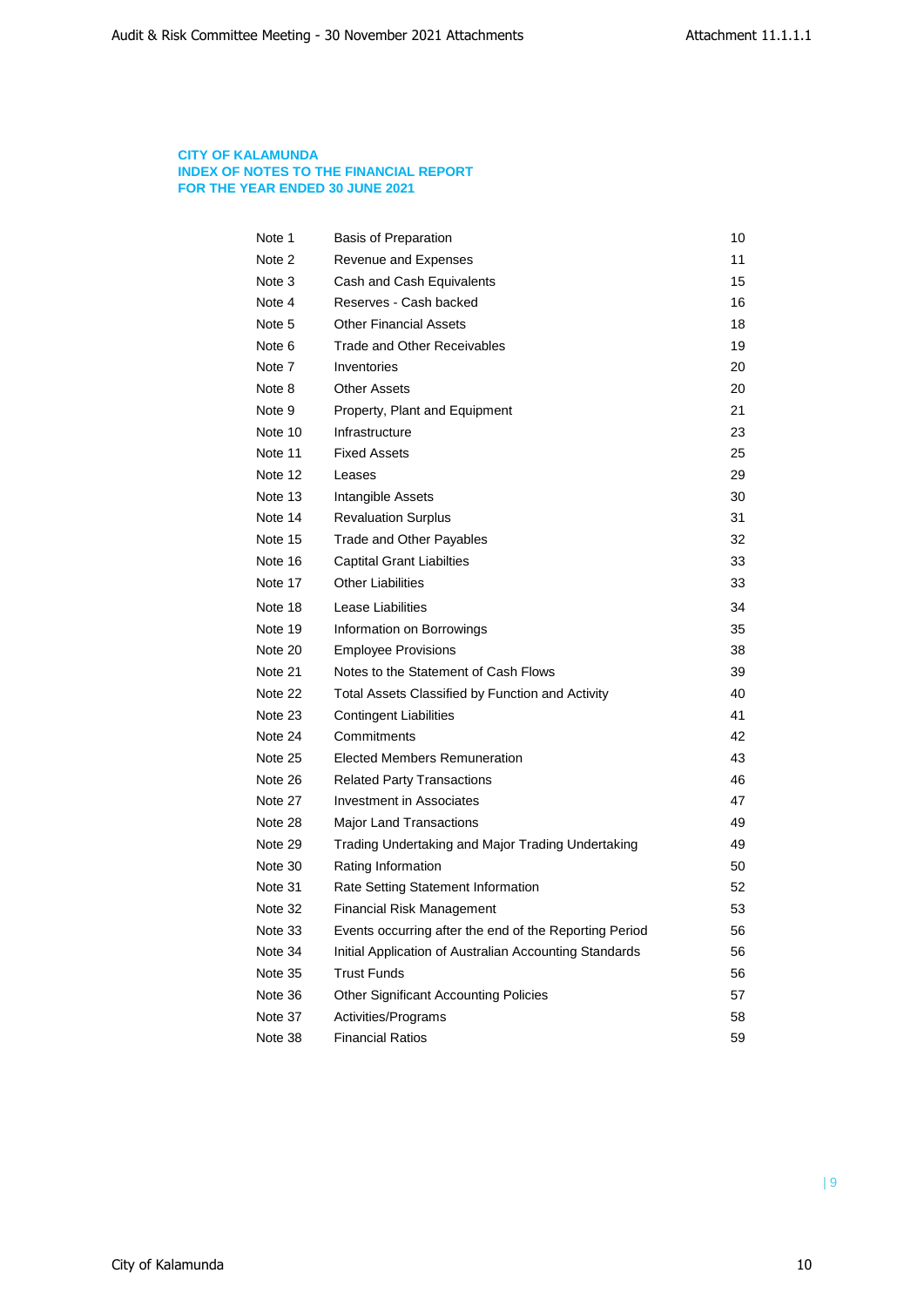**CITY OF KALAMUNDA**
**INDEX OF NOTES TO THE FINANCIAL REPORT**
**FOR THE YEAR ENDED 30 JUNE 2021**

| | | |
|---|---|---|
| Note 1 | Basis of Preparation | 10 |
| Note 2 | Revenue and Expenses | 11 |
| Note 3 | Cash and Cash Equivalents | 15 |
| Note 4 | Reserves - Cash backed | 16 |
| Note 5 | Other Financial Assets | 18 |
| Note 6 | Trade and Other Receivables | 19 |
| Note 7 | Inventories | 20 |
| Note 8 | Other Assets | 20 |
| Note 9 | Property, Plant and Equipment | 21 |
| Note 10 | Infrastructure | 23 |
| Note 11 | Fixed Assets | 25 |
| Note 12 | Leases | 29 |
| Note 13 | Intangible Assets | 30 |
| Note 14 | Revaluation Surplus | 31 |
| Note 15 | Trade and Other Payables | 32 |
| Note 16 | Captital Grant Liabilties | 33 |
| Note 17 | Other Liabilities | 33 |
| Note 18 | Lease Liabilities | 34 |
| Note 19 | Information on Borrowings | 35 |
| Note 20 | Employee Provisions | 38 |
| Note 21 | Notes to the Statement of Cash Flows | 39 |
| Note 22 | Total Assets Classified by Function and Activity | 40 |
| Note 23 | Contingent Liabilities | 41 |
| Note 24 | Commitments | 42 |
| Note 25 | Elected Members Remuneration | 43 |
| Note 26 | Related Party Transactions | 46 |
| Note 27 | Investment in Associates | 47 |
| Note 28 | Major Land Transactions | 49 |
| Note 29 | Trading Undertaking and Major Trading Undertaking | 49 |
| Note 30 | Rating Information | 50 |
| Note 31 | Rate Setting Statement Information | 52 |
| Note 32 | Financial Risk Management | 53 |
| Note 33 | Events occurring after the end of the Reporting Period | 56 |
| Note 34 | Initial Application of Australian Accounting Standards | 56 |
| Note 35 | Trust Funds | 56 |
| Note 36 | Other Significant Accounting Policies | 57 |
| Note 37 | Activities/Programs | 58 |
| Note 38 | Financial Ratios | 59 |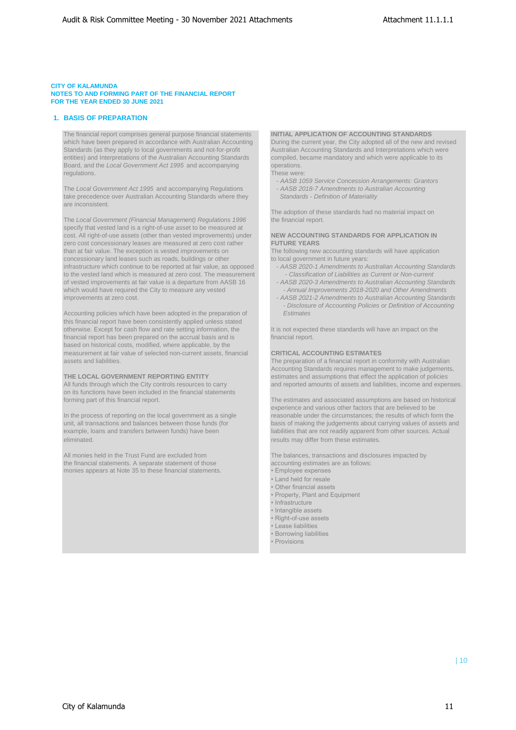**CITY OF KALAMUNDA**
**NOTES TO AND FORMING PART OF THE FINANCIAL REPORT**
**FOR THE YEAR ENDED 30 JUNE 2021**

## 1. BASIS OF PREPARATION

The financial report comprises general purpose financial statements which have been prepared in accordance with Australian Accounting Standards (as they apply to local governments and not-for-profit entities) and Interpretations of the Australian Accounting Standards Board, and the *Local Government Act 1995* and accompanying regulations.

The *Local Government Act 1995* and accompanying Regulations take precedence over Australian Accounting Standards where they are inconsistent.

The *Local Government (Financial Management) Regulations 1996* specify that vested land is a right-of-use asset to be measured at cost. All right-of-use assets (other than vested improvements) under zero cost concessionary leases are measured at zero cost rather than at fair value. The exception is vested improvements on concessionary land leases such as roads, buildings or other infrastructure which continue to be reported at fair value, as opposed to the vested land which is measured at zero cost. The measurement of vested improvements at fair value is a departure from AASB 16 which would have required the City to measure any vested improvements at zero cost.

Accounting policies which have been adopted in the preparation of this financial report have been consistently applied unless stated otherwise. Except for cash flow and rate setting information, the financial report has been prepared on the accrual basis and is based on historical costs, modified, where applicable, by the measurement at fair value of selected non-current assets, financial assets and liabilities.

**THE LOCAL GOVERNMENT REPORTING ENTITY**

All funds through which the City controls resources to carry on its functions have been included in the financial statements forming part of this financial report.

In the process of reporting on the local government as a single unit, all transactions and balances between those funds (for example, loans and transfers between funds) have been eliminated.

All monies held in the Trust Fund are excluded from the financial statements. A separate statement of those monies appears at Note 35 to these financial statements.

**INITIAL APPLICATION OF ACCOUNTING STANDARDS**

During the current year, the City adopted all of the new and revised Australian Accounting Standards and Interpretations which were compiled, became mandatory and which were applicable to its operations.

These were:

- *AASB 1059 Service Concession Arrangements: Grantors*
- *AASB 2018-7 Amendments to Australian Accounting Standards - Definition of Materiality*

The adoption of these standards had no material impact on the financial report.

**NEW ACCOUNTING STANDARDS FOR APPLICATION IN FUTURE YEARS**

The following new accounting standards will have application to local government in future years:

- *AASB 2020-1 Amendments to Australian Accounting Standards - Classification of Liabilities as Current or Non-current*
- *AASB 2020-3 Amendments to Australian Accounting Standards - Annual Improvements 2018-2020 and Other Amendments*
- *AASB 2021-2 Amendments to Australian Accounting Standards - Disclosure of Accounting Policies or Definition of Accounting Estimates*

It is not expected these standards will have an impact on the financial report.

**CRITICAL ACCOUNTING ESTIMATES**

The preparation of a financial report in conformity with Australian Accounting Standards requires management to make judgements, estimates and assumptions that effect the application of policies and reported amounts of assets and liabilities, income and expenses.

The estimates and associated assumptions are based on historical experience and various other factors that are believed to be reasonable under the circumstances; the results of which form the basis of making the judgements about carrying values of assets and liabilities that are not readily apparent from other sources. Actual results may differ from these estimates.

The balances, transactions and disclosures impacted by accounting estimates are as follows:

- Employee expenses
- Land held for resale
- Other financial assets
- Property, Plant and Equipment
- Infrastructure
- Intangible assets
- Right-of-use assets
- Lease liabilities
- Borrowing liabilities
- Provisions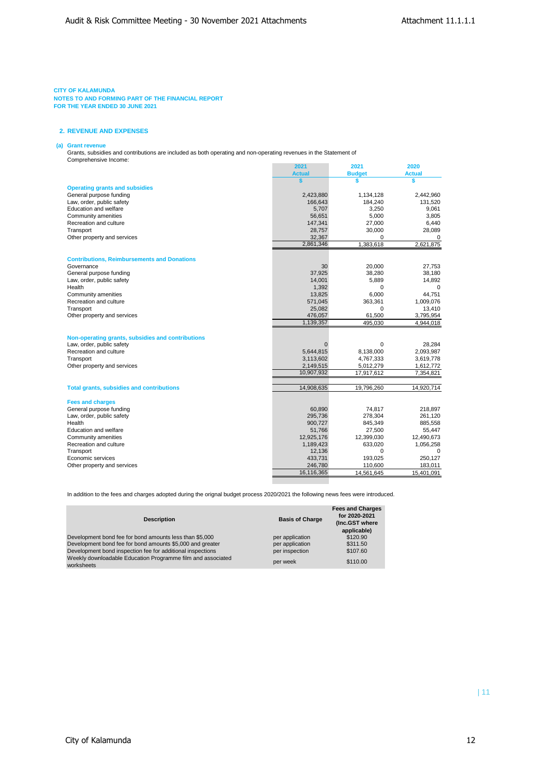**CITY OF KALAMUNDA**
**NOTES TO AND FORMING PART OF THE FINANCIAL REPORT**
**FOR THE YEAR ENDED 30 JUNE 2021**

## 2. REVENUE AND EXPENSES

### (a) Grant revenue

Grants, subsidies and contributions are included as both operating and non-operating revenues in the Statement of Comprehensive Income:

| | 2021 Actual | 2021 Budget | 2020 Actual |
|---|---|---|---|
| | $ | $ | $ |
| **Operating grants and subsidies** | | | |
| General purpose funding | 2,423,880 | 1,134,128 | 2,442,960 |
| Law, order, public safety | 166,643 | 184,240 | 131,520 |
| Education and welfare | 5,707 | 3,250 | 9,061 |
| Community amenities | 56,651 | 5,000 | 3,805 |
| Recreation and culture | 147,341 | 27,000 | 6,440 |
| Transport | 28,757 | 30,000 | 28,089 |
| Other property and services | 32,367 | 0 | 0 |
| | 2,861,346 | 1,383,618 | 2,621,875 |
| **Contributions, Reimbursements and Donations** | | | |
| Governance | 30 | 20,000 | 27,753 |
| General purpose funding | 37,925 | 38,280 | 38,180 |
| Law, order, public safety | 14,001 | 5,889 | 14,892 |
| Health | 1,392 | 0 | 0 |
| Community amenities | 13,825 | 6,000 | 44,751 |
| Recreation and culture | 571,045 | 363,361 | 1,009,076 |
| Transport | 25,082 | 0 | 13,410 |
| Other property and services | 476,057 | 61,500 | 3,795,954 |
| | 1,139,357 | 495,030 | 4,944,018 |
| **Non-operating grants, subsidies and contributions** | | | |
| Law, order, public safety | 0 | 0 | 28,284 |
| Recreation and culture | 5,644,815 | 8,138,000 | 2,093,987 |
| Transport | 3,113,602 | 4,767,333 | 3,619,778 |
| Other property and services | 2,149,515 | 5,012,279 | 1,612,772 |
| | 10,907,932 | 17,917,612 | 7,354,821 |
| **Total grants, subsidies and contributions** | 14,908,635 | 19,796,260 | 14,920,714 |
| **Fees and charges** | | | |
| General purpose funding | 60,890 | 74,817 | 218,897 |
| Law, order, public safety | 295,736 | 278,304 | 261,120 |
| Health | 900,727 | 845,349 | 885,558 |
| Education and welfare | 51,766 | 27,500 | 55,447 |
| Community amenities | 12,925,176 | 12,399,030 | 12,490,673 |
| Recreation and culture | 1,189,423 | 633,020 | 1,056,258 |
| Transport | 12,136 | 0 | 0 |
| Economic services | 433,731 | 193,025 | 250,127 |
| Other property and services | 246,780 | 110,600 | 183,011 |
| | 16,116,365 | 14,561,645 | 15,401,091 |

In addition to the fees and charges adopted during the orignal budget process 2020/2021 the following news fees were introduced.

| Description | Basis of Charge | Fees and Charges for 2020-2021 (Inc.GST where applicable) |
|---|---|---|
| Development bond fee for bond amounts less than $5,000 | per application | $120.90 |
| Development bond fee for bond amounts $5,000 and greater | per application | $311.50 |
| Development bond inspection fee for additional inspections | per inspection | $107.60 |
| Weekly downloadable Education Programme film and associated worksheets | per week | $110.00 |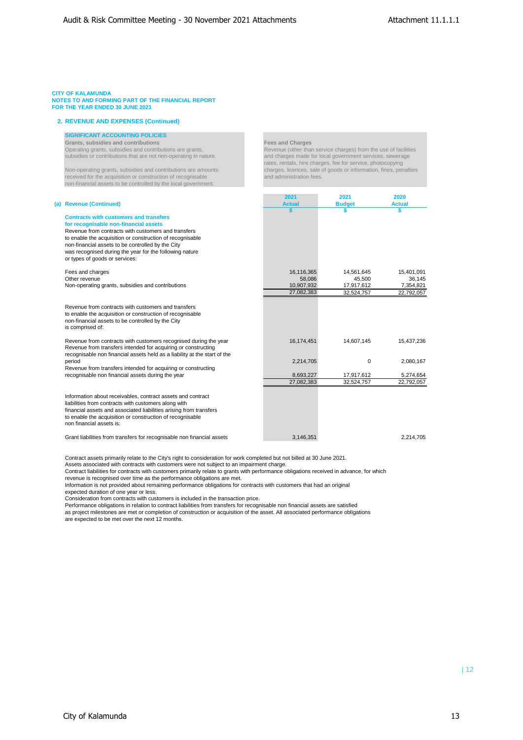CITY OF KALAMUNDA
NOTES TO AND FORMING PART OF THE FINANCIAL REPORT
FOR THE YEAR ENDED 30 JUNE 2021

## 2. REVENUE AND EXPENSES (Continued)

**SIGNIFICANT ACCOUNTING POLICIES**

**Grants, subsidies and contributions**
Operating grants, subsidies and contributions are grants, subsidies or contributions that are not non-operating in nature.

Non-operating grants, subsidies and contributions are amounts received for the acquisition or construction of recognisable non-financial assets to be controlled by the local government.

**Fees and Charges**
Revenue (other than service charges) from the use of facilities and charges made for local government services, sewerage rates, rentals, hire charges, fee for service, photocopying charges, licences, sale of goods or information, fines, penalties and administration fees.

### (a) Revenue (Continued)

| | 2021 Actual | 2021 Budget | 2020 Actual |
|---|---|---|---|
| | $ | $ | $ |
| **Contracts with customers and transfers for recognisable non-financial assets** | | | |
| Revenue from contracts with customers and transfers to enable the acquisition or construction of recognisable non-financial assets to be controlled by the City was recognised during the year for the following nature or types of goods or services: | | | |
| Fees and charges | 16,116,365 | 14,561,645 | 15,401,091 |
| Other revenue | 58,086 | 45,500 | 36,145 |
| Non-operating grants, subsidies and contributions | 10,907,932 | 17,917,612 | 7,354,821 |
| | 27,082,383 | 32,524,757 | 22,792,057 |
| Revenue from contracts with customers and transfers to enable the acquisition or construction of recognisable non-financial assets to be controlled by the City is comprised of: | | | |
| Revenue from contracts with customers recognised during the year | 16,174,451 | 14,607,145 | 15,437,236 |
| Revenue from transfers intended for acquiring or constructing recognisable non financial assets held as a liability at the start of the period | 2,214,705 | 0 | 2,080,167 |
| Revenue from transfers intended for acquiring or constructing recognisable non financial assets during the year | 8,693,227 | 17,917,612 | 5,274,654 |
| | 27,082,383 | 32,524,757 | 22,792,057 |
| Information about receivables, contract assets and contract liabilities from contracts with customers along with financial assets and associated liabilities arising from transfers to enable the acquisition or construction of recognisable non financial assets is: | | | |
| Grant liabilities from transfers for recognisable non financial assets | 3,146,351 | | 2,214,705 |

Contract assets primarily relate to the City's right to consideration for work completed but not billed at 30 June 2021.
Assets associated with contracts with customers were not subject to an impairment charge.
Contract liabilities for contracts with customers primarily relate to grants with performance obligations received in advance, for which revenue is recognised over time as the performance obligations are met.
Information is not provided about remaining performance obligations for contracts with customers that had an original expected duration of one year or less.
Consideration from contracts with customers is included in the transaction price.
Performance obligations in relation to contract liabilities from transfers for recognisable non financial assets are satisfied as project milestones are met or completion of construction or acquisition of the asset. All associated performance obligations are expected to be met over the next 12 months.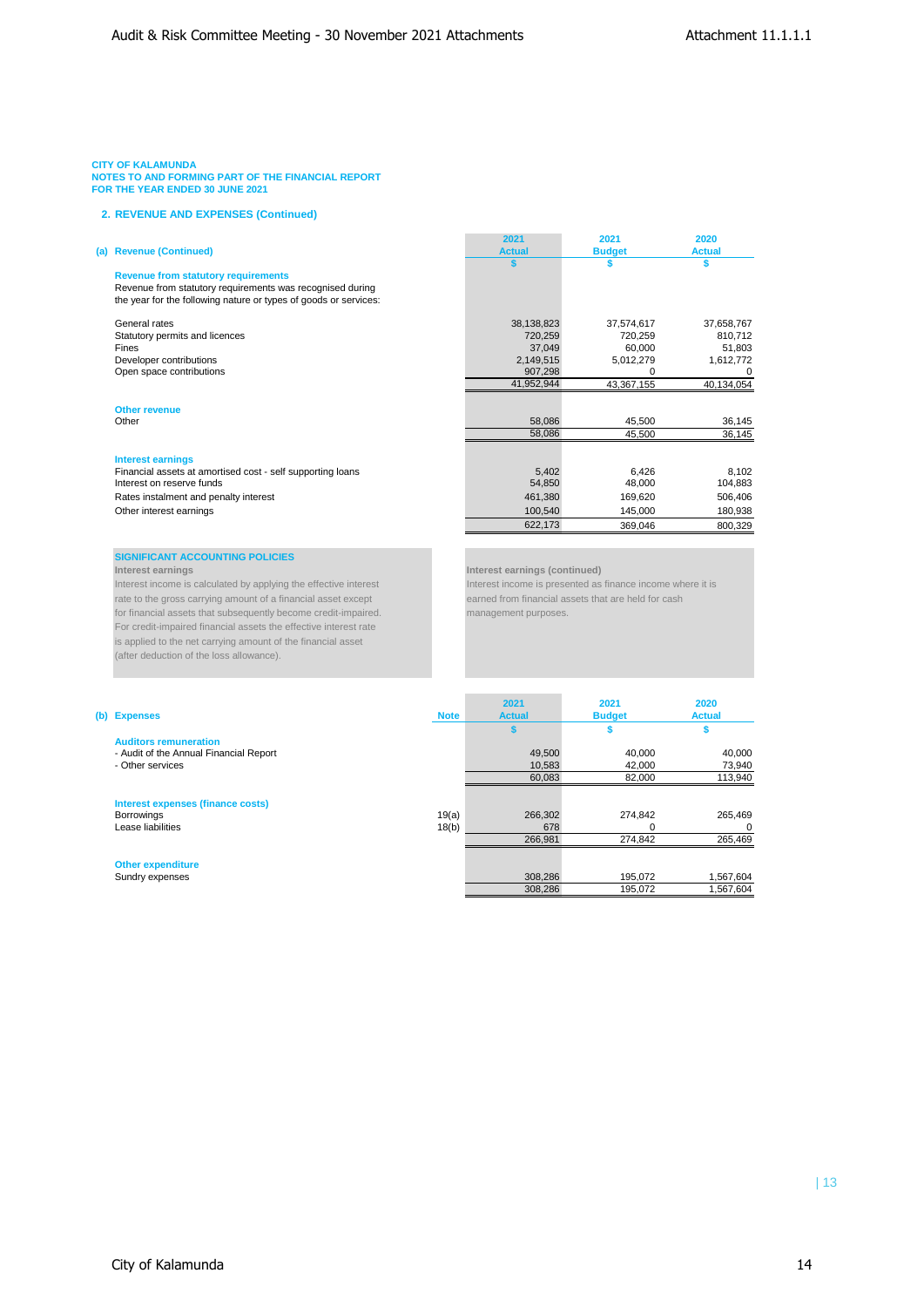CITY OF KALAMUNDA
NOTES TO AND FORMING PART OF THE FINANCIAL REPORT
FOR THE YEAR ENDED 30 JUNE 2021

## 2. REVENUE AND EXPENSES (Continued)

| (a) Revenue (Continued) | 2021 Actual $ | 2021 Budget $ | 2020 Actual $ |
|---|---|---|---|
| **Revenue from statutory requirements** | | | |
| Revenue from statutory requirements was recognised during the year for the following nature or types of goods or services: | | | |
| General rates | 38,138,823 | 37,574,617 | 37,658,767 |
| Statutory permits and licences | 720,259 | 720,259 | 810,712 |
| Fines | 37,049 | 60,000 | 51,803 |
| Developer contributions | 2,149,515 | 5,012,279 | 1,612,772 |
| Open space contributions | 907,298 | 0 | 0 |
| | 41,952,944 | 43,367,155 | 40,134,054 |
| **Other revenue** | | | |
| Other | 58,086 | 45,500 | 36,145 |
| | 58,086 | 45,500 | 36,145 |
| **Interest earnings** | | | |
| Financial assets at amortised cost - self supporting loans | 5,402 | 6,426 | 8,102 |
| Interest on reserve funds | 54,850 | 48,000 | 104,883 |
| Rates instalment and penalty interest | 461,380 | 169,620 | 506,406 |
| Other interest earnings | 100,540 | 145,000 | 180,938 |
| | 622,173 | 369,046 | 800,329 |

**SIGNIFICANT ACCOUNTING POLICIES**

**Interest earnings**
Interest income is calculated by applying the effective interest rate to the gross carrying amount of a financial asset except for financial assets that subsequently become credit-impaired. For credit-impaired financial assets the effective interest rate is applied to the net carrying amount of the financial asset (after deduction of the loss allowance).

**Interest earnings (continued)**
Interest income is presented as finance income where it is earned from financial assets that are held for cash management purposes.

| (b) Expenses | Note | 2021 Actual $ | 2021 Budget $ | 2020 Actual $ |
|---|---|---|---|---|
| **Auditors remuneration** | | | | |
| - Audit of the Annual Financial Report | | 49,500 | 40,000 | 40,000 |
| - Other services | | 10,583 | 42,000 | 73,940 |
| | | 60,083 | 82,000 | 113,940 |
| **Interest expenses (finance costs)** | | | | |
| Borrowings | 19(a) | 266,302 | 274,842 | 265,469 |
| Lease liabilities | 18(b) | 678 | 0 | 0 |
| | | 266,981 | 274,842 | 265,469 |
| **Other expenditure** | | | | |
| Sundry expenses | | 308,286 | 195,072 | 1,567,604 |
| | | 308,286 | 195,072 | 1,567,604 |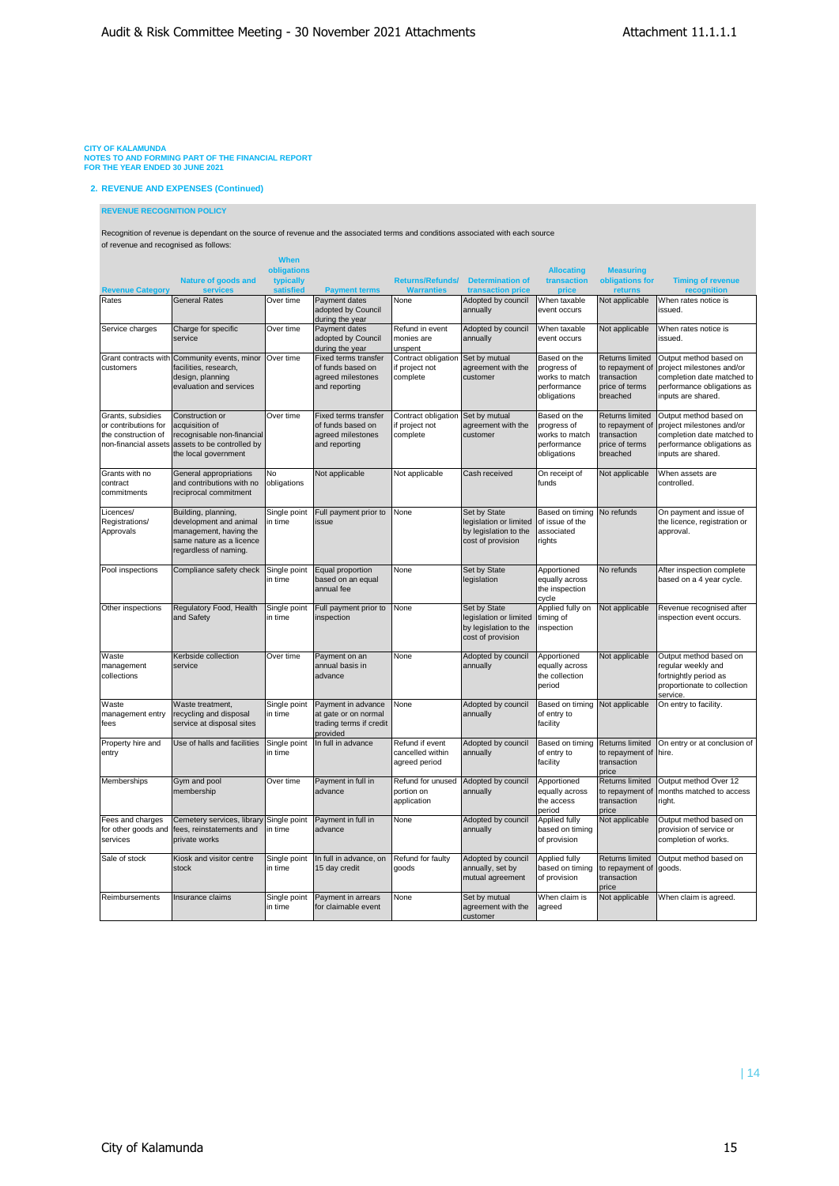CITY OF KALAMUNDA
NOTES TO AND FORMING PART OF THE FINANCIAL REPORT
FOR THE YEAR ENDED 30 JUNE 2021

## 2. REVENUE AND EXPENSES (Continued)

### REVENUE RECOGNITION POLICY

Recognition of revenue is dependant on the source of revenue and the associated terms and conditions associated with each source of revenue and recognised as follows:

| Revenue Category | Nature of goods and services | When obligations typically satisfied | Payment terms | Returns/Refunds/ Warranties | Determination of transaction price | Allocating transaction price | Measuring obligations for returns | Timing of revenue recognition |
|---|---|---|---|---|---|---|---|---|
| Rates | General Rates | Over time | Payment dates adopted by Council during the year | None | Adopted by council annually | When taxable event occurs | Not applicable | When rates notice is issued. |
| Service charges | Charge for specific service | Over time | Payment dates adopted by Council during the year | Refund in event monies are unspent | Adopted by council annually | When taxable event occurs | Not applicable | When rates notice is issued. |
| Grant contracts with customers | Community events, minor facilities, research, design, planning evaluation and services | Over time | Fixed terms transfer of funds based on agreed milestones and reporting | Contract obligation if project not complete | Set by mutual agreement with the customer | Based on the progress of works to match performance obligations | Returns limited to repayment of transaction price of terms breached | Output method based on project milestones and/or completion date matched to performance obligations as inputs are shared. |
| Grants, subsidies or contributions for the construction of non-financial assets | Construction or acquisition of recognisable non-financial assets to be controlled by the local government | Over time | Fixed terms transfer of funds based on agreed milestones and reporting | Contract obligation if project not complete | Set by mutual agreement with the customer | Based on the progress of works to match performance obligations | Returns limited to repayment of transaction price of terms breached | Output method based on project milestones and/or completion date matched to performance obligations as inputs are shared. |
| Grants with no contract commitments | General appropriations and contributions with no reciprocal commitment | No obligations | Not applicable | Not applicable | Cash received | On receipt of funds | Not applicable | When assets are controlled. |
| Licences/ Registrations/ Approvals | Building, planning, development and animal management, having the same nature as a licence regardless of naming. | Single point in time | Full payment prior to issue | None | Set by State legislation or limited by legislation to the cost of provision | Based on timing of issue of the associated rights | No refunds | On payment and issue of the licence, registration or approval. |
| Pool inspections | Compliance safety check | Single point in time | Equal proportion based on an equal annual fee | None | Set by State legislation | Apportioned equally across the inspection cycle | No refunds | After inspection complete based on a 4 year cycle. |
| Other inspections | Regulatory Food, Health and Safety | Single point in time | Full payment prior to inspection | None | Set by State legislation or limited by legislation to the cost of provision | Applied fully on timing of inspection | Not applicable | Revenue recognised after inspection event occurs. |
| Waste management collections | Kerbside collection service | Over time | Payment on an annual basis in advance | None | Adopted by council annually | Apportioned equally across the collection period | Not applicable | Output method based on regular weekly and fortnightly period as proportionate to collection service. |
| Waste management entry fees | Waste treatment, recycling and disposal service at disposal sites | Single point in time | Payment in advance at gate or on normal trading terms if credit provided | None | Adopted by council annually | Based on timing of entry to facility | Not applicable | On entry to facility. |
| Property hire and entry | Use of halls and facilities | Single point in time | In full in advance | Refund if event cancelled within agreed period | Adopted by council annually | Based on timing of entry to facility | Returns limited to repayment of transaction price | On entry or at conclusion of hire. |
| Memberships | Gym and pool membership | Over time | Payment in full in advance | Refund for unused portion on application | Adopted by council annually | Apportioned equally across the access period | Returns limited to repayment of transaction price | Output method Over 12 months matched to access right. |
| Fees and charges for other goods and services | Cemetery services, library fees, reinstatements and private works | Single point in time | Payment in full in advance | None | Adopted by council annually | Applied fully based on timing of provision | Not applicable | Output method based on provision of service or completion of works. |
| Sale of stock | Kiosk and visitor centre stock | Single point in time | In full in advance, on 15 day credit | Refund for faulty goods | Adopted by council annually, set by mutual agreement | Applied fully based on timing of provision | Returns limited to repayment of transaction price | Output method based on goods. |
| Reimbursements | Insurance claims | Single point in time | Payment in arrears for claimable event | None | Set by mutual agreement with the customer | When claim is agreed | Not applicable | When claim is agreed. |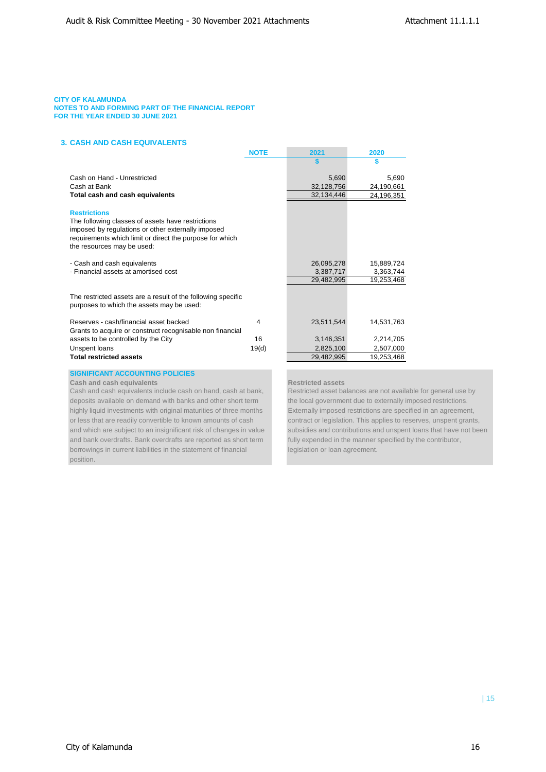**CITY OF KALAMUNDA**
**NOTES TO AND FORMING PART OF THE FINANCIAL REPORT**
**FOR THE YEAR ENDED 30 JUNE 2021**

## 3. CASH AND CASH EQUIVALENTS

| | NOTE | 2021 | 2020 |
|---|---|---|---|
| | | $ | $ |
| Cash on Hand - Unrestricted | | 5,690 | 5,690 |
| Cash at Bank | | 32,128,756 | 24,190,661 |
| **Total cash and cash equivalents** | | 32,134,446 | 24,196,351 |

### Restrictions

The following classes of assets have restrictions imposed by regulations or other externally imposed requirements which limit or direct the purpose for which the resources may be used:

| | NOTE | 2021 | 2020 |
|---|---|---|---|
| - Cash and cash equivalents | | 26,095,278 | 15,889,724 |
| - Financial assets at amortised cost | | 3,387,717 | 3,363,744 |
| | | 29,482,995 | 19,253,468 |

The restricted assets are a result of the following specific purposes to which the assets may be used:

| | NOTE | 2021 | 2020 |
|---|---|---|---|
| Reserves - cash/financial asset backed | 4 | 23,511,544 | 14,531,763 |
| Grants to acquire or construct recognisable non financial assets to be controlled by the City | 16 | 3,146,351 | 2,214,705 |
| Unspent loans | 19(d) | 2,825,100 | 2,507,000 |
| **Total restricted assets** | | 29,482,995 | 19,253,468 |

### SIGNIFICANT ACCOUNTING POLICIES

**Cash and cash equivalents**

Cash and cash equivalents include cash on hand, cash at bank, deposits available on demand with banks and other short term highly liquid investments with original maturities of three months or less that are readily convertible to known amounts of cash and which are subject to an insignificant risk of changes in value and bank overdrafts. Bank overdrafts are reported as short term borrowings in current liabilities in the statement of financial position.

**Restricted assets**

Restricted asset balances are not available for general use by the local government due to externally imposed restrictions. Externally imposed restrictions are specified in an agreement, contract or legislation. This applies to reserves, unspent grants, subsidies and contributions and unspent loans that have not been fully expended in the manner specified by the contributor, legislation or loan agreement.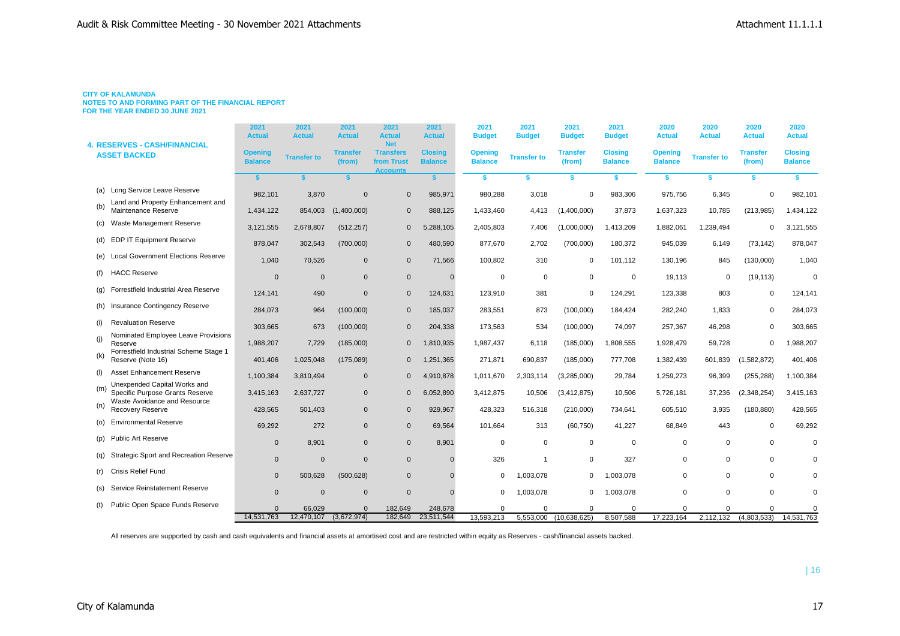**CITY OF KALAMUNDA**
**NOTES TO AND FORMING PART OF THE FINANCIAL REPORT**
**FOR THE YEAR ENDED 30 JUNE 2021**

| 4. RESERVES - CASH/FINANCIAL ASSET BACKED | 2021 Actual Opening Balance | 2021 Actual Transfer to | 2021 Actual Transfer (from) | 2021 Actual Net Transfers from Trust Accounts | 2021 Actual Closing Balance | 2021 Budget Opening Balance | 2021 Budget Transfer to | 2021 Budget Transfer (from) | 2021 Budget Closing Balance | 2020 Actual Opening Balance | 2020 Actual Transfer to | 2020 Actual Transfer (from) | 2020 Actual Closing Balance |
|---|---|---|---|---|---|---|---|---|---|---|---|---|---|
| | $ | $ | $ | | $ | $ | $ | $ | $ | $ | $ | $ | $ |
| (a) Long Service Leave Reserve | 982,101 | 3,870 | 0 | 0 | 985,971 | 980,288 | 3,018 | 0 | 983,306 | 975,756 | 6,345 | 0 | 982,101 |
| (b) Land and Property Enhancement and Maintenance Reserve | 1,434,122 | 854,003 | (1,400,000) | 0 | 888,125 | 1,433,460 | 4,413 | (1,400,000) | 37,873 | 1,637,323 | 10,785 | (213,985) | 1,434,122 |
| (c) Waste Management Reserve | 3,121,555 | 2,678,807 | (512,257) | 0 | 5,288,105 | 2,405,803 | 7,406 | (1,000,000) | 1,413,209 | 1,882,061 | 1,239,494 | 0 | 3,121,555 |
| (d) EDP IT Equipment Reserve | 878,047 | 302,543 | (700,000) | 0 | 480,590 | 877,670 | 2,702 | (700,000) | 180,372 | 945,039 | 6,149 | (73,142) | 878,047 |
| (e) Local Government Elections Reserve | 1,040 | 70,526 | 0 | 0 | 71,566 | 100,802 | 310 | 0 | 101,112 | 130,196 | 845 | (130,000) | 1,040 |
| (f) HACC Reserve | 0 | 0 | 0 | 0 | 0 | 0 | 0 | 0 | 0 | 19,113 | 0 | (19,113) | 0 |
| (g) Forrestfield Industrial Area Reserve | 124,141 | 490 | 0 | 0 | 124,631 | 123,910 | 381 | 0 | 124,291 | 123,338 | 803 | 0 | 124,141 |
| (h) Insurance Contingency Reserve | 284,073 | 964 | (100,000) | 0 | 185,037 | 283,551 | 873 | (100,000) | 184,424 | 282,240 | 1,833 | 0 | 284,073 |
| (i) Revaluation Reserve | 303,665 | 673 | (100,000) | 0 | 204,338 | 173,563 | 534 | (100,000) | 74,097 | 257,367 | 46,298 | 0 | 303,665 |
| (j) Nominated Employee Leave Provisions Reserve | 1,988,207 | 7,729 | (185,000) | 0 | 1,810,935 | 1,987,437 | 6,118 | (185,000) | 1,808,555 | 1,928,479 | 59,728 | 0 | 1,988,207 |
| (k) Forrestfield Industrial Scheme Stage 1 Reserve (Note 16) | 401,406 | 1,025,048 | (175,089) | 0 | 1,251,365 | 271,871 | 690,837 | (185,000) | 777,708 | 1,382,439 | 601,839 | (1,582,872) | 401,406 |
| (l) Asset Enhancement Reserve | 1,100,384 | 3,810,494 | 0 | 0 | 4,910,878 | 1,011,670 | 2,303,114 | (3,285,000) | 29,784 | 1,259,273 | 96,399 | (255,288) | 1,100,384 |
| (m) Unexpended Capital Works and Specific Purpose Grants Reserve | 3,415,163 | 2,637,727 | 0 | 0 | 6,052,890 | 3,412,875 | 10,506 | (3,412,875) | 10,506 | 5,726,181 | 37,236 | (2,348,254) | 3,415,163 |
| (n) Waste Avoidance and Resource Recovery Reserve | 428,565 | 501,403 | 0 | 0 | 929,967 | 428,323 | 516,318 | (210,000) | 734,641 | 605,510 | 3,935 | (180,880) | 428,565 |
| (o) Environmental Reserve | 69,292 | 272 | 0 | 0 | 69,564 | 101,664 | 313 | (60,750) | 41,227 | 68,849 | 443 | 0 | 69,292 |
| (p) Public Art Reserve | 0 | 8,901 | 0 | 0 | 8,901 | 0 | 0 | 0 | 0 | 0 | 0 | 0 | 0 |
| (q) Strategic Sport and Recreation Reserve | 0 | 0 | 0 | 0 | 0 | 326 | 1 | 0 | 327 | 0 | 0 | 0 | 0 |
| (r) Crisis Relief Fund | 0 | 500,628 | (500,628) | 0 | 0 | 0 | 1,003,078 | 0 | 1,003,078 | 0 | 0 | 0 | 0 |
| (s) Service Reinstatement Reserve | 0 | 0 | 0 | 0 | 0 | 0 | 1,003,078 | 0 | 1,003,078 | 0 | 0 | 0 | 0 |
| (t) Public Open Space Funds Reserve | 0 | 66,029 | 0 | 182,649 | 248,678 | 0 | 0 | 0 | 0 | 0 | 0 | 0 | 0 |
| | 14,531,763 | 12,470,107 | (3,672,974) | 182,649 | 23,511,544 | 13,593,213 | 5,553,000 | (10,638,625) | 8,507,588 | 17,223,164 | 2,112,132 | (4,803,533) | 14,531,763 |

All reserves are supported by cash and cash equivalents and financial assets at amortised cost and are restricted within equity as Reserves - cash/financial assets backed.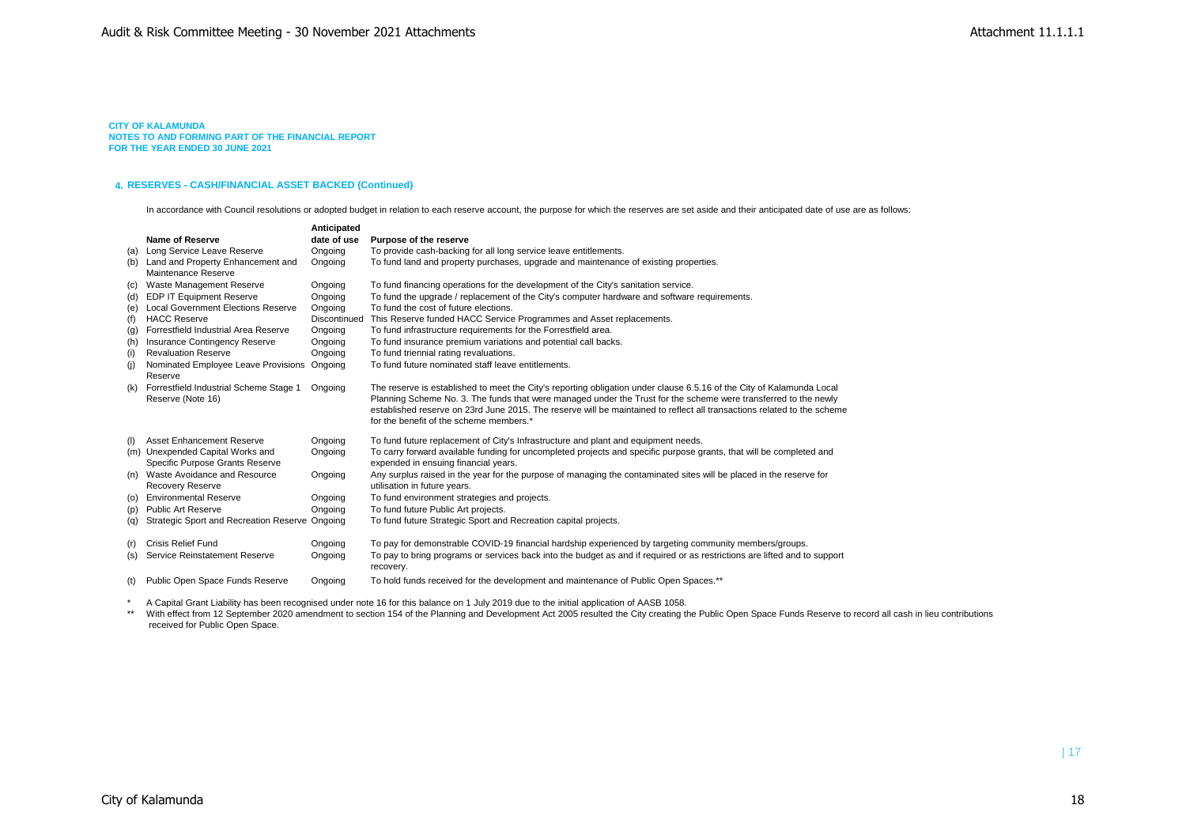**CITY OF KALAMUNDA**
**NOTES TO AND FORMING PART OF THE FINANCIAL REPORT**
**FOR THE YEAR ENDED 30 JUNE 2021**

## 4. RESERVES - CASH/FINANCIAL ASSET BACKED (Continued)

In accordance with Council resolutions or adopted budget in relation to each reserve account, the purpose for which the reserves are set aside and their anticipated date of use are as follows:

| | Name of Reserve | Anticipated date of use | Purpose of the reserve |
|---|---|---|---|
| (a) | Long Service Leave Reserve | Ongoing | To provide cash-backing for all long service leave entitlements. |
| (b) | Land and Property Enhancement and Maintenance Reserve | Ongoing | To fund land and property purchases, upgrade and maintenance of existing properties. |
| (c) | Waste Management Reserve | Ongoing | To fund financing operations for the development of the City's sanitation service. |
| (d) | EDP IT Equipment Reserve | Ongoing | To fund the upgrade / replacement of the City's computer hardware and software requirements. |
| (e) | Local Government Elections Reserve | Ongoing | To fund the cost of future elections. |
| (f) | HACC Reserve | Discontinued | This Reserve funded HACC Service Programmes and Asset replacements. |
| (g) | Forrestfield Industrial Area Reserve | Ongoing | To fund infrastructure requirements for the Forrestfield area. |
| (h) | Insurance Contingency Reserve | Ongoing | To fund insurance premium variations and potential call backs. |
| (i) | Revaluation Reserve | Ongoing | To fund triennial rating revaluations. |
| (j) | Nominated Employee Leave Provisions Reserve | Ongoing | To fund future nominated staff leave entitlements. |
| (k) | Forrestfield Industrial Scheme Stage 1 Reserve (Note 16) | Ongoing | The reserve is established to meet the City's reporting obligation under clause 6.5.16 of the City of Kalamunda Local Planning Scheme No. 3. The funds that were managed under the Trust for the scheme were transferred to the newly established reserve on 23rd June 2015. The reserve will be maintained to reflect all transactions related to the scheme for the benefit of the scheme members.* |
| (l) | Asset Enhancement Reserve | Ongoing | To fund future replacement of City's Infrastructure and plant and equipment needs. |
| (m) | Unexpended Capital Works and Specific Purpose Grants Reserve | Ongoing | To carry forward available funding for uncompleted projects and specific purpose grants, that will be completed and expended in ensuing financial years. |
| (n) | Waste Avoidance and Resource Recovery Reserve | Ongoing | Any surplus raised in the year for the purpose of managing the contaminated sites will be placed in the reserve for utilisation in future years. |
| (o) | Environmental Reserve | Ongoing | To fund environment strategies and projects. |
| (p) | Public Art Reserve | Ongoing | To fund future Public Art projects. |
| (q) | Strategic Sport and Recreation Reserve | Ongoing | To fund future Strategic Sport and Recreation capital projects. |
| (r) | Crisis Relief Fund | Ongoing | To pay for demonstrable COVID-19 financial hardship experienced by targeting community members/groups. |
| (s) | Service Reinstatement Reserve | Ongoing | To pay to bring programs or services back into the budget as and if required or as restrictions are lifted and to support recovery. |
| (t) | Public Open Space Funds Reserve | Ongoing | To hold funds received for the development and maintenance of Public Open Spaces.** |

\* A Capital Grant Liability has been recognised under note 16 for this balance on 1 July 2019 due to the initial application of AASB 1058.

\*\* With effect from 12 September 2020 amendment to section 154 of the Planning and Development Act 2005 resulted the City creating the Public Open Space Funds Reserve to record all cash in lieu contributions received for Public Open Space.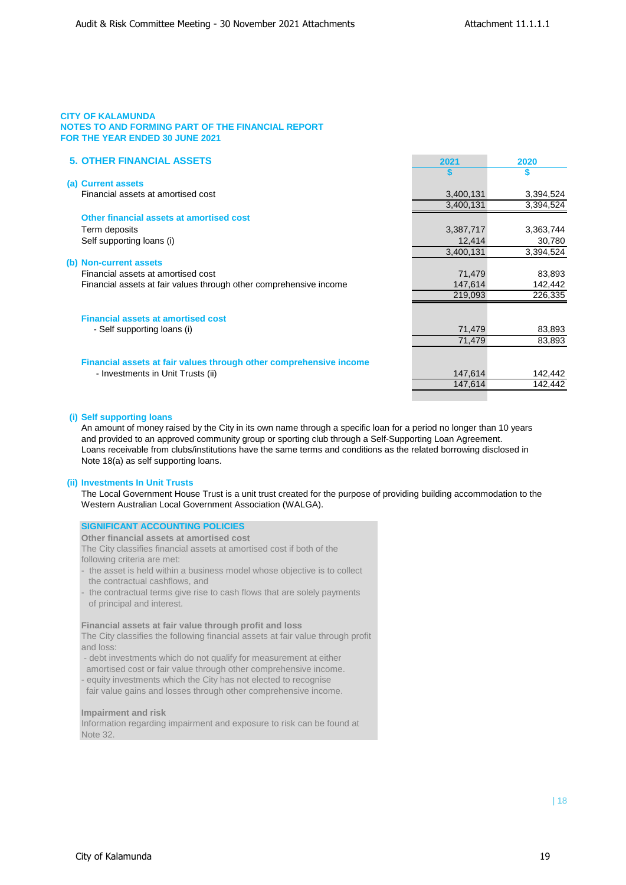CITY OF KALAMUNDA
NOTES TO AND FORMING PART OF THE FINANCIAL REPORT
FOR THE YEAR ENDED 30 JUNE 2021

## 5. OTHER FINANCIAL ASSETS

| | 2021 | 2020 |
|---|---|---|
| | $ | $ |
| **(a) Current assets** | | |
| Financial assets at amortised cost | 3,400,131 | 3,394,524 |
| | 3,400,131 | 3,394,524 |
| **Other financial assets at amortised cost** | | |
| Term deposits | 3,387,717 | 3,363,744 |
| Self supporting loans (i) | 12,414 | 30,780 |
| | 3,400,131 | 3,394,524 |
| **(b) Non-current assets** | | |
| Financial assets at amortised cost | 71,479 | 83,893 |
| Financial assets at fair values through other comprehensive income | 147,614 | 142,442 |
| | 219,093 | 226,335 |
| **Financial assets at amortised cost** | | |
| - Self supporting loans (i) | 71,479 | 83,893 |
| | 71,479 | 83,893 |
| **Financial assets at fair values through other comprehensive income** | | |
| - Investments in Unit Trusts (ii) | 147,614 | 142,442 |
| | 147,614 | 142,442 |

**(i) Self supporting loans**

An amount of money raised by the City in its own name through a specific loan for a period no longer than 10 years and provided to an approved community group or sporting club through a Self-Supporting Loan Agreement. Loans receivable from clubs/institutions have the same terms and conditions as the related borrowing disclosed in Note 18(a) as self supporting loans.

**(ii) Investments In Unit Trusts**

The Local Government House Trust is a unit trust created for the purpose of providing building accommodation to the Western Australian Local Government Association (WALGA).

### SIGNIFICANT ACCOUNTING POLICIES

**Other financial assets at amortised cost**

The City classifies financial assets at amortised cost if both of the following criteria are met:
- the asset is held within a business model whose objective is to collect the contractual cashflows, and
- the contractual terms give rise to cash flows that are solely payments of principal and interest.

**Financial assets at fair value through profit and loss**

The City classifies the following financial assets at fair value through profit and loss:
- debt investments which do not qualify for measurement at either amortised cost or fair value through other comprehensive income.
- equity investments which the City has not elected to recognise fair value gains and losses through other comprehensive income.

**Impairment and risk**

Information regarding impairment and exposure to risk can be found at Note 32.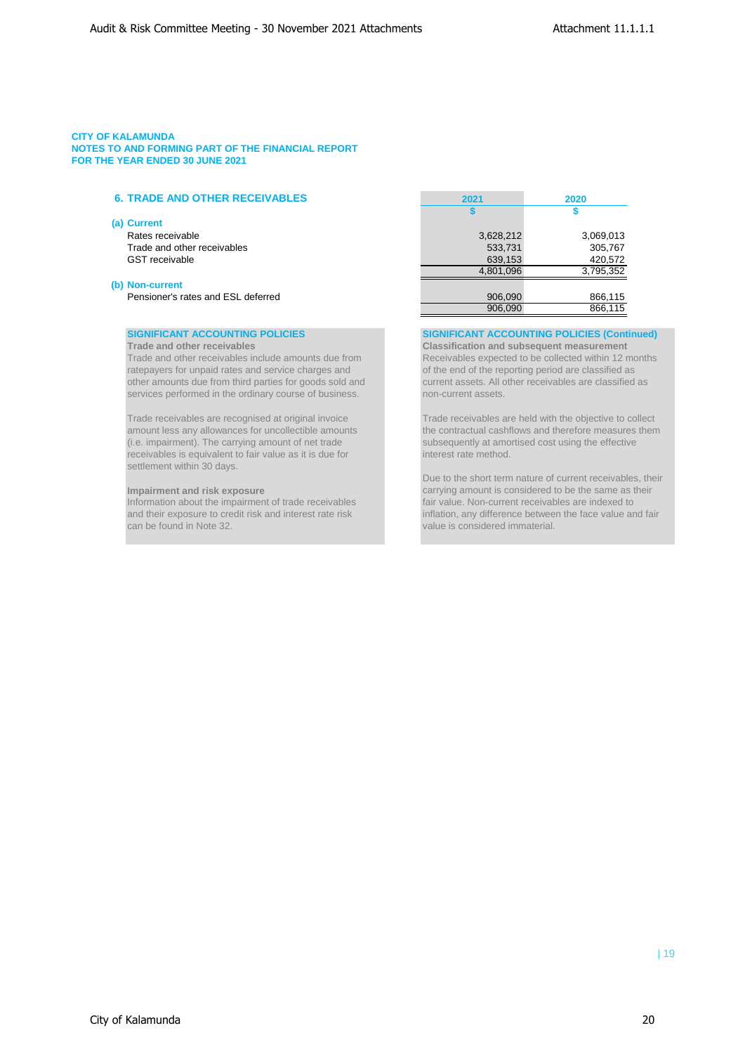**CITY OF KALAMUNDA**
**NOTES TO AND FORMING PART OF THE FINANCIAL REPORT**
**FOR THE YEAR ENDED 30 JUNE 2021**

## 6. TRADE AND OTHER RECEIVABLES

| | 2021 | 2020 |
|---|---|---|
| | $ | $ |
| **(a) Current** | | |
| Rates receivable | 3,628,212 | 3,069,013 |
| Trade and other receivables | 533,731 | 305,767 |
| GST receivable | 639,153 | 420,572 |
| | 4,801,096 | 3,795,352 |
| **(b) Non-current** | | |
| Pensioner's rates and ESL deferred | 906,090 | 866,115 |
| | 906,090 | 866,115 |

### SIGNIFICANT ACCOUNTING POLICIES

**Trade and other receivables**

Trade and other receivables include amounts due from ratepayers for unpaid rates and service charges and other amounts due from third parties for goods sold and services performed in the ordinary course of business.

Trade receivables are recognised at original invoice amount less any allowances for uncollectible amounts (i.e. impairment). The carrying amount of net trade receivables is equivalent to fair value as it is due for settlement within 30 days.

**Impairment and risk exposure**

Information about the impairment of trade receivables and their exposure to credit risk and interest rate risk can be found in Note 32.

### SIGNIFICANT ACCOUNTING POLICIES (Continued)

**Classification and subsequent measurement**

Receivables expected to be collected within 12 months of the end of the reporting period are classified as current assets. All other receivables are classified as non-current assets.

Trade receivables are held with the objective to collect the contractual cashflows and therefore measures them subsequently at amortised cost using the effective interest rate method.

Due to the short term nature of current receivables, their carrying amount is considered to be the same as their fair value. Non-current receivables are indexed to inflation, any difference between the face value and fair value is considered immaterial.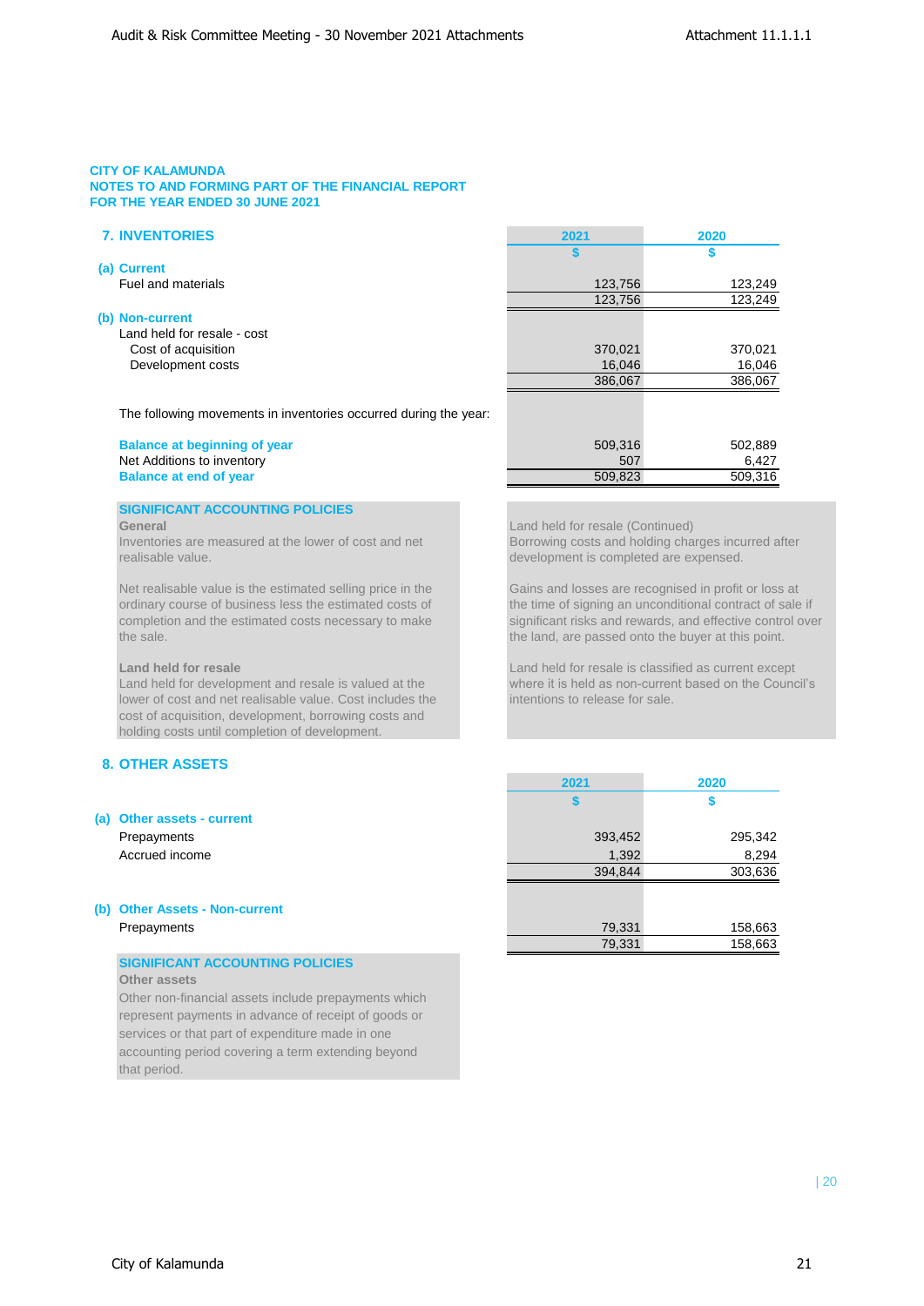**CITY OF KALAMUNDA**
**NOTES TO AND FORMING PART OF THE FINANCIAL REPORT**
**FOR THE YEAR ENDED 30 JUNE 2021**

## 7. INVENTORIES

| | 2021 | 2020 |
|---|---|---|
| | $ | $ |
| **(a) Current** | | |
| Fuel and materials | 123,756 | 123,249 |
| | 123,756 | 123,249 |
| **(b) Non-current** | | |
| Land held for resale - cost | | |
| Cost of acquisition | 370,021 | 370,021 |
| Development costs | 16,046 | 16,046 |
| | 386,067 | 386,067 |
| The following movements in inventories occurred during the year: | | |
| **Balance at beginning of year** | 509,316 | 502,889 |
| Net Additions to inventory | 507 | 6,427 |
| **Balance at end of year** | 509,823 | 509,316 |

### SIGNIFICANT ACCOUNTING POLICIES

**General**
Inventories are measured at the lower of cost and net realisable value.

Net realisable value is the estimated selling price in the ordinary course of business less the estimated costs of completion and the estimated costs necessary to make the sale.

**Land held for resale**
Land held for development and resale is valued at the lower of cost and net realisable value. Cost includes the cost of acquisition, development, borrowing costs and holding costs until completion of development.

Land held for resale (Continued)
Borrowing costs and holding charges incurred after development is completed are expensed.

Gains and losses are recognised in profit or loss at the time of signing an unconditional contract of sale if significant risks and rewards, and effective control over the land, are passed onto the buyer at this point.

Land held for resale is classified as current except where it is held as non-current based on the Council's intentions to release for sale.

## 8. OTHER ASSETS

| | 2021 | 2020 |
|---|---|---|
| | $ | $ |
| **(a) Other assets - current** | | |
| Prepayments | 393,452 | 295,342 |
| Accrued income | 1,392 | 8,294 |
| | 394,844 | 303,636 |
| **(b) Other Assets - Non-current** | | |
| Prepayments | 79,331 | 158,663 |
| | 79,331 | 158,663 |

### SIGNIFICANT ACCOUNTING POLICIES

**Other assets**
Other non-financial assets include prepayments which represent payments in advance of receipt of goods or services or that part of expenditure made in one accounting period covering a term extending beyond that period.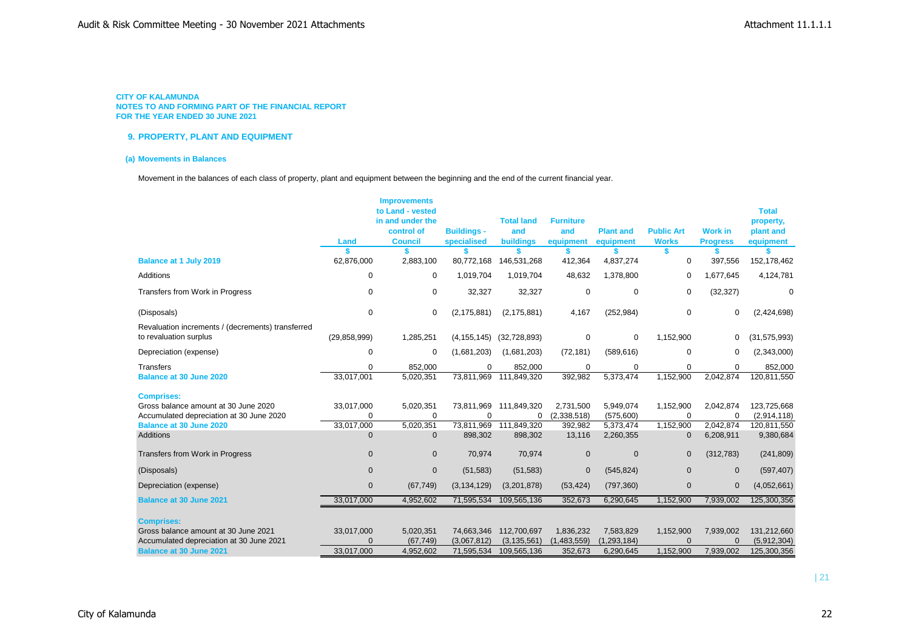**CITY OF KALAMUNDA**
**NOTES TO AND FORMING PART OF THE FINANCIAL REPORT**
**FOR THE YEAR ENDED 30 JUNE 2021**

## 9. PROPERTY, PLANT AND EQUIPMENT

### (a) Movements in Balances

Movement in the balances of each class of property, plant and equipment between the beginning and the end of the current financial year.

| | Land | Improvements to Land - vested in and under the control of Council | Buildings - specialised | Total land and buildings | Furniture and equipment | Plant and equipment | Public Art Works | Work in Progress | Total property, plant and equipment |
|---|---|---|---|---|---|---|---|---|---|
| | $ | $ | $ | $ | $ | $ | $ | $ | $ |
| **Balance at 1 July 2019** | 62,876,000 | 2,883,100 | 80,772,168 | 146,531,268 | 412,364 | 4,837,274 | 0 | 397,556 | 152,178,462 |
| Additions | 0 | 0 | 1,019,704 | 1,019,704 | 48,632 | 1,378,800 | 0 | 1,677,645 | 4,124,781 |
| Transfers from Work in Progress | 0 | 0 | 32,327 | 32,327 | 0 | 0 | 0 | (32,327) | 0 |
| (Disposals) | 0 | 0 | (2,175,881) | (2,175,881) | 4,167 | (252,984) | 0 | 0 | (2,424,698) |
| Revaluation increments / (decrements) transferred to revaluation surplus | (29,858,999) | 1,285,251 | (4,155,145) | (32,728,893) | 0 | 0 | 1,152,900 | 0 | (31,575,993) |
| Depreciation (expense) | 0 | 0 | (1,681,203) | (1,681,203) | (72,181) | (589,616) | 0 | 0 | (2,343,000) |
| Transfers | 0 | 852,000 | 0 | 852,000 | 0 | 0 | 0 | 0 | 852,000 |
| **Balance at 30 June 2020** | 33,017,001 | 5,020,351 | 73,811,969 | 111,849,320 | 392,982 | 5,373,474 | 1,152,900 | 2,042,874 | 120,811,550 |
| **Comprises:** | | | | | | | | | |
| Gross balance amount at 30 June 2020 | 33,017,000 | 5,020,351 | 73,811,969 | 111,849,320 | 2,731,500 | 5,949,074 | 1,152,900 | 2,042,874 | 123,725,668 |
| Accumulated depreciation at 30 June 2020 | 0 | 0 | 0 | 0 | (2,338,518) | (575,600) | 0 | 0 | (2,914,118) |
| **Balance at 30 June 2020** | 33,017,000 | 5,020,351 | 73,811,969 | 111,849,320 | 392,982 | 5,373,474 | 1,152,900 | 2,042,874 | 120,811,550 |
| Additions | 0 | 0 | 898,302 | 898,302 | 13,116 | 2,260,355 | 0 | 6,208,911 | 9,380,684 |
| Transfers from Work in Progress | 0 | 0 | 70,974 | 70,974 | 0 | 0 | 0 | (312,783) | (241,809) |
| (Disposals) | 0 | 0 | (51,583) | (51,583) | 0 | (545,824) | 0 | 0 | (597,407) |
| Depreciation (expense) | 0 | (67,749) | (3,134,129) | (3,201,878) | (53,424) | (797,360) | 0 | 0 | (4,052,661) |
| **Balance at 30 June 2021** | 33,017,000 | 4,952,602 | 71,595,534 | 109,565,136 | 352,673 | 6,290,645 | 1,152,900 | 7,939,002 | 125,300,356 |
| **Comprises:** | | | | | | | | | |
| Gross balance amount at 30 June 2021 | 33,017,000 | 5,020,351 | 74,663,346 | 112,700,697 | 1,836,232 | 7,583,829 | 1,152,900 | 7,939,002 | 131,212,660 |
| Accumulated depreciation at 30 June 2021 | 0 | (67,749) | (3,067,812) | (3,135,561) | (1,483,559) | (1,293,184) | 0 | 0 | (5,912,304) |
| **Balance at 30 June 2021** | 33,017,000 | 4,952,602 | 71,595,534 | 109,565,136 | 352,673 | 6,290,645 | 1,152,900 | 7,939,002 | 125,300,356 |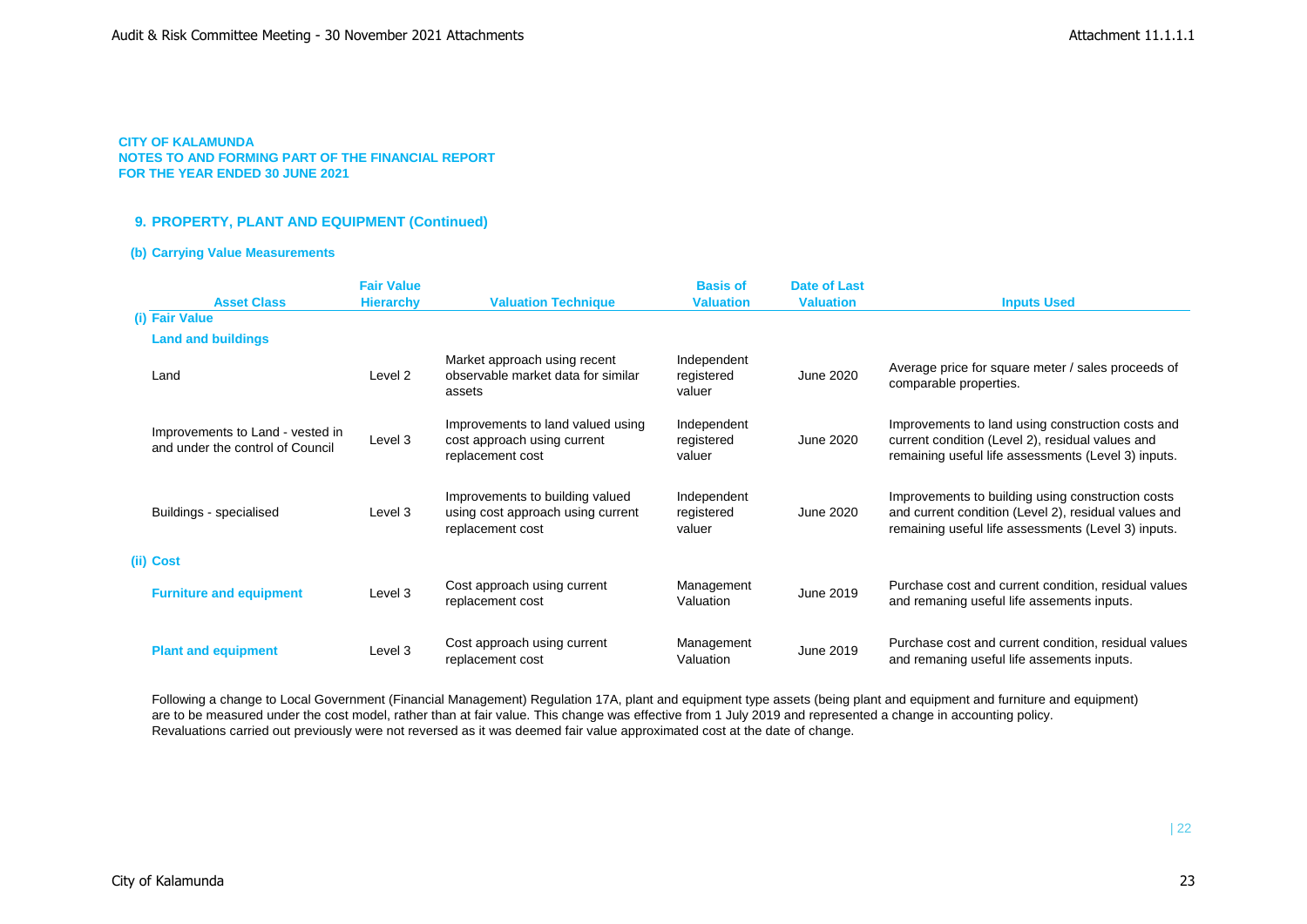**CITY OF KALAMUNDA**
**NOTES TO AND FORMING PART OF THE FINANCIAL REPORT**
**FOR THE YEAR ENDED 30 JUNE 2021**

## 9. PROPERTY, PLANT AND EQUIPMENT (Continued)

### (b) Carrying Value Measurements

| Asset Class | Fair Value Hierarchy | Valuation Technique | Basis of Valuation | Date of Last Valuation | Inputs Used |
|---|---|---|---|---|---|
| **(i) Fair Value** | | | | | |
| **Land and buildings** | | | | | |
| Land | Level 2 | Market approach using recent observable market data for similar assets | Independent registered valuer | June 2020 | Average price for square meter / sales proceeds of comparable properties. |
| Improvements to Land - vested in and under the control of Council | Level 3 | Improvements to land valued using cost approach using current replacement cost | Independent registered valuer | June 2020 | Improvements to land using construction costs and current condition (Level 2), residual values and remaining useful life assessments (Level 3) inputs. |
| Buildings - specialised | Level 3 | Improvements to building valued using cost approach using current replacement cost | Independent registered valuer | June 2020 | Improvements to building using construction costs and current condition (Level 2), residual values and remaining useful life assessments (Level 3) inputs. |
| **(ii) Cost** | | | | | |
| **Furniture and equipment** | Level 3 | Cost approach using current replacement cost | Management Valuation | June 2019 | Purchase cost and current condition, residual values and remaning useful life assements inputs. |
| **Plant and equipment** | Level 3 | Cost approach using current replacement cost | Management Valuation | June 2019 | Purchase cost and current condition, residual values and remaning useful life assements inputs. |

Following a change to Local Government (Financial Management) Regulation 17A, plant and equipment type assets (being plant and equipment and furniture and equipment) are to be measured under the cost model, rather than at fair value. This change was effective from 1 July 2019 and represented a change in accounting policy. Revaluations carried out previously were not reversed as it was deemed fair value approximated cost at the date of change.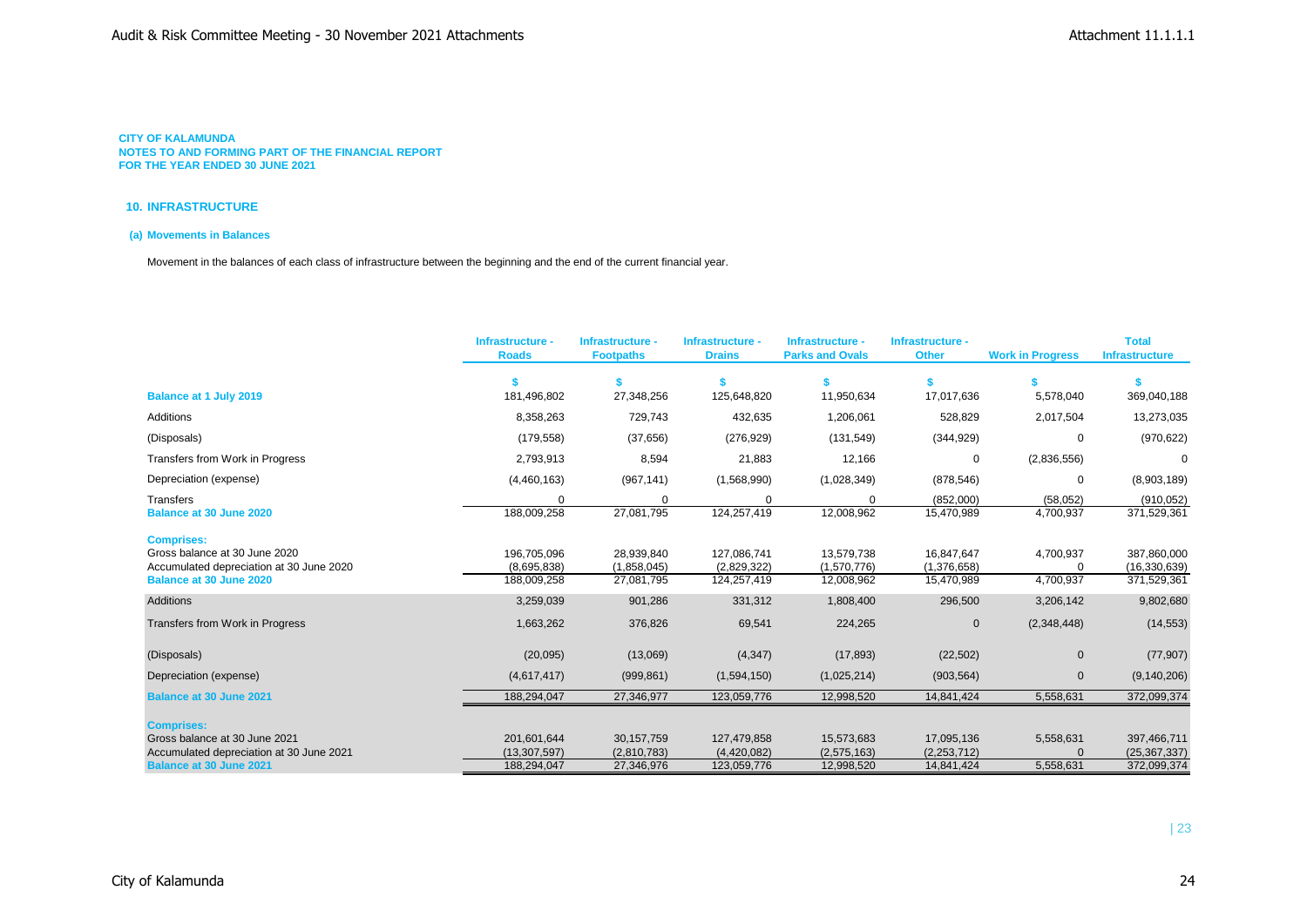**CITY OF KALAMUNDA**
**NOTES TO AND FORMING PART OF THE FINANCIAL REPORT**
**FOR THE YEAR ENDED 30 JUNE 2021**

## 10. INFRASTRUCTURE

### (a) Movements in Balances

Movement in the balances of each class of infrastructure between the beginning and the end of the current financial year.

| | Infrastructure - Roads | Infrastructure - Footpaths | Infrastructure - Drains | Infrastructure - Parks and Ovals | Infrastructure - Other | Work in Progress | Total Infrastructure |
|---|---|---|---|---|---|---|---|
| | $ | $ | $ | $ | $ | $ | $ |
| **Balance at 1 July 2019** | 181,496,802 | 27,348,256 | 125,648,820 | 11,950,634 | 17,017,636 | 5,578,040 | 369,040,188 |
| Additions | 8,358,263 | 729,743 | 432,635 | 1,206,061 | 528,829 | 2,017,504 | 13,273,035 |
| (Disposals) | (179,558) | (37,656) | (276,929) | (131,549) | (344,929) | 0 | (970,622) |
| Transfers from Work in Progress | 2,793,913 | 8,594 | 21,883 | 12,166 | 0 | (2,836,556) | 0 |
| Depreciation (expense) | (4,460,163) | (967,141) | (1,568,990) | (1,028,349) | (878,546) | 0 | (8,903,189) |
| Transfers | 0 | 0 | 0 | 0 | (852,000) | (58,052) | (910,052) |
| **Balance at 30 June 2020** | 188,009,258 | 27,081,795 | 124,257,419 | 12,008,962 | 15,470,989 | 4,700,937 | 371,529,361 |
| **Comprises:** | | | | | | | |
| Gross balance at 30 June 2020 | 196,705,096 | 28,939,840 | 127,086,741 | 13,579,738 | 16,847,647 | 4,700,937 | 387,860,000 |
| Accumulated depreciation at 30 June 2020 | (8,695,838) | (1,858,045) | (2,829,322) | (1,570,776) | (1,376,658) | 0 | (16,330,639) |
| **Balance at 30 June 2020** | 188,009,258 | 27,081,795 | 124,257,419 | 12,008,962 | 15,470,989 | 4,700,937 | 371,529,361 |
| Additions | 3,259,039 | 901,286 | 331,312 | 1,808,400 | 296,500 | 3,206,142 | 9,802,680 |
| Transfers from Work in Progress | 1,663,262 | 376,826 | 69,541 | 224,265 | 0 | (2,348,448) | (14,553) |
| (Disposals) | (20,095) | (13,069) | (4,347) | (17,893) | (22,502) | 0 | (77,907) |
| Depreciation (expense) | (4,617,417) | (999,861) | (1,594,150) | (1,025,214) | (903,564) | 0 | (9,140,206) |
| **Balance at 30 June 2021** | 188,294,047 | 27,346,977 | 123,059,776 | 12,998,520 | 14,841,424 | 5,558,631 | 372,099,374 |
| **Comprises:** | | | | | | | |
| Gross balance at 30 June 2021 | 201,601,644 | 30,157,759 | 127,479,858 | 15,573,683 | 17,095,136 | 5,558,631 | 397,466,711 |
| Accumulated depreciation at 30 June 2021 | (13,307,597) | (2,810,783) | (4,420,082) | (2,575,163) | (2,253,712) | 0 | (25,367,337) |
| **Balance at 30 June 2021** | 188,294,047 | 27,346,976 | 123,059,776 | 12,998,520 | 14,841,424 | 5,558,631 | 372,099,374 |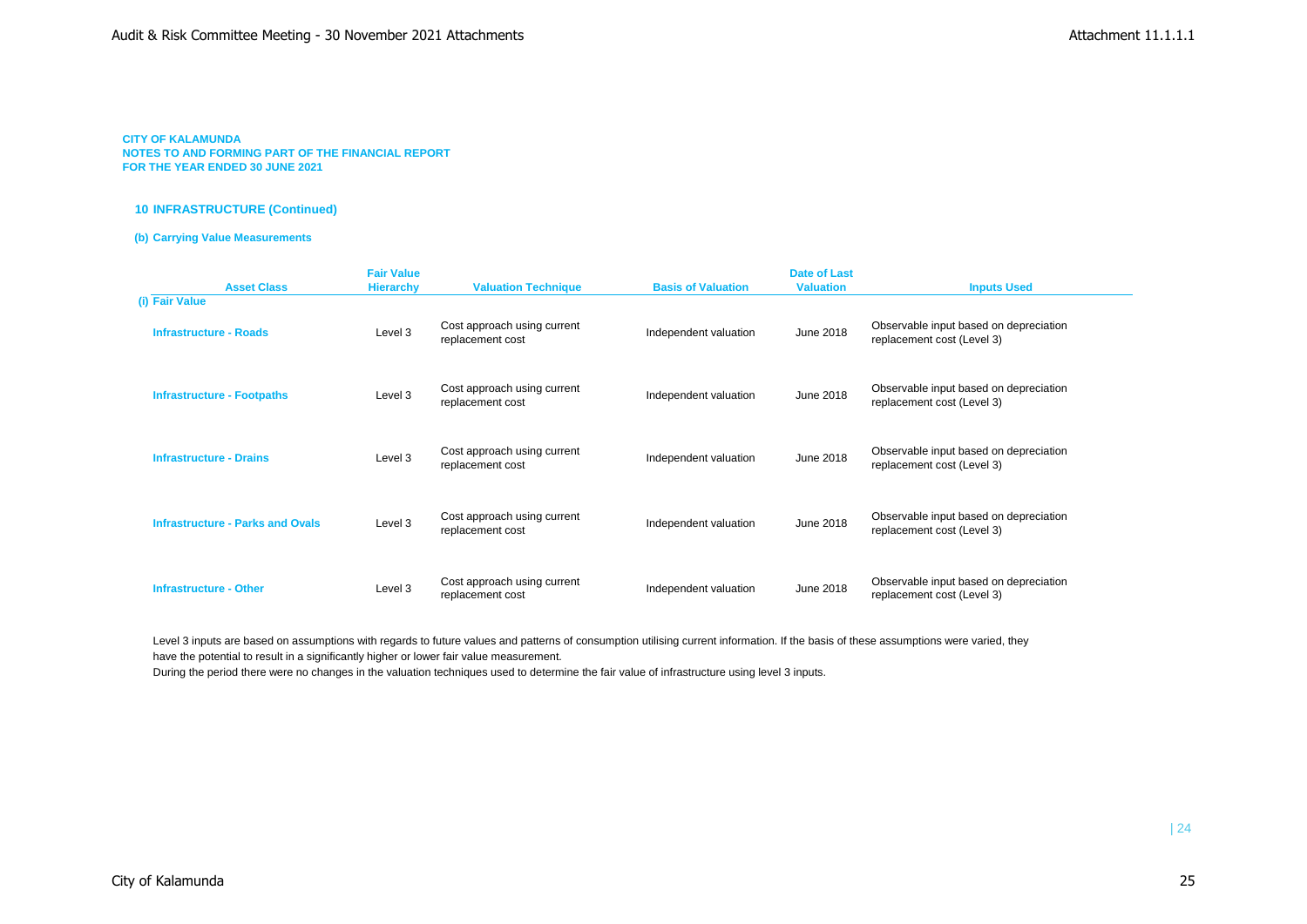**CITY OF KALAMUNDA**
**NOTES TO AND FORMING PART OF THE FINANCIAL REPORT**
**FOR THE YEAR ENDED 30 JUNE 2021**

## 10 INFRASTRUCTURE (Continued)

### (b) Carrying Value Measurements

| Asset Class | Fair Value Hierarchy | Valuation Technique | Basis of Valuation | Date of Last Valuation | Inputs Used |
|---|---|---|---|---|---|
| **(i) Fair Value** | | | | | |
| **Infrastructure - Roads** | Level 3 | Cost approach using current replacement cost | Independent valuation | June 2018 | Observable input based on depreciation replacement cost (Level 3) |
| **Infrastructure - Footpaths** | Level 3 | Cost approach using current replacement cost | Independent valuation | June 2018 | Observable input based on depreciation replacement cost (Level 3) |
| **Infrastructure - Drains** | Level 3 | Cost approach using current replacement cost | Independent valuation | June 2018 | Observable input based on depreciation replacement cost (Level 3) |
| **Infrastructure - Parks and Ovals** | Level 3 | Cost approach using current replacement cost | Independent valuation | June 2018 | Observable input based on depreciation replacement cost (Level 3) |
| **Infrastructure - Other** | Level 3 | Cost approach using current replacement cost | Independent valuation | June 2018 | Observable input based on depreciation replacement cost (Level 3) |

Level 3 inputs are based on assumptions with regards to future values and patterns of consumption utilising current information. If the basis of these assumptions were varied, they have the potential to result in a significantly higher or lower fair value measurement.

During the period there were no changes in the valuation techniques used to determine the fair value of infrastructure using level 3 inputs.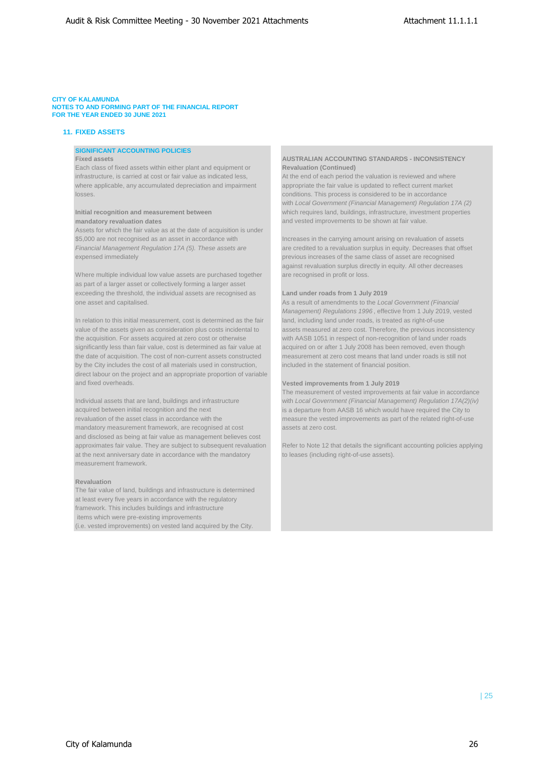**CITY OF KALAMUNDA**
**NOTES TO AND FORMING PART OF THE FINANCIAL REPORT**
**FOR THE YEAR ENDED 30 JUNE 2021**

## 11. FIXED ASSETS

### SIGNIFICANT ACCOUNTING POLICIES

**Fixed assets**

Each class of fixed assets within either plant and equipment or infrastructure, is carried at cost or fair value as indicated less, where applicable, any accumulated depreciation and impairment losses.

**Initial recognition and measurement between mandatory revaluation dates**

Assets for which the fair value as at the date of acquisition is under $5,000 are not recognised as an asset in accordance with *Financial Management Regulation 17A (5). These assets are* expensed immediately

Where multiple individual low value assets are purchased together as part of a larger asset or collectively forming a larger asset exceeding the threshold, the individual assets are recognised as one asset and capitalised.

In relation to this initial measurement, cost is determined as the fair value of the assets given as consideration plus costs incidental to the acquisition. For assets acquired at zero cost or otherwise significantly less than fair value, cost is determined as fair value at the date of acquisition. The cost of non-current assets constructed by the City includes the cost of all materials used in construction, direct labour on the project and an appropriate proportion of variable and fixed overheads.

Individual assets that are land, buildings and infrastructure acquired between initial recognition and the next revaluation of the asset class in accordance with the mandatory measurement framework, are recognised at cost and disclosed as being at fair value as management believes cost approximates fair value. They are subject to subsequent revaluation at the next anniversary date in accordance with the mandatory measurement framework.

**Revaluation**

The fair value of land, buildings and infrastructure is determined at least every five years in accordance with the regulatory framework. This includes buildings and infrastructure items which were pre-existing improvements (i.e. vested improvements) on vested land acquired by the City.

**AUSTRALIAN ACCOUNTING STANDARDS - INCONSISTENCY**

**Revaluation (Continued)**

At the end of each period the valuation is reviewed and where appropriate the fair value is updated to reflect current market conditions. This process is considered to be in accordance with *Local Government (Financial Management) Regulation 17A (2)* which requires land, buildings, infrastructure, investment properties and vested improvements to be shown at fair value.

Increases in the carrying amount arising on revaluation of assets are credited to a revaluation surplus in equity. Decreases that offset previous increases of the same class of asset are recognised against revaluation surplus directly in equity. All other decreases are recognised in profit or loss.

**Land under roads from 1 July 2019**

As a result of amendments to the *Local Government (Financial Management) Regulations 1996*, effective from 1 July 2019, vested land, including land under roads, is treated as right-of-use assets measured at zero cost. Therefore, the previous inconsistency with AASB 1051 in respect of non-recognition of land under roads acquired on or after 1 July 2008 has been removed, even though measurement at zero cost means that land under roads is still not included in the statement of financial position.

**Vested improvements from 1 July 2019**

The measurement of vested improvements at fair value in accordance with *Local Government (Financial Management) Regulation 17A(2)(iv)* is a departure from AASB 16 which would have required the City to measure the vested improvements as part of the related right-of-use assets at zero cost.

Refer to Note 12 that details the significant accounting policies applying to leases (including right-of-use assets).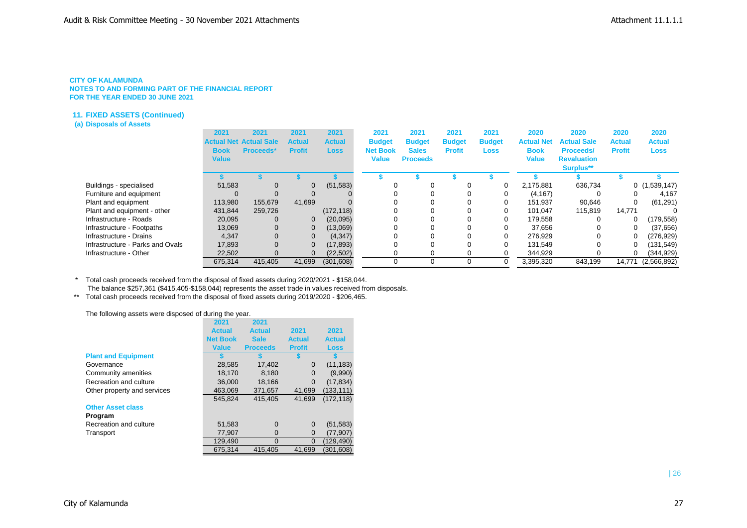**CITY OF KALAMUNDA**
**NOTES TO AND FORMING PART OF THE FINANCIAL REPORT**
**FOR THE YEAR ENDED 30 JUNE 2021**

## 11. FIXED ASSETS (Continued)

### (a) Disposals of Assets

| | 2021 Actual Net Book Value | 2021 Actual Sale Proceeds* | 2021 Actual Profit | 2021 Actual Loss | 2021 Budget Net Book Value | 2021 Budget Sales Proceeds | 2021 Budget Profit | 2021 Budget Loss | 2020 Actual Net Book Value | 2020 Actual Sale Proceeds/ Revaluation Surplus** | 2020 Actual Profit | 2020 Actual Loss |
|---|---|---|---|---|---|---|---|---|---|---|---|---|
| | $ | $ | $ | $ | $ | $ | $ | $ | $ | $ | $ | $ |
| Buildings - specialised | 51,583 | 0 | 0 | (51,583) | 0 | 0 | 0 | 0 | 2,175,881 | 636,734 | 0 | (1,539,147) |
| Furniture and equipment | 0 | 0 | 0 | 0 | 0 | 0 | 0 | 0 | (4,167) | 0 | 0 | 4,167 |
| Plant and equipment | 113,980 | 155,679 | 41,699 | 0 | 0 | 0 | 0 | 0 | 151,937 | 90,646 | 0 | (61,291) |
| Plant and equipment - other | 431,844 | 259,726 | | (172,118) | 0 | 0 | 0 | 0 | 101,047 | 115,819 | 14,771 | 0 |
| Infrastructure - Roads | 20,095 | 0 | 0 | (20,095) | 0 | 0 | 0 | 0 | 179,558 | 0 | 0 | (179,558) |
| Infrastructure - Footpaths | 13,069 | 0 | 0 | (13,069) | 0 | 0 | 0 | 0 | 37,656 | 0 | 0 | (37,656) |
| Infrastructure - Drains | 4,347 | 0 | 0 | (4,347) | 0 | 0 | 0 | 0 | 276,929 | 0 | 0 | (276,929) |
| Infrastructure - Parks and Ovals | 17,893 | 0 | 0 | (17,893) | 0 | 0 | 0 | 0 | 131,549 | 0 | 0 | (131,549) |
| Infrastructure - Other | 22,502 | 0 | 0 | (22,502) | 0 | 0 | 0 | 0 | 344,929 | 0 | 0 | (344,929) |
| | 675,314 | 415,405 | 41,699 | (301,608) | 0 | 0 | 0 | 0 | 3,395,320 | 843,199 | 14,771 | (2,566,892) |

\* Total cash proceeds received from the disposal of fixed assets during 2020/2021 - $158,044.
The balance $257,361 ($415,405-$158,044) represents the asset trade in values received from disposals.

\*\* Total cash proceeds received from the disposal of fixed assets during 2019/2020 - $206,465.

The following assets were disposed of during the year.

| | 2021 Actual Net Book Value | 2021 Actual Sale Proceeds | 2021 Actual Profit | 2021 Actual Loss |
|---|---|---|---|---|
| **Plant and Equipment** | $ | $ | $ | $ |
| Governance | 28,585 | 17,402 | 0 | (11,183) |
| Community amenities | 18,170 | 8,180 | 0 | (9,990) |
| Recreation and culture | 36,000 | 18,166 | 0 | (17,834) |
| Other property and services | 463,069 | 371,657 | 41,699 | (133,111) |
| | 545,824 | 415,405 | 41,699 | (172,118) |
| **Other Asset class** | | | | |
| **Program** | | | | |
| Recreation and culture | 51,583 | 0 | 0 | (51,583) |
| Transport | 77,907 | 0 | 0 | (77,907) |
| | 129,490 | 0 | 0 | (129,490) |
| | 675,314 | 415,405 | 41,699 | (301,608) |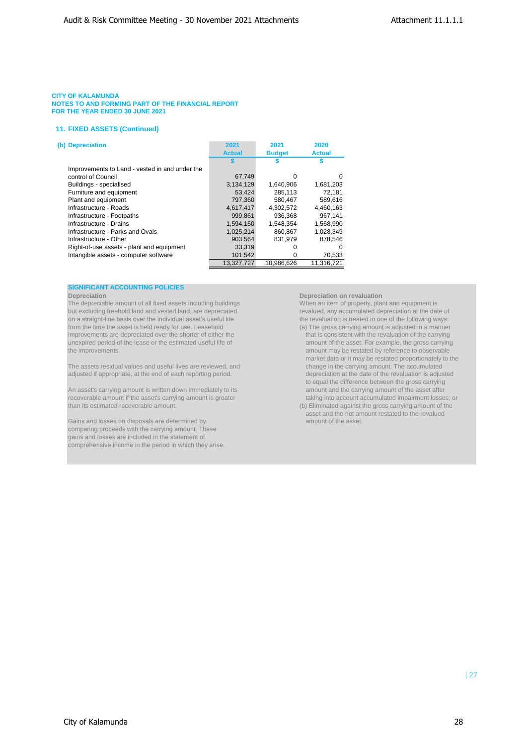CITY OF KALAMUNDA
NOTES TO AND FORMING PART OF THE FINANCIAL REPORT
FOR THE YEAR ENDED 30 JUNE 2021

## 11. FIXED ASSETS (Continued)

### (b) Depreciation

| | 2021 Actual | 2021 Budget | 2020 Actual |
|---|---|---|---|
| | $ | $ | $ |
| Improvements to Land - vested in and under the control of Council | 67,749 | 0 | 0 |
| Buildings - specialised | 3,134,129 | 1,640,906 | 1,681,203 |
| Furniture and equipment | 53,424 | 285,113 | 72,181 |
| Plant and equipment | 797,360 | 580,467 | 589,616 |
| Infrastructure - Roads | 4,617,417 | 4,302,572 | 4,460,163 |
| Infrastructure - Footpaths | 999,861 | 936,368 | 967,141 |
| Infrastructure - Drains | 1,594,150 | 1,548,354 | 1,568,990 |
| Infrastructure - Parks and Ovals | 1,025,214 | 860,867 | 1,028,349 |
| Infrastructure - Other | 903,564 | 831,979 | 878,546 |
| Right-of-use assets - plant and equipment | 33,319 | 0 | 0 |
| Intangible assets - computer software | 101,542 | 0 | 70,533 |
| | 13,327,727 | 10,986,626 | 11,316,721 |

#### SIGNIFICANT ACCOUNTING POLICIES

**Depreciation**

The depreciable amount of all fixed assets including buildings but excluding freehold land and vested land, are depreciated on a straight-line basis over the individual asset's useful life from the time the asset is held ready for use. Leasehold improvements are depreciated over the shorter of either the unexpired period of the lease or the estimated useful life of the improvements.

The assets residual values and useful lives are reviewed, and adjusted if appropriate, at the end of each reporting period.

An asset's carrying amount is written down immediately to its recoverable amount if the asset's carrying amount is greater than its estimated recoverable amount.

Gains and losses on disposals are determined by comparing proceeds with the carrying amount. These gains and losses are included in the statement of comprehensive income in the period in which they arise.

**Depreciation on revaluation**

When an item of property, plant and equipment is revalued, any accumulated depreciation at the date of the revaluation is treated in one of the following ways:

(a) The gross carrying amount is adjusted in a manner that is consistent with the revaluation of the carrying amount of the asset. For example, the gross carrying amount may be restated by reference to observable market data or it may be restated proportionately to the change in the carrying amount. The accumulated depreciation at the date of the revaluation is adjusted to equal the difference between the gross carrying amount and the carrying amount of the asset after taking into account accumulated impairment losses; or

(b) Eliminated against the gross carrying amount of the asset and the net amount restated to the revalued amount of the asset.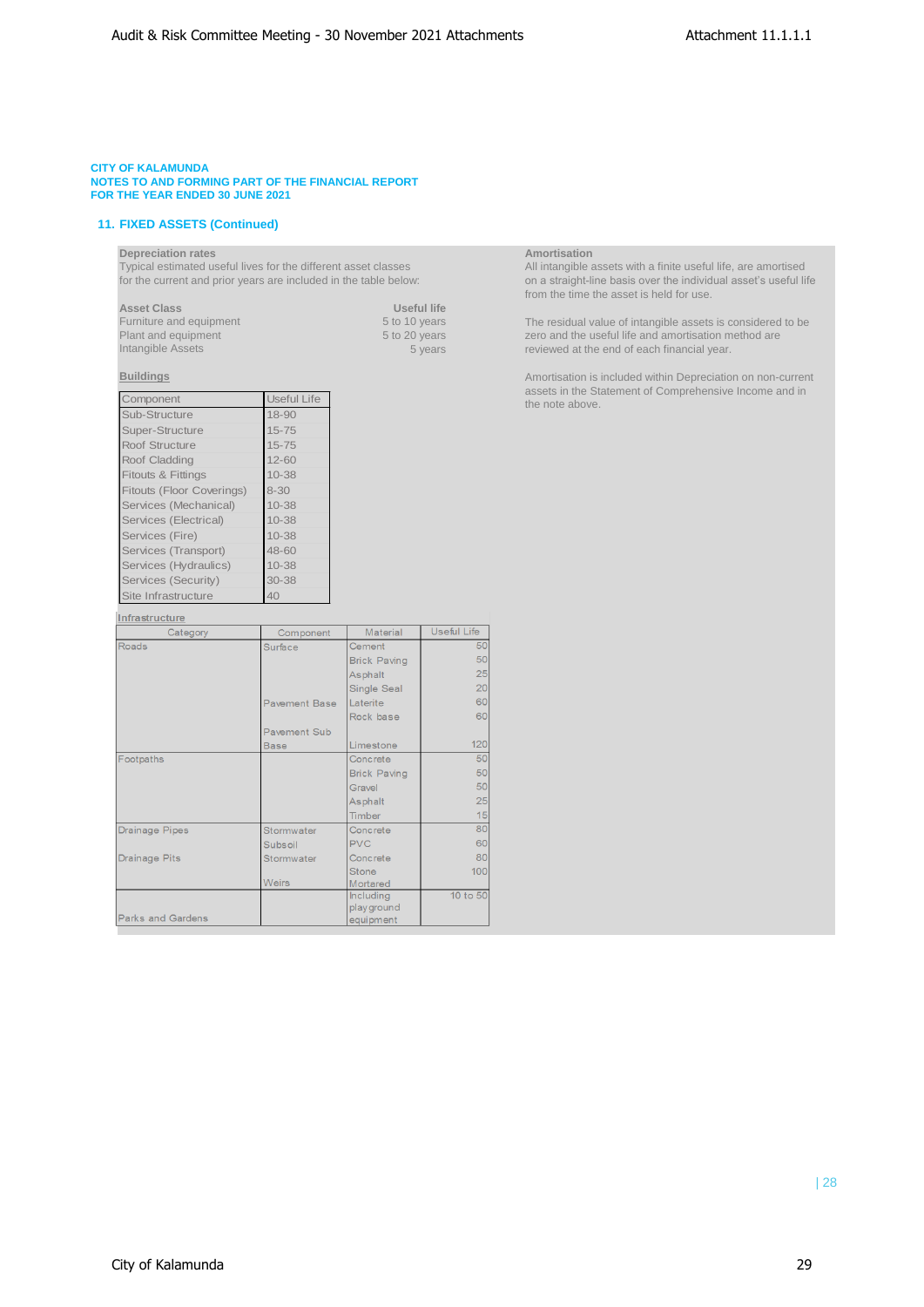**CITY OF KALAMUNDA**
**NOTES TO AND FORMING PART OF THE FINANCIAL REPORT**
**FOR THE YEAR ENDED 30 JUNE 2021**

## 11. FIXED ASSETS (Continued)

**Depreciation rates**
Typical estimated useful lives for the different asset classes for the current and prior years are included in the table below:

| Asset Class | Useful life |
|---|---|
| Furniture and equipment | 5 to 10 years |
| Plant and equipment | 5 to 20 years |
| Intangible Assets | 5 years |

**Buildings**

| Component | Useful Life |
|---|---|
| Sub-Structure | 18-90 |
| Super-Structure | 15-75 |
| Roof Structure | 15-75 |
| Roof Cladding | 12-60 |
| Fitouts & Fittings | 10-38 |
| Fitouts (Floor Coverings) | 8-30 |
| Services (Mechanical) | 10-38 |
| Services (Electrical) | 10-38 |
| Services (Fire) | 10-38 |
| Services (Transport) | 48-60 |
| Services (Hydraulics) | 10-38 |
| Services (Security) | 30-38 |
| Site Infrastructure | 40 |

**Infrastructure**

| Category | Component | Material | Useful Life |
|---|---|---|---|
| Roads | Surface | Cement | 50 |
| | | Brick Paving | 50 |
| | | Asphalt | 25 |
| | | Single Seal | 20 |
| | Pavement Base | Laterite | 60 |
| | | Rock base | 60 |
| | Pavement Sub Base | Limestone | 120 |
| Footpaths | | Concrete | 50 |
| | | Brick Paving | 50 |
| | | Gravel | 50 |
| | | Asphalt | 25 |
| | | Timber | 15 |
| Drainage Pipes | Stormwater | Concrete | 80 |
| | Subsoil | PVC | 60 |
| Drainage Pits | Stormwater | Concrete | 80 |
| | | Stone | 100 |
| | Weirs | Mortared | |
| Parks and Gardens | | Including playground equipment | 10 to 50 |

**Amortisation**
All intangible assets with a finite useful life, are amortised on a straight-line basis over the individual asset's useful life from the time the asset is held for use.

The residual value of intangible assets is considered to be zero and the useful life and amortisation method are reviewed at the end of each financial year.

Amortisation is included within Depreciation on non-current assets in the Statement of Comprehensive Income and in the note above.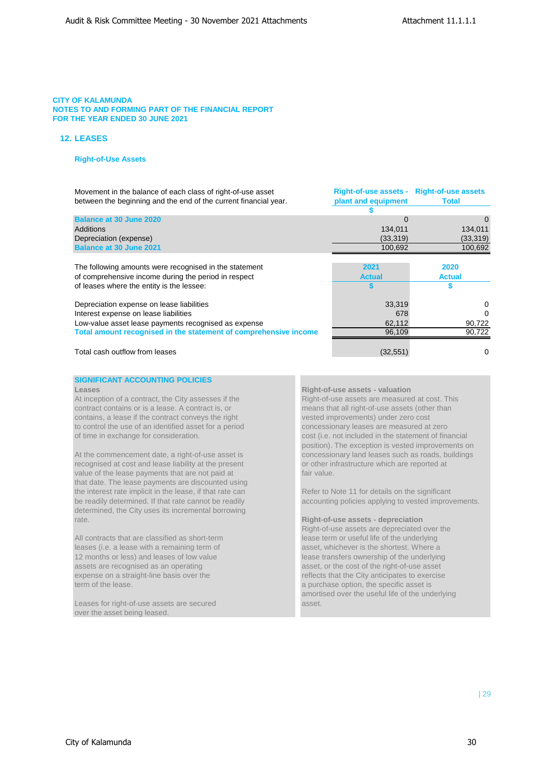**CITY OF KALAMUNDA**
**NOTES TO AND FORMING PART OF THE FINANCIAL REPORT**
**FOR THE YEAR ENDED 30 JUNE 2021**

## 12. LEASES

### Right-of-Use Assets

| Movement in the balance of each class of right-of-use asset between the beginning and the end of the current financial year. | Right-of-use assets - plant and equipment | Right-of-use assets Total |
|---|---|---|
| | $ | |
| **Balance at 30 June 2020** | 0 | 0 |
| Additions | 134,011 | 134,011 |
| Depreciation (expense) | (33,319) | (33,319) |
| **Balance at 30 June 2021** | 100,692 | 100,692 |

| The following amounts were recognised in the statement of comprehensive income during the period in respect of leases where the entity is the lessee: | 2021 Actual | 2020 Actual |
|---|---|---|
| | $ | $ |
| Depreciation expense on lease liabilities | 33,319 | 0 |
| Interest expense on lease liabilities | 678 | 0 |
| Low-value asset lease payments recognised as expense | 62,112 | 90,722 |
| **Total amount recognised in the statement of comprehensive income** | 96,109 | 90,722 |
| | | |
| Total cash outflow from leases | (32,551) | 0 |

**SIGNIFICANT ACCOUNTING POLICIES**

**Leases**
At inception of a contract, the City assesses if the contract contains or is a lease. A contract is, or contains, a lease if the contract conveys the right to control the use of an identified asset for a period of time in exchange for consideration.

At the commencement date, a right-of-use asset is recognised at cost and lease liability at the present value of the lease payments that are not paid at that date. The lease payments are discounted using the interest rate implicit in the lease, if that rate can be readily determined. If that rate cannot be readily determined, the City uses its incremental borrowing rate.

All contracts that are classified as short-term leases (i.e. a lease with a remaining term of 12 months or less) and leases of low value assets are recognised as an operating expense on a straight-line basis over the term of the lease.

Leases for right-of-use assets are secured over the asset being leased.

**Right-of-use assets - valuation**
Right-of-use assets are measured at cost. This means that all right-of-use assets (other than vested improvements) under zero cost concessionary leases are measured at zero cost (i.e. not included in the statement of financial position). The exception is vested improvements on concessionary land leases such as roads, buildings or other infrastructure which are reported at fair value.

Refer to Note 11 for details on the significant accounting policies applying to vested improvements.

**Right-of-use assets - depreciation**
Right-of-use assets are depreciated over the lease term or useful life of the underlying asset, whichever is the shortest. Where a lease transfers ownership of the underlying asset, or the cost of the right-of-use asset reflects that the City anticipates to exercise a purchase option, the specific asset is amortised over the useful life of the underlying asset.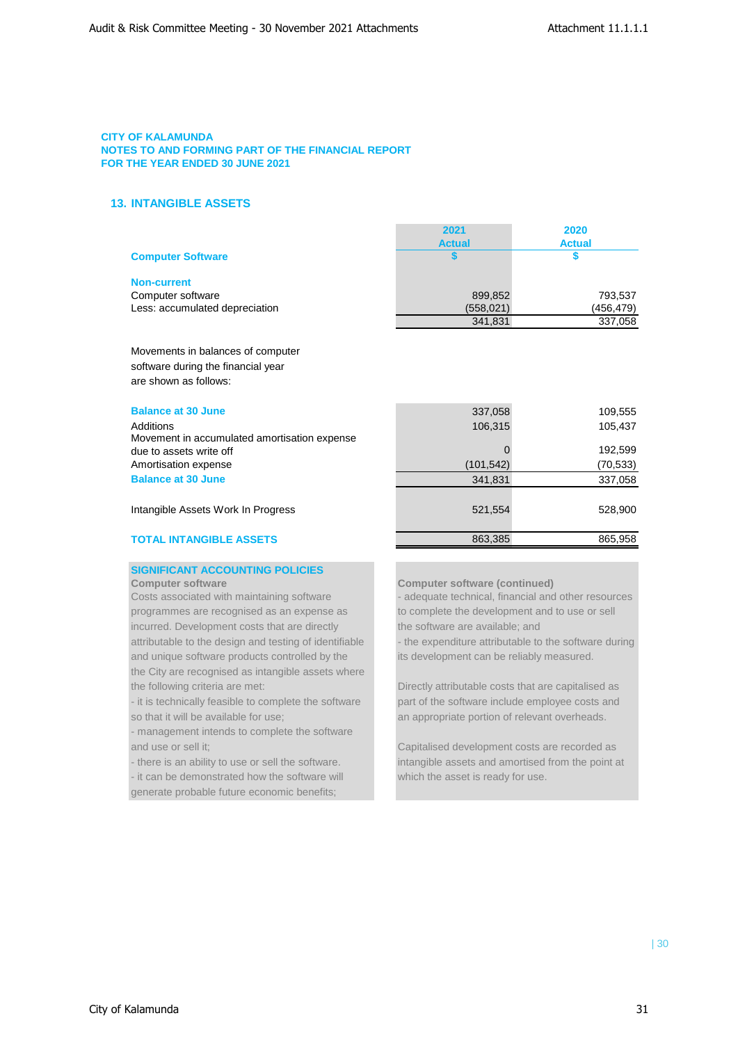**CITY OF KALAMUNDA**
**NOTES TO AND FORMING PART OF THE FINANCIAL REPORT**
**FOR THE YEAR ENDED 30 JUNE 2021**

## 13. INTANGIBLE ASSETS

| | 2021 Actual | 2020 Actual |
|---|---|---|
| **Computer Software** | $ | $ |
| **Non-current** | | |
| Computer software | 899,852 | 793,537 |
| Less: accumulated depreciation | (558,021) | (456,479) |
| | 341,831 | 337,058 |

Movements in balances of computer software during the financial year are shown as follows:

| | 2021 Actual | 2020 Actual |
|---|---|---|
| **Balance at 30 June** | 337,058 | 109,555 |
| Additions | 106,315 | 105,437 |
| Movement in accumulated amortisation expense due to assets write off | 0 | 192,599 |
| Amortisation expense | (101,542) | (70,533) |
| **Balance at 30 June** | 341,831 | 337,058 |
| Intangible Assets Work In Progress | 521,554 | 528,900 |
| **TOTAL INTANGIBLE ASSETS** | 863,385 | 865,958 |

**SIGNIFICANT ACCOUNTING POLICIES**

**Computer software**

Costs associated with maintaining software programmes are recognised as an expense as incurred. Development costs that are directly attributable to the design and testing of identifiable and unique software products controlled by the City are recognised as intangible assets where the following criteria are met:

- it is technically feasible to complete the software so that it will be available for use;
- management intends to complete the software and use or sell it;
- there is an ability to use or sell the software.
- it can be demonstrated how the software will generate probable future economic benefits;

**Computer software (continued)**

- adequate technical, financial and other resources to complete the development and to use or sell the software are available; and
- the expenditure attributable to the software during its development can be reliably measured.

Directly attributable costs that are capitalised as part of the software include employee costs and an appropriate portion of relevant overheads.

Capitalised development costs are recorded as intangible assets and amortised from the point at which the asset is ready for use.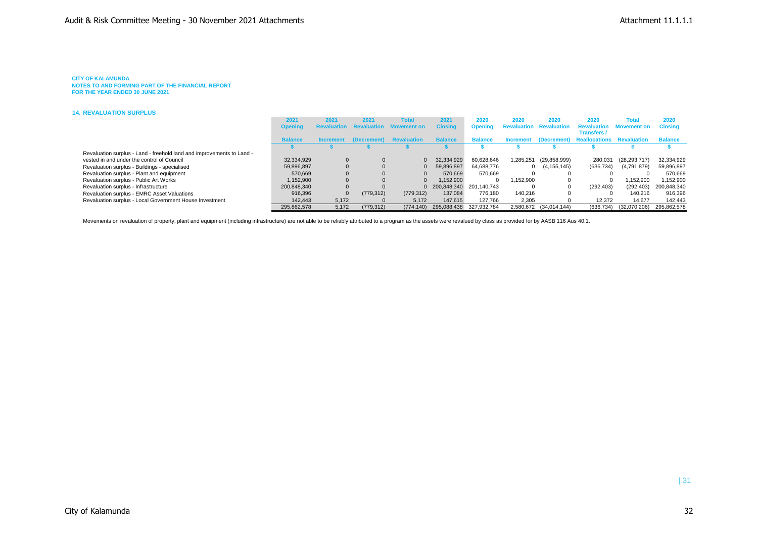**CITY OF KALAMUNDA**
**NOTES TO AND FORMING PART OF THE FINANCIAL REPORT**
**FOR THE YEAR ENDED 30 JUNE 2021**

### 14. REVALUATION SURPLUS

| | 2021 Opening Balance | 2021 Revaluation Increment | 2021 Revaluation (Decrement) | Total Movement on Revaluation | 2021 Closing Balance | 2020 Opening Balance | 2020 Revaluation Increment | 2020 Revaluation (Decrement) | 2020 Revaluation Transfers / Reallocations | Total Movement on Revaluation | 2020 Closing Balance |
|---|---|---|---|---|---|---|---|---|---|---|---|
| | $ | $ | $ | $ | $ | $ | $ | $ | $ | $ | $ |
| Revaluation surplus - Land - freehold land and improvements to Land - vested in and under the control of Council | 32,334,929 | 0 | 0 | 0 | 32,334,929 | 60,628,646 | 1,285,251 | (29,858,999) | 280,031 | (28,293,717) | 32,334,929 |
| Revaluation surplus - Buildings - specialised | 59,896,897 | 0 | 0 | 0 | 59,896,897 | 64,688,776 | 0 | (4,155,145) | (636,734) | (4,791,879) | 59,896,897 |
| Revaluation surplus - Plant and equipment | 570,669 | 0 | 0 | 0 | 570,669 | 570,669 | 0 | 0 | 0 | 0 | 570,669 |
| Revaluation surplus - Public Art Works | 1,152,900 | 0 | 0 | 0 | 1,152,900 | 0 | 1,152,900 | 0 | 0 | 1,152,900 | 1,152,900 |
| Revaluation surplus - Infrastructure | 200,848,340 | 0 | 0 | 0 | 200,848,340 | 201,140,743 | 0 | 0 | (292,403) | (292,403) | 200,848,340 |
| Revaluation surplus - EMRC Asset Valuations | 916,396 | 0 | (779,312) | (779,312) | 137,084 | 776,180 | 140,216 | 0 | 0 | 140,216 | 916,396 |
| Revaluation surplus - Local Government House Investment | 142,443 | 5,172 | 0 | 5,172 | 147,615 | 127,766 | 2,305 | 0 | 12,372 | 14,677 | 142,443 |
| | 295,862,578 | 5,172 | (779,312) | (774,140) | 295,088,438 | 327,932,784 | 2,580,672 | (34,014,144) | (636,734) | (32,070,206) | 295,862,578 |

Movements on revaluation of property, plant and equipment (including infrastructure) are not able to be reliably attributed to a program as the assets were revalued by class as provided for by AASB 116 Aus 40.1.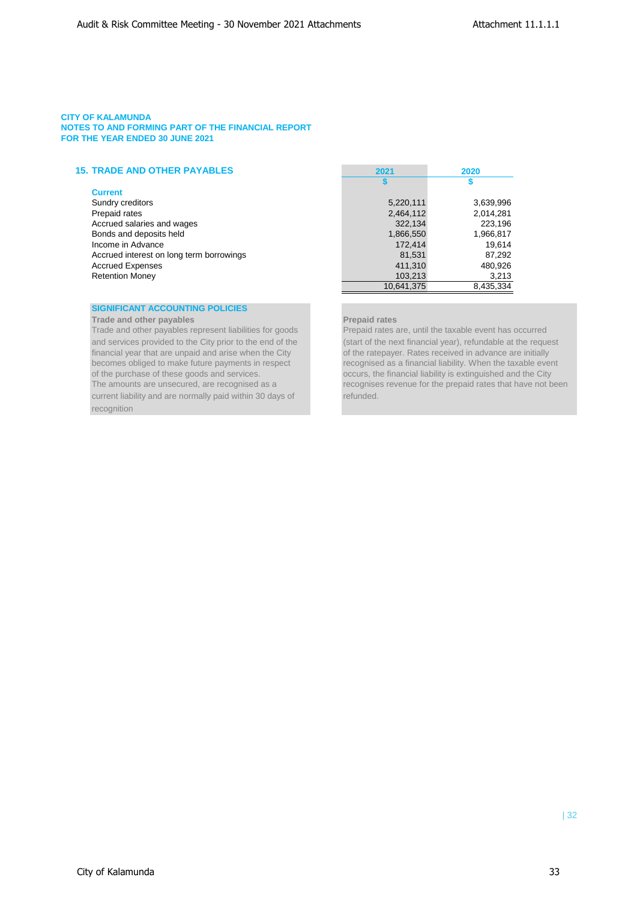**CITY OF KALAMUNDA**
**NOTES TO AND FORMING PART OF THE FINANCIAL REPORT**
**FOR THE YEAR ENDED 30 JUNE 2021**

## 15. TRADE AND OTHER PAYABLES

| | 2021 | 2020 |
|---|---|---|
| | $ | $ |
| **Current** | | |
| Sundry creditors | 5,220,111 | 3,639,996 |
| Prepaid rates | 2,464,112 | 2,014,281 |
| Accrued salaries and wages | 322,134 | 223,196 |
| Bonds and deposits held | 1,866,550 | 1,966,817 |
| Income in Advance | 172,414 | 19,614 |
| Accrued interest on long term borrowings | 81,531 | 87,292 |
| Accrued Expenses | 411,310 | 480,926 |
| Retention Money | 103,213 | 3,213 |
| | 10,641,375 | 8,435,334 |

### SIGNIFICANT ACCOUNTING POLICIES

**Trade and other payables**

Trade and other payables represent liabilities for goods and services provided to the City prior to the end of the financial year that are unpaid and arise when the City becomes obliged to make future payments in respect of the purchase of these goods and services.
The amounts are unsecured, are recognised as a current liability and are normally paid within 30 days of recognition

**Prepaid rates**

Prepaid rates are, until the taxable event has occurred (start of the next financial year), refundable at the request of the ratepayer. Rates received in advance are initially recognised as a financial liability. When the taxable event occurs, the financial liability is extinguished and the City recognises revenue for the prepaid rates that have not been refunded.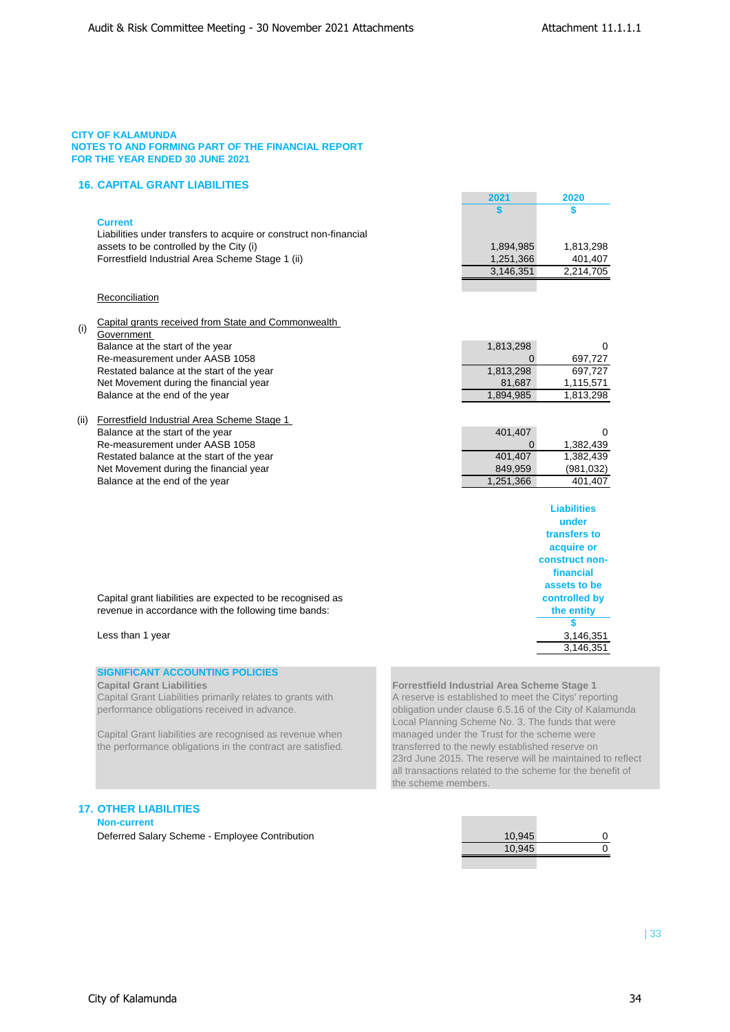**CITY OF KALAMUNDA**
**NOTES TO AND FORMING PART OF THE FINANCIAL REPORT**
**FOR THE YEAR ENDED 30 JUNE 2021**

## 16. CAPITAL GRANT LIABILITIES

| | 2021 | 2020 |
|---|---|---|
| | $ | $ |
| **Current** | | |
| Liabilities under transfers to acquire or construct non-financial assets to be controlled by the City (i) | 1,894,985 | 1,813,298 |
| Forrestfield Industrial Area Scheme Stage 1 (ii) | 1,251,366 | 401,407 |
| | 3,146,351 | 2,214,705 |

Reconciliation

| | 2021 | 2020 |
|---|---|---|
| **(i) Capital grants received from State and Commonwealth Government** | | |
| Balance at the start of the year | 1,813,298 | 0 |
| Re-measurement under AASB 1058 | 0 | 697,727 |
| Restated balance at the start of the year | 1,813,298 | 697,727 |
| Net Movement during the financial year | 81,687 | 1,115,571 |
| Balance at the end of the year | 1,894,985 | 1,813,298 |
| **(ii) Forrestfield Industrial Area Scheme Stage 1** | | |
| Balance at the start of the year | 401,407 | 0 |
| Re-measurement under AASB 1058 | 0 | 1,382,439 |
| Restated balance at the start of the year | 401,407 | 1,382,439 |
| Net Movement during the financial year | 849,959 | (981,032) |
| Balance at the end of the year | 1,251,366 | 401,407 |

| Capital grant liabilities are expected to be recognised as revenue in accordance with the following time bands: | Liabilities under transfers to acquire or construct non-financial assets to be controlled by the entity |
|---|---|
| | $ |
| Less than 1 year | 3,146,351 |
| | 3,146,351 |

**SIGNIFICANT ACCOUNTING POLICIES**

**Capital Grant Liabilities**
Capital Grant Liabilities primarily relates to grants with performance obligations received in advance.

Capital Grant liabilities are recognised as revenue when the performance obligations in the contract are satisfied.

**Forrestfield Industrial Area Scheme Stage 1**
A reserve is established to meet the Citys' reporting obligation under clause 6.5.16 of the City of Kalamunda Local Planning Scheme No. 3. The funds that were managed under the Trust for the scheme were transferred to the newly established reserve on 23rd June 2015. The reserve will be maintained to reflect all transactions related to the scheme for the benefit of the scheme members.

## 17. OTHER LIABILITIES

| | 2021 | 2020 |
|---|---|---|
| **Non-current** | | |
| Deferred Salary Scheme - Employee Contribution | 10,945 | 0 |
| | 10,945 | 0 |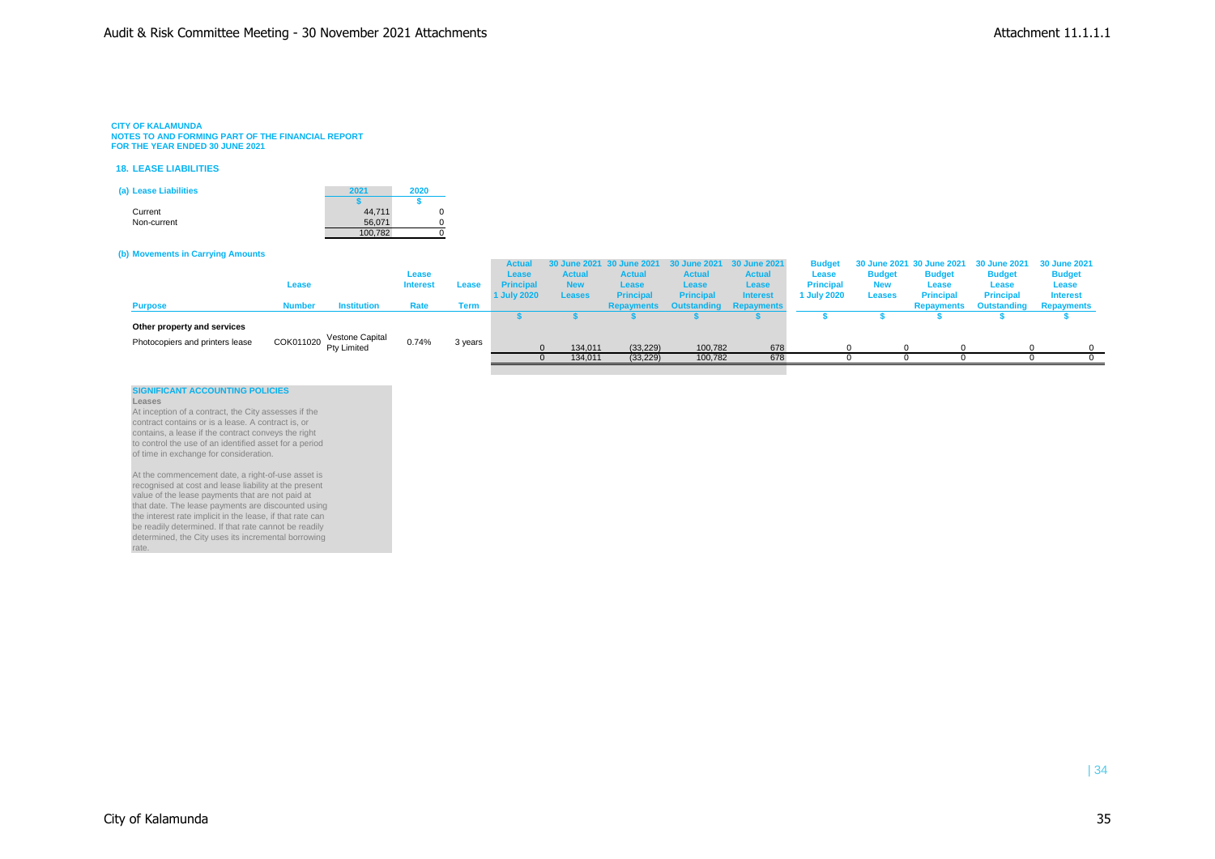CITY OF KALAMUNDA
NOTES TO AND FORMING PART OF THE FINANCIAL REPORT
FOR THE YEAR ENDED 30 JUNE 2021

## 18. LEASE LIABILITIES

### (a) Lease Liabilities

| | 2021 | 2020 |
|---|---|---|
| | $ | $ |
| Current | 44,711 | 0 |
| Non-current | 56,071 | 0 |
| | 100,782 | 0 |

### (b) Movements in Carrying Amounts

| Purpose | Lease Number | Institution | Lease Interest Rate | Lease Term | Actual Lease Principal 1 July 2020 | 30 June 2021 Actual New Leases | 30 June 2021 Actual Lease Principal Repayments | 30 June 2021 Actual Lease Principal Outstanding | 30 June 2021 Actual Lease Interest Repayments | Budget Lease Principal 1 July 2020 | 30 June 2021 Budget New Leases | 30 June 2021 Budget Lease Principal Repayments | 30 June 2021 Budget Lease Principal Outstanding | 30 June 2021 Budget Lease Interest Repayments |
|---|---|---|---|---|---|---|---|---|---|---|---|---|---|---|
| | | | | | $ | $ | $ | $ | $ | $ | $ | $ | $ | $ |
| **Other property and services** | | | | | | | | | | | | | | |
| Photocopiers and printers lease | COK011020 | Vestone Capital Pty Limited | 0.74% | 3 years | 0 | 134,011 | (33,229) | 100,782 | 678 | 0 | 0 | 0 | 0 | 0 |
| | | | | | 0 | 134,011 | (33,229) | 100,782 | 678 | 0 | 0 | 0 | 0 | 0 |

**SIGNIFICANT ACCOUNTING POLICIES**

**Leases**

At inception of a contract, the City assesses if the contract contains or is a lease. A contract is, or contains, a lease if the contract conveys the right to control the use of an identified asset for a period of time in exchange for consideration.

At the commencement date, a right-of-use asset is recognised at cost and lease liability at the present value of the lease payments that are not paid at that date. The lease payments are discounted using the interest rate implicit in the lease, if that rate can be readily determined. If that rate cannot be readily determined, the City uses its incremental borrowing rate.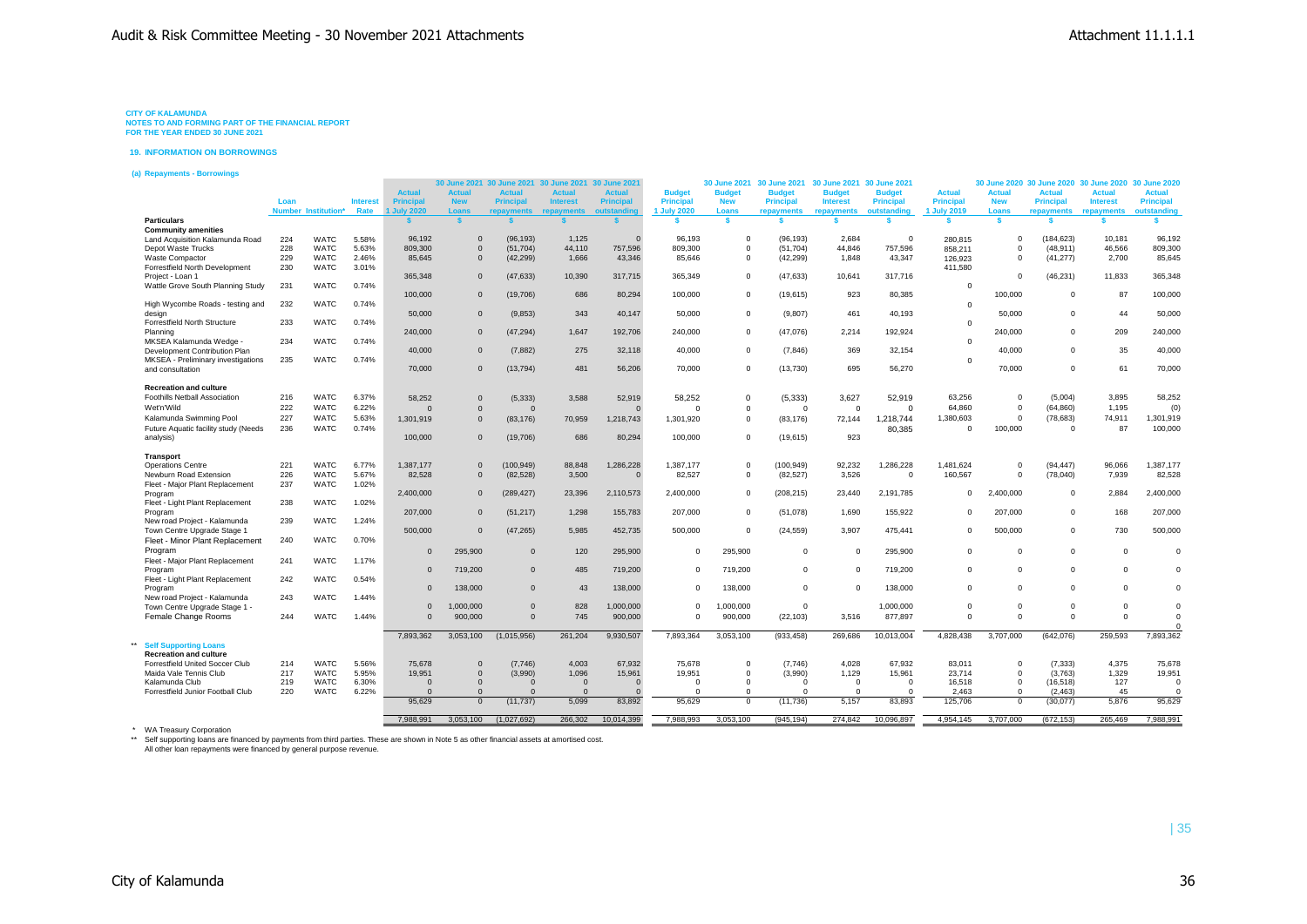CITY OF KALAMUNDA
NOTES TO AND FORMING PART OF THE FINANCIAL REPORT
FOR THE YEAR ENDED 30 JUNE 2021

## 19. INFORMATION ON BORROWINGS

### (a) Repayments - Borrowings

| Particulars | Loan Number | Institution* | Interest Rate | Actual Principal 1 July 2020 | 30 June 2021 Actual New Loans | 30 June 2021 Actual Principal repayments | 30 June 2021 Actual Interest repayments | 30 June 2021 Actual Principal outstanding | Budget Principal 1 July 2020 | 30 June 2021 Budget New Loans | 30 June 2021 Budget Principal repayments | 30 June 2021 Budget Interest repayments | 30 June 2021 Budget Principal outstanding | Actual Principal 1 July 2019 | 30 June 2020 Actual New Loans | 30 June 2020 Actual Principal repayments | 30 June 2020 Actual Interest repayments | 30 June 2020 Actual Principal outstanding |
|---|---|---|---|---|---|---|---|---|---|---|---|---|---|---|---|---|---|---|
| | | | | $ | $ | $ | $ | $ | $ | $ | $ | $ | $ | $ | $ | $ | $ | $ |
| **Community amenities** | | | | | | | | | | | | | | | | | | |
| Land Acquisition Kalamunda Road | 224 | WATC | 5.58% | 96,192 | 0 | (96,193) | 1,125 | 0 | 96,193 | 0 | (96,193) | 2,684 | 0 | 280,815 | 0 | (184,623) | 10,181 | 96,192 |
| Depot Waste Trucks | 228 | WATC | 5.63% | 809,300 | 0 | (51,704) | 44,110 | 757,596 | 809,300 | 0 | (51,704) | 44,846 | 757,596 | 858,211 | 0 | (48,911) | 46,566 | 809,300 |
| Waste Compactor | 229 | WATC | 2.46% | 85,645 | 0 | (42,299) | 1,666 | 43,346 | 85,646 | 0 | (42,299) | 1,848 | 43,347 | 126,923 | 0 | (41,277) | 2,700 | 85,645 |
| Forrestfield North Development Project - Loan 1 | 230 | WATC | 3.01% | 365,348 | 0 | (47,633) | 10,390 | 317,715 | 365,349 | 0 | (47,633) | 10,641 | 317,716 | 411,580 | 0 | (46,231) | 11,833 | 365,348 |
| Wattle Grove South Planning Study | 231 | WATC | 0.74% | 100,000 | 0 | (19,706) | 686 | 80,294 | 100,000 | 0 | (19,615) | 923 | 80,385 | 0 | 100,000 | 0 | 87 | 100,000 |
| High Wycombe Roads - testing and design | 232 | WATC | 0.74% | 50,000 | 0 | (9,853) | 343 | 40,147 | 50,000 | 0 | (9,807) | 461 | 40,193 | 0 | 50,000 | 0 | 44 | 50,000 |
| Forrestfield North Structure Planning | 233 | WATC | 0.74% | 240,000 | 0 | (47,294) | 1,647 | 192,706 | 240,000 | 0 | (47,076) | 2,214 | 192,924 | 0 | 240,000 | 0 | 209 | 240,000 |
| MKSEA Kalamunda Wedge - Development Contribution Plan | 234 | WATC | 0.74% | 40,000 | 0 | (7,882) | 275 | 32,118 | 40,000 | 0 | (7,846) | 369 | 32,154 | 0 | 40,000 | 0 | 35 | 40,000 |
| MKSEA - Preliminary investigations and consultation | 235 | WATC | 0.74% | 70,000 | 0 | (13,794) | 481 | 56,206 | 70,000 | 0 | (13,730) | 695 | 56,270 | 0 | 70,000 | 0 | 61 | 70,000 |
| **Recreation and culture** | | | | | | | | | | | | | | | | | | |
| Foothills Netball Association | 216 | WATC | 6.37% | 58,252 | 0 | (5,333) | 3,588 | 52,919 | 58,252 | 0 | (5,333) | 3,627 | 52,919 | 63,256 | 0 | (5,004) | 3,895 | 58,252 |
| Wet'n'Wild | 222 | WATC | 6.22% | 0 | 0 | 0 | | 0 | 0 | 0 | 0 | 0 | 0 | 64,860 | 0 | (64,860) | 1,195 | (0) |
| Kalamunda Swimming Pool | 227 | WATC | 5.63% | 1,301,919 | 0 | (83,176) | 70,959 | 1,218,743 | 1,301,920 | 0 | (83,176) | 72,144 | 1,218,744 | 1,380,603 | 0 | (78,683) | 74,911 | 1,301,919 |
| Future Aquatic facility study (Needs analysis) | 236 | WATC | 0.74% | 100,000 | 0 | (19,706) | 686 | 80,294 | 100,000 | 0 | (19,615) | 923 | 80,385 | 0 | 100,000 | 0 | 87 | 100,000 |
| **Transport** | | | | | | | | | | | | | | | | | | |
| Operations Centre | 221 | WATC | 6.77% | 1,387,177 | 0 | (100,949) | 88,848 | 1,286,228 | 1,387,177 | 0 | (100,949) | 92,232 | 1,286,228 | 1,481,624 | 0 | (94,447) | 96,066 | 1,387,177 |
| Newburn Road Extension | 226 | WATC | 5.67% | 82,528 | 0 | (82,528) | 3,500 | 0 | 82,527 | 0 | (82,527) | 3,526 | 0 | 160,567 | 0 | (78,040) | 7,939 | 82,528 |
| Fleet - Major Plant Replacement Program | 237 | WATC | 1.02% | 2,400,000 | 0 | (289,427) | 23,396 | 2,110,573 | 2,400,000 | 0 | (208,215) | 23,440 | 2,191,785 | 0 | 2,400,000 | 0 | 2,884 | 2,400,000 |
| Fleet - Light Plant Replacement Program | 238 | WATC | 1.02% | 207,000 | 0 | (51,217) | 1,298 | 155,783 | 207,000 | 0 | (51,078) | 1,690 | 155,922 | 0 | 207,000 | 0 | 168 | 207,000 |
| New road Project - Kalamunda Town Centre Upgrade Stage 1 | 239 | WATC | 1.24% | 500,000 | 0 | (47,265) | 5,985 | 452,735 | 500,000 | 0 | (24,559) | 3,907 | 475,441 | 0 | 500,000 | 0 | 730 | 500,000 |
| Fleet - Minor Plant Replacement Program | 240 | WATC | 0.70% | 0 | 295,900 | 0 | 120 | 295,900 | 0 | 295,900 | 0 | 0 | 295,900 | 0 | 0 | 0 | 0 | 0 |
| Fleet - Major Plant Replacement Program | 241 | WATC | 1.17% | 0 | 719,200 | 0 | 485 | 719,200 | 0 | 719,200 | 0 | 0 | 719,200 | 0 | 0 | 0 | 0 | 0 |
| Fleet - Light Plant Replacement Program | 242 | WATC | 0.54% | 0 | 138,000 | 0 | 43 | 138,000 | 0 | 138,000 | 0 | 0 | 138,000 | 0 | 0 | 0 | 0 | 0 |
| New road Project - Kalamunda Town Centre Upgrade Stage 1 - | 243 | WATC | 1.44% | 0 | 1,000,000 | 0 | 828 | 1,000,000 | 0 | 1,000,000 | 0 | | 1,000,000 | 0 | 0 | 0 | 0 | 0 |
| Female Change Rooms | 244 | WATC | 1.44% | 0 | 900,000 | 0 | 745 | 900,000 | 0 | 900,000 | (22,103) | 3,516 | 877,897 | 0 | 0 | 0 | 0 | 0 |
| | | | | | | | | | | | | | | | | | | 0 |
| | | | | 7,893,362 | 3,053,100 | (1,015,956) | 261,204 | 9,930,507 | 7,893,364 | 3,053,100 | (933,458) | 269,686 | 10,013,004 | 4,828,438 | 3,707,000 | (642,076) | 259,593 | 7,893,362 |
| ** **Self Supporting Loans** | | | | | | | | | | | | | | | | | | |
| **Recreation and culture** | | | | | | | | | | | | | | | | | | |
| Forrestfield United Soccer Club | 214 | WATC | 5.56% | 75,678 | 0 | (7,746) | 4,003 | 67,932 | 75,678 | 0 | (7,746) | 4,028 | 67,932 | 83,011 | 0 | (7,333) | 4,375 | 75,678 |
| Maida Vale Tennis Club | 217 | WATC | 5.95% | 19,951 | 0 | (3,990) | 1,096 | 15,961 | 19,951 | 0 | (3,990) | 1,129 | 15,961 | 23,714 | 0 | (3,763) | 1,329 | 19,951 |
| Kalamunda Club | 219 | WATC | 6.30% | 0 | 0 | 0 | 0 | 0 | 0 | 0 | 0 | 0 | 0 | 16,518 | 0 | (16,518) | 127 | 0 |
| Forrestfield Junior Football Club | 220 | WATC | 6.22% | 0 | 0 | 0 | 0 | 0 | 0 | 0 | 0 | 0 | 0 | 2,463 | 0 | (2,463) | 45 | 0 |
| | | | | 95,629 | 0 | (11,737) | 5,099 | 83,892 | 95,629 | 0 | (11,736) | 5,157 | 83,893 | 125,706 | 0 | (30,077) | 5,876 | 95,629 |
| | | | | 7,988,991 | 3,053,100 | (1,027,692) | 266,302 | 10,014,399 | 7,988,993 | 3,053,100 | (945,194) | 274,842 | 10,096,897 | 4,954,145 | 3,707,000 | (672,153) | 265,469 | 7,988,991 |

\* WA Treasury Corporation

\*\* Self supporting loans are financed by payments from third parties. These are shown in Note 5 as other financial assets at amortised cost.
All other loan repayments were financed by general purpose revenue.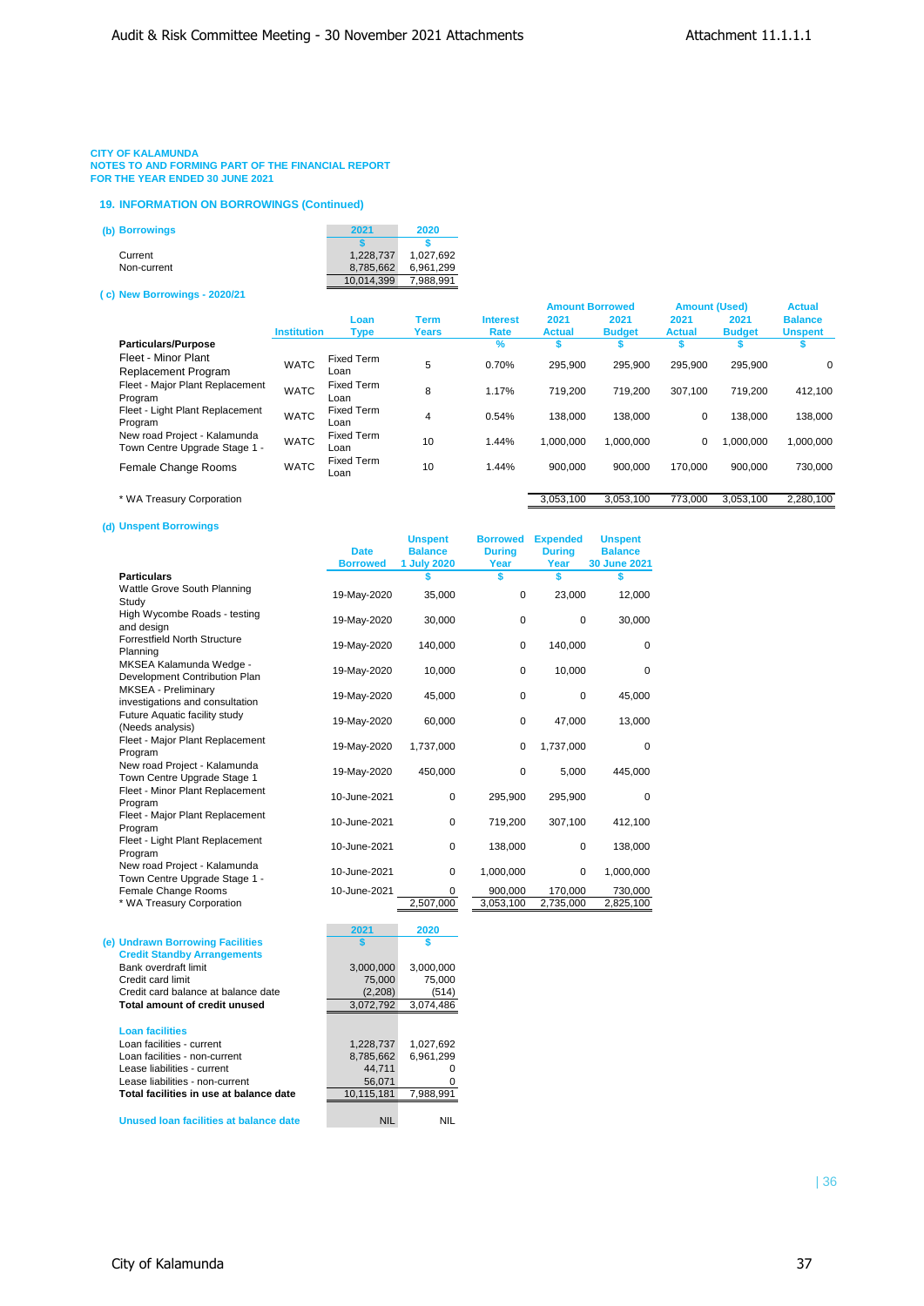**CITY OF KALAMUNDA**
**NOTES TO AND FORMING PART OF THE FINANCIAL REPORT**
**FOR THE YEAR ENDED 30 JUNE 2021**

## 19. INFORMATION ON BORROWINGS (Continued)

### (b) Borrowings

| | 2021 | 2020 |
|---|---|---|
| | $ | $ |
| Current | 1,228,737 | 1,027,692 |
| Non-current | 8,785,662 | 6,961,299 |
| | 10,014,399 | 7,988,991 |

### ( c) New Borrowings - 2020/21

| Particulars/Purpose | Institution | Loan Type | Term Years | Interest Rate | Amount Borrowed 2021 Actual | Amount Borrowed 2021 Budget | Amount (Used) 2021 Actual | Amount (Used) 2021 Budget | Actual Balance Unspent |
|---|---|---|---|---|---|---|---|---|---|
| | | | | % | $ | $ | $ | $ | $ |
| Fleet - Minor Plant Replacement Program | WATC | Fixed Term Loan | 5 | 0.70% | 295,900 | 295,900 | 295,900 | 295,900 | 0 |
| Fleet - Major Plant Replacement Program | WATC | Fixed Term Loan | 8 | 1.17% | 719,200 | 719,200 | 307,100 | 719,200 | 412,100 |
| Fleet - Light Plant Replacement Program | WATC | Fixed Term Loan | 4 | 0.54% | 138,000 | 138,000 | 0 | 138,000 | 138,000 |
| New road Project - Kalamunda Town Centre Upgrade Stage 1 - | WATC | Fixed Term Loan | 10 | 1.44% | 1,000,000 | 1,000,000 | 0 | 1,000,000 | 1,000,000 |
| Female Change Rooms | WATC | Fixed Term Loan | 10 | 1.44% | 900,000 | 900,000 | 170,000 | 900,000 | 730,000 |
| * WA Treasury Corporation | | | | | 3,053,100 | 3,053,100 | 773,000 | 3,053,100 | 2,280,100 |

### (d) Unspent Borrowings

| Particulars | Date Borrowed | Unspent Balance 1 July 2020 | Borrowed During Year | Expended During Year | Unspent Balance 30 June 2021 |
|---|---|---|---|---|---|
| | | $ | $ | $ | $ |
| Wattle Grove South Planning Study | 19-May-2020 | 35,000 | 0 | 23,000 | 12,000 |
| High Wycombe Roads - testing and design | 19-May-2020 | 30,000 | 0 | 0 | 30,000 |
| Forrestfield North Structure Planning | 19-May-2020 | 140,000 | 0 | 140,000 | 0 |
| MKSEA Kalamunda Wedge - Development Contribution Plan | 19-May-2020 | 10,000 | 0 | 10,000 | 0 |
| MKSEA - Preliminary investigations and consultation | 19-May-2020 | 45,000 | 0 | 0 | 45,000 |
| Future Aquatic facility study (Needs analysis) | 19-May-2020 | 60,000 | 0 | 47,000 | 13,000 |
| Fleet - Major Plant Replacement Program | 19-May-2020 | 1,737,000 | 0 | 1,737,000 | 0 |
| New road Project - Kalamunda Town Centre Upgrade Stage 1 | 19-May-2020 | 450,000 | 0 | 5,000 | 445,000 |
| Fleet - Minor Plant Replacement Program | 10-June-2021 | 0 | 295,900 | 295,900 | 0 |
| Fleet - Major Plant Replacement Program | 10-June-2021 | 0 | 719,200 | 307,100 | 412,100 |
| Fleet - Light Plant Replacement Program | 10-June-2021 | 0 | 138,000 | 0 | 138,000 |
| New road Project - Kalamunda Town Centre Upgrade Stage 1 - | 10-June-2021 | 0 | 1,000,000 | 0 | 1,000,000 |
| Female Change Rooms | 10-June-2021 | 0 | 900,000 | 170,000 | 730,000 |
| * WA Treasury Corporation | | 2,507,000 | 3,053,100 | 2,735,000 | 2,825,100 |

### (e) Undrawn Borrowing Facilities

| | 2021 | 2020 |
|---|---|---|
| | $ | $ |
| **Credit Standby Arrangements** | | |
| Bank overdraft limit | 3,000,000 | 3,000,000 |
| Credit card limit | 75,000 | 75,000 |
| Credit card balance at balance date | (2,208) | (514) |
| **Total amount of credit unused** | 3,072,792 | 3,074,486 |
| | | |
| **Loan facilities** | | |
| Loan facilities - current | 1,228,737 | 1,027,692 |
| Loan facilities - non-current | 8,785,662 | 6,961,299 |
| Lease liabilities - current | 44,711 | 0 |
| Lease liabilities - non-current | 56,071 | 0 |
| **Total facilities in use at balance date** | 10,115,181 | 7,988,991 |
| | | |
| **Unused loan facilities at balance date** | NIL | NIL |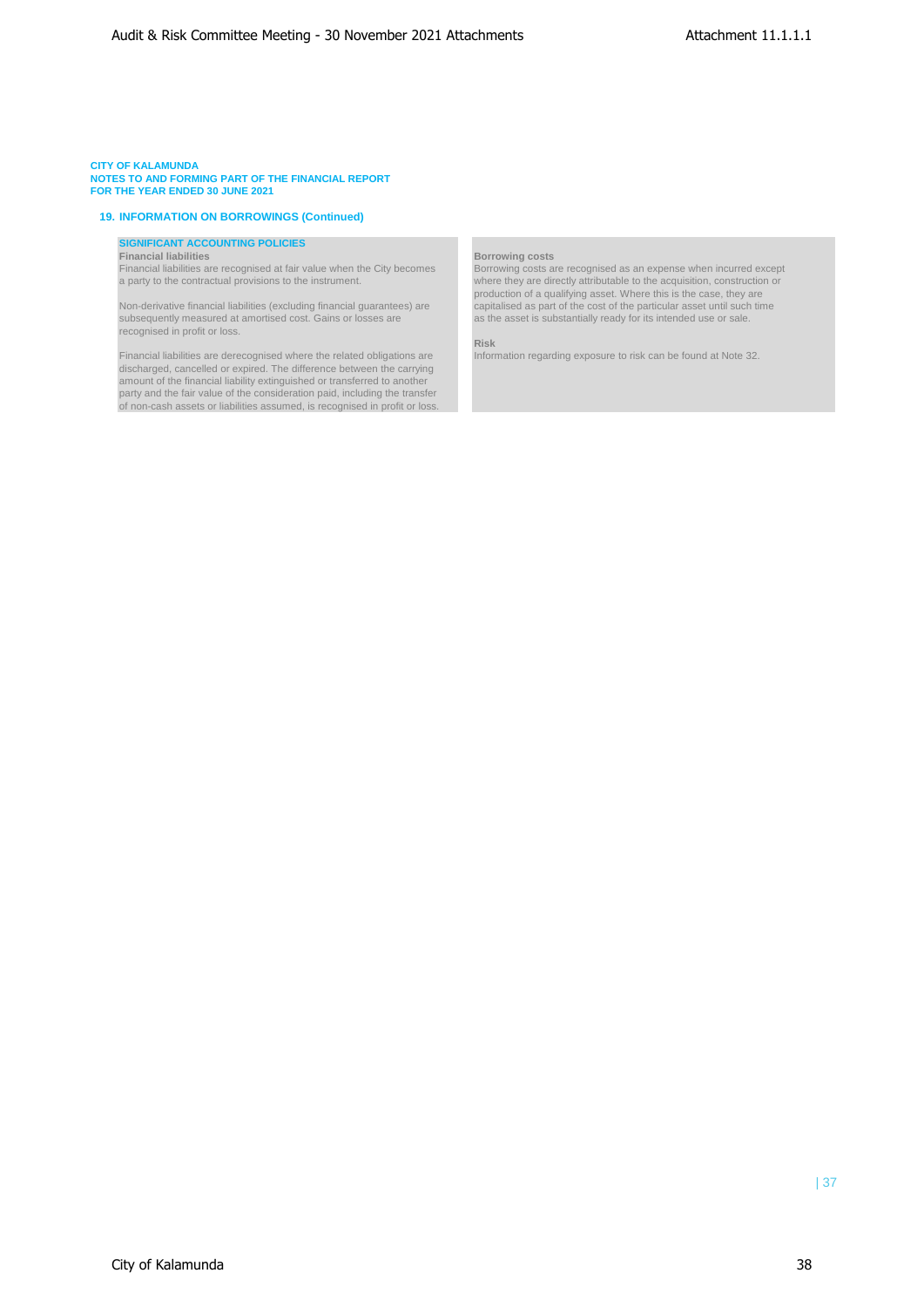CITY OF KALAMUNDA
NOTES TO AND FORMING PART OF THE FINANCIAL REPORT
FOR THE YEAR ENDED 30 JUNE 2021

## 19. INFORMATION ON BORROWINGS (Continued)

### SIGNIFICANT ACCOUNTING POLICIES

**Financial liabilities**
Financial liabilities are recognised at fair value when the City becomes a party to the contractual provisions to the instrument.

Non-derivative financial liabilities (excluding financial guarantees) are subsequently measured at amortised cost. Gains or losses are recognised in profit or loss.

Financial liabilities are derecognised where the related obligations are discharged, cancelled or expired. The difference between the carrying amount of the financial liability extinguished or transferred to another party and the fair value of the consideration paid, including the transfer of non-cash assets or liabilities assumed, is recognised in profit or loss.

**Borrowing costs**
Borrowing costs are recognised as an expense when incurred except where they are directly attributable to the acquisition, construction or production of a qualifying asset. Where this is the case, they are capitalised as part of the cost of the particular asset until such time as the asset is substantially ready for its intended use or sale.

**Risk**
Information regarding exposure to risk can be found at Note 32.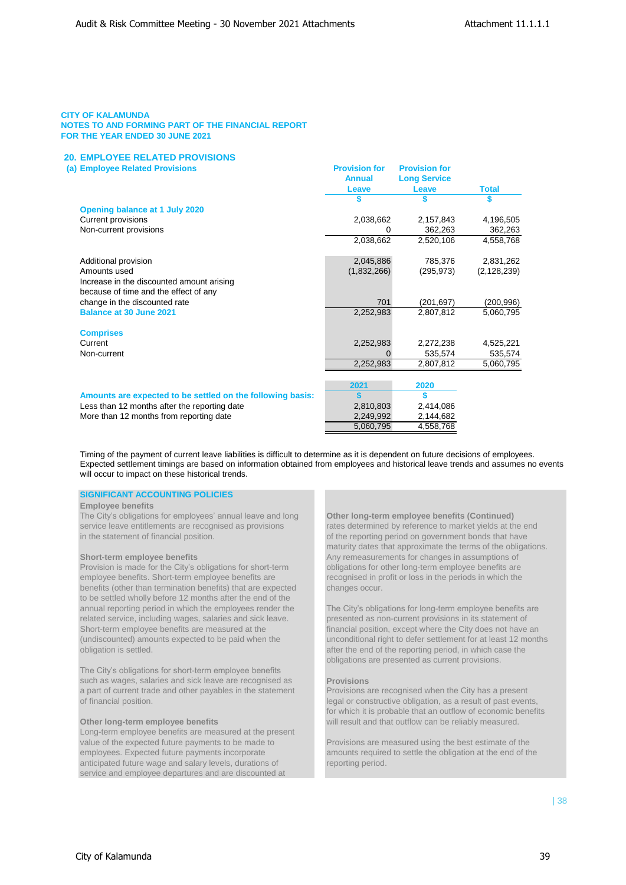**CITY OF KALAMUNDA**
**NOTES TO AND FORMING PART OF THE FINANCIAL REPORT**
**FOR THE YEAR ENDED 30 JUNE 2021**

## 20. EMPLOYEE RELATED PROVISIONS

### (a) Employee Related Provisions

| | Provision for Annual Leave | Provision for Long Service Leave | Total |
|---|---|---|---|
| | $ | $ | $ |
| **Opening balance at 1 July 2020** | | | |
| Current provisions | 2,038,662 | 2,157,843 | 4,196,505 |
| Non-current provisions | 0 | 362,263 | 362,263 |
| | 2,038,662 | 2,520,106 | 4,558,768 |
| | | | |
| Additional provision | 2,045,886 | 785,376 | 2,831,262 |
| Amounts used | (1,832,266) | (295,973) | (2,128,239) |
| Increase in the discounted amount arising because of time and the effect of any change in the discounted rate | 701 | (201,697) | (200,996) |
| **Balance at 30 June 2021** | 2,252,983 | 2,807,812 | 5,060,795 |
| | | | |
| **Comprises** | | | |
| Current | 2,252,983 | 2,272,238 | 4,525,221 |
| Non-current | 0 | 535,574 | 535,574 |
| | 2,252,983 | 2,807,812 | 5,060,795 |

| | 2021 | 2020 |
|---|---|---|
| **Amounts are expected to be settled on the following basis:** | $ | $ |
| Less than 12 months after the reporting date | 2,810,803 | 2,414,086 |
| More than 12 months from reporting date | 2,249,992 | 2,144,682 |
| | 5,060,795 | 4,558,768 |

Timing of the payment of current leave liabilities is difficult to determine as it is dependent on future decisions of employees. Expected settlement timings are based on information obtained from employees and historical leave trends and assumes no events will occur to impact on these historical trends.

**SIGNIFICANT ACCOUNTING POLICIES**

**Employee benefits**
The City's obligations for employees' annual leave and long service leave entitlements are recognised as provisions in the statement of financial position.

**Short-term employee benefits**
Provision is made for the City's obligations for short-term employee benefits. Short-term employee benefits are benefits (other than termination benefits) that are expected to be settled wholly before 12 months after the end of the annual reporting period in which the employees render the related service, including wages, salaries and sick leave. Short-term employee benefits are measured at the (undiscounted) amounts expected to be paid when the obligation is settled.

The City's obligations for short-term employee benefits such as wages, salaries and sick leave are recognised as a part of current trade and other payables in the statement of financial position.

**Other long-term employee benefits**
Long-term employee benefits are measured at the present value of the expected future payments to be made to employees. Expected future payments incorporate anticipated future wage and salary levels, durations of service and employee departures and are discounted at rates determined by reference to market yields at the end of the reporting period on government bonds that have maturity dates that approximate the terms of the obligations. Any remeasurements for changes in assumptions of obligations for other long-term employee benefits are recognised in profit or loss in the periods in which the changes occur.

The City's obligations for long-term employee benefits are presented as non-current provisions in its statement of financial position, except where the City does not have an unconditional right to defer settlement for at least 12 months after the end of the reporting period, in which case the obligations are presented as current provisions.

**Provisions**
Provisions are recognised when the City has a present legal or constructive obligation, as a result of past events, for which it is probable that an outflow of economic benefits will result and that outflow can be reliably measured.

Provisions are measured using the best estimate of the amounts required to settle the obligation at the end of the reporting period.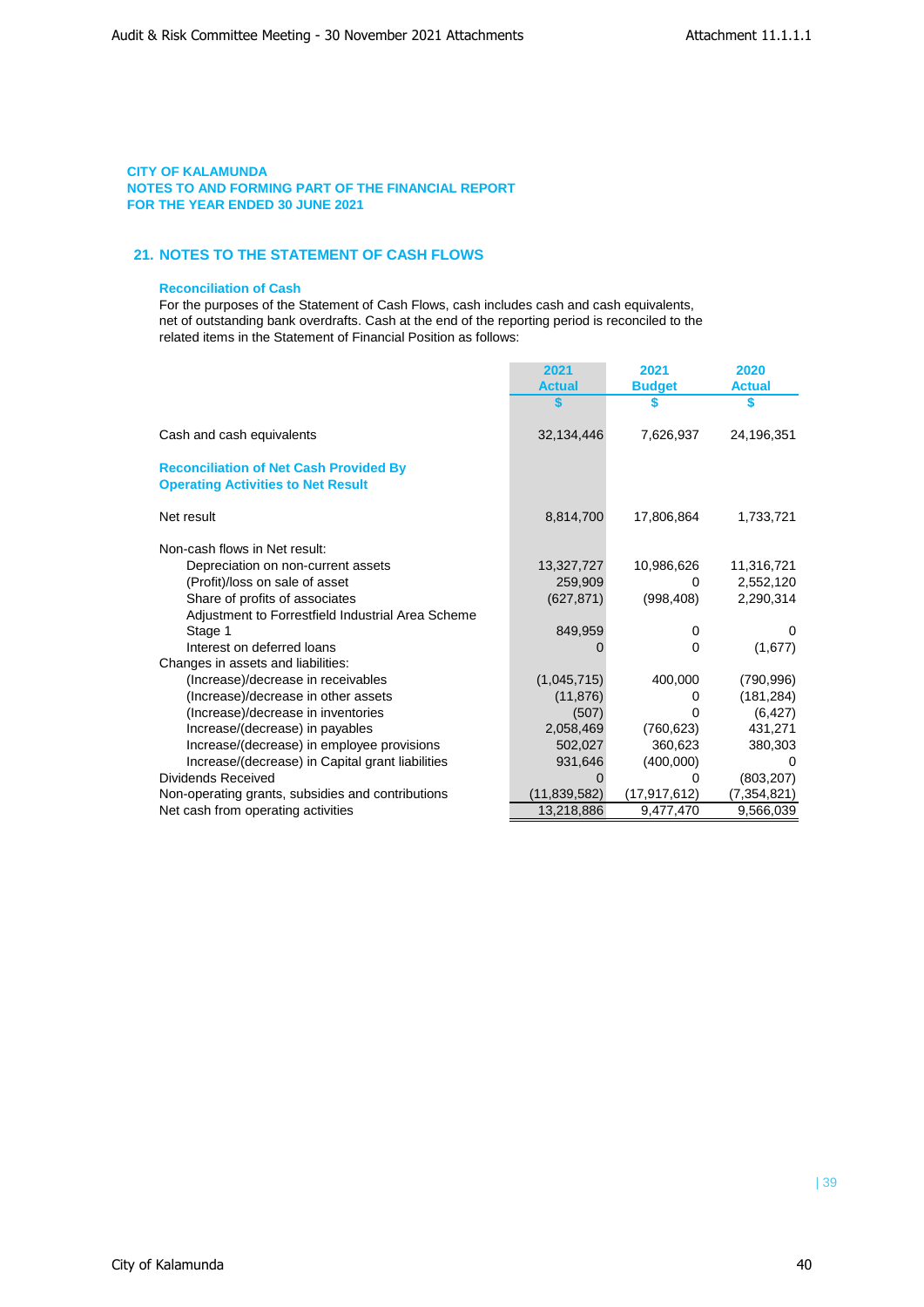CITY OF KALAMUNDA
NOTES TO AND FORMING PART OF THE FINANCIAL REPORT
FOR THE YEAR ENDED 30 JUNE 2021

## 21. NOTES TO THE STATEMENT OF CASH FLOWS

### Reconciliation of Cash

For the purposes of the Statement of Cash Flows, cash includes cash and cash equivalents, net of outstanding bank overdrafts. Cash at the end of the reporting period is reconciled to the related items in the Statement of Financial Position as follows:

| | 2021 Actual $ | 2021 Budget $ | 2020 Actual $ |
|---|---|---|---|
| Cash and cash equivalents | 32,134,446 | 7,626,937 | 24,196,351 |
| **Reconciliation of Net Cash Provided By Operating Activities to Net Result** | | | |
| Net result | 8,814,700 | 17,806,864 | 1,733,721 |
| Non-cash flows in Net result: | | | |
| Depreciation on non-current assets | 13,327,727 | 10,986,626 | 11,316,721 |
| (Profit)/loss on sale of asset | 259,909 | 0 | 2,552,120 |
| Share of profits of associates | (627,871) | (998,408) | 2,290,314 |
| Adjustment to Forrestfield Industrial Area Scheme Stage 1 | 849,959 | 0 | 0 |
| Interest on deferred loans | 0 | 0 | (1,677) |
| Changes in assets and liabilities: | | | |
| (Increase)/decrease in receivables | (1,045,715) | 400,000 | (790,996) |
| (Increase)/decrease in other assets | (11,876) | 0 | (181,284) |
| (Increase)/decrease in inventories | (507) | 0 | (6,427) |
| Increase/(decrease) in payables | 2,058,469 | (760,623) | 431,271 |
| Increase/(decrease) in employee provisions | 502,027 | 360,623 | 380,303 |
| Increase/(decrease) in Capital grant liabilities | 931,646 | (400,000) | 0 |
| Dividends Received | 0 | 0 | (803,207) |
| Non-operating grants, subsidies and contributions | (11,839,582) | (17,917,612) | (7,354,821) |
| Net cash from operating activities | 13,218,886 | 9,477,470 | 9,566,039 |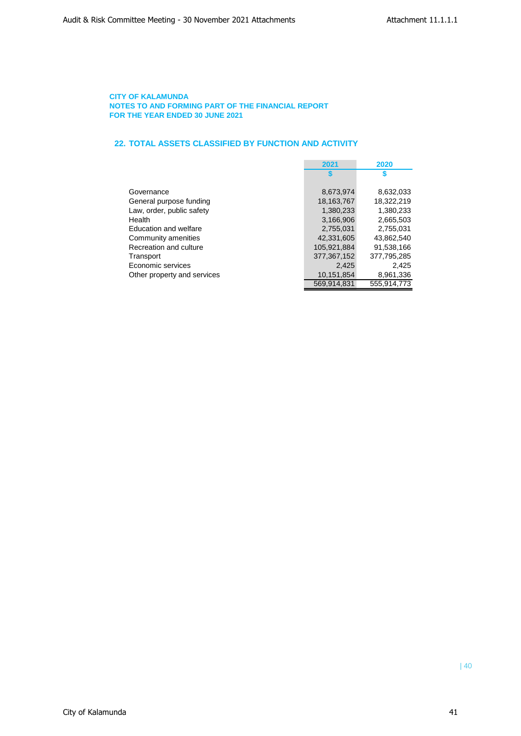**CITY OF KALAMUNDA**
**NOTES TO AND FORMING PART OF THE FINANCIAL REPORT**
**FOR THE YEAR ENDED 30 JUNE 2021**

## 22. TOTAL ASSETS CLASSIFIED BY FUNCTION AND ACTIVITY

| | 2021 | 2020 |
|---|---|---|
| | $ | $ |
| Governance | 8,673,974 | 8,632,033 |
| General purpose funding | 18,163,767 | 18,322,219 |
| Law, order, public safety | 1,380,233 | 1,380,233 |
| Health | 3,166,906 | 2,665,503 |
| Education and welfare | 2,755,031 | 2,755,031 |
| Community amenities | 42,331,605 | 43,862,540 |
| Recreation and culture | 105,921,884 | 91,538,166 |
| Transport | 377,367,152 | 377,795,285 |
| Economic services | 2,425 | 2,425 |
| Other property and services | 10,151,854 | 8,961,336 |
| | 569,914,831 | 555,914,773 |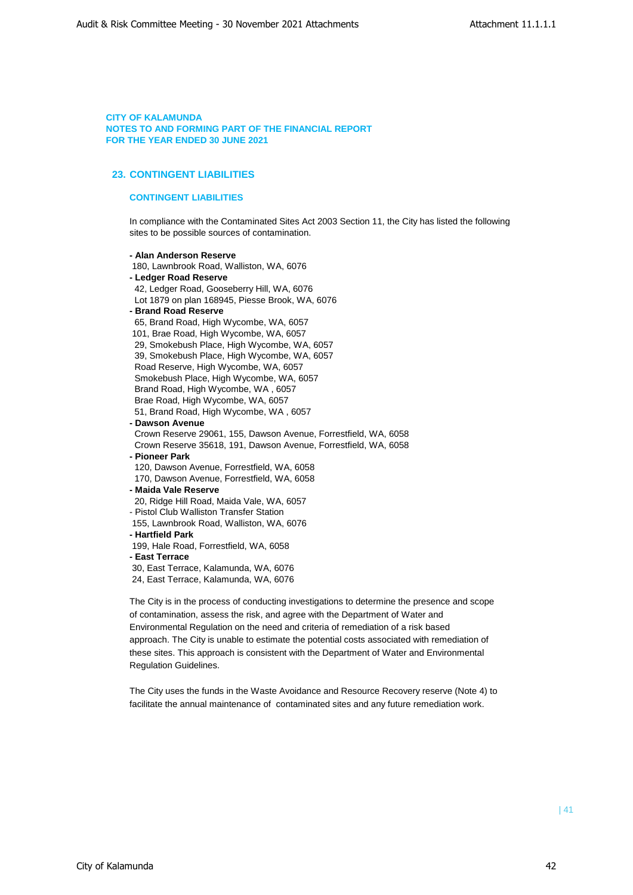**CITY OF KALAMUNDA**
**NOTES TO AND FORMING PART OF THE FINANCIAL REPORT**
**FOR THE YEAR ENDED 30 JUNE 2021**

## 23. CONTINGENT LIABILITIES

### CONTINGENT LIABILITIES

In compliance with the Contaminated Sites Act 2003 Section 11, the City has listed the following sites to be possible sources of contamination.

**- Alan Anderson Reserve**
180, Lawnbrook Road, Walliston, WA, 6076
**- Ledger Road Reserve**
42, Ledger Road, Gooseberry Hill, WA, 6076
Lot 1879 on plan 168945, Piesse Brook, WA, 6076
**- Brand Road Reserve**
65, Brand Road, High Wycombe, WA, 6057
101, Brae Road, High Wycombe, WA, 6057
29, Smokebush Place, High Wycombe, WA, 6057
39, Smokebush Place, High Wycombe, WA, 6057
Road Reserve, High Wycombe, WA, 6057
Smokebush Place, High Wycombe, WA, 6057
Brand Road, High Wycombe, WA , 6057
Brae Road, High Wycombe, WA, 6057
51, Brand Road, High Wycombe, WA , 6057
**- Dawson Avenue**
Crown Reserve 29061, 155, Dawson Avenue, Forrestfield, WA, 6058
Crown Reserve 35618, 191, Dawson Avenue, Forrestfield, WA, 6058
**- Pioneer Park**
120, Dawson Avenue, Forrestfield, WA, 6058
170, Dawson Avenue, Forrestfield, WA, 6058
**- Maida Vale Reserve**
20, Ridge Hill Road, Maida Vale, WA, 6057
- Pistol Club Walliston Transfer Station
155, Lawnbrook Road, Walliston, WA, 6076
**- Hartfield Park**
199, Hale Road, Forrestfield, WA, 6058
**- East Terrace**
30, East Terrace, Kalamunda, WA, 6076
24, East Terrace, Kalamunda, WA, 6076

The City is in the process of conducting investigations to determine the presence and scope of contamination, assess the risk, and agree with the Department of Water and Environmental Regulation on the need and criteria of remediation of a risk based approach. The City is unable to estimate the potential costs associated with remediation of these sites. This approach is consistent with the Department of Water and Environmental Regulation Guidelines.

The City uses the funds in the Waste Avoidance and Resource Recovery reserve (Note 4) to facilitate the annual maintenance of contaminated sites and any future remediation work.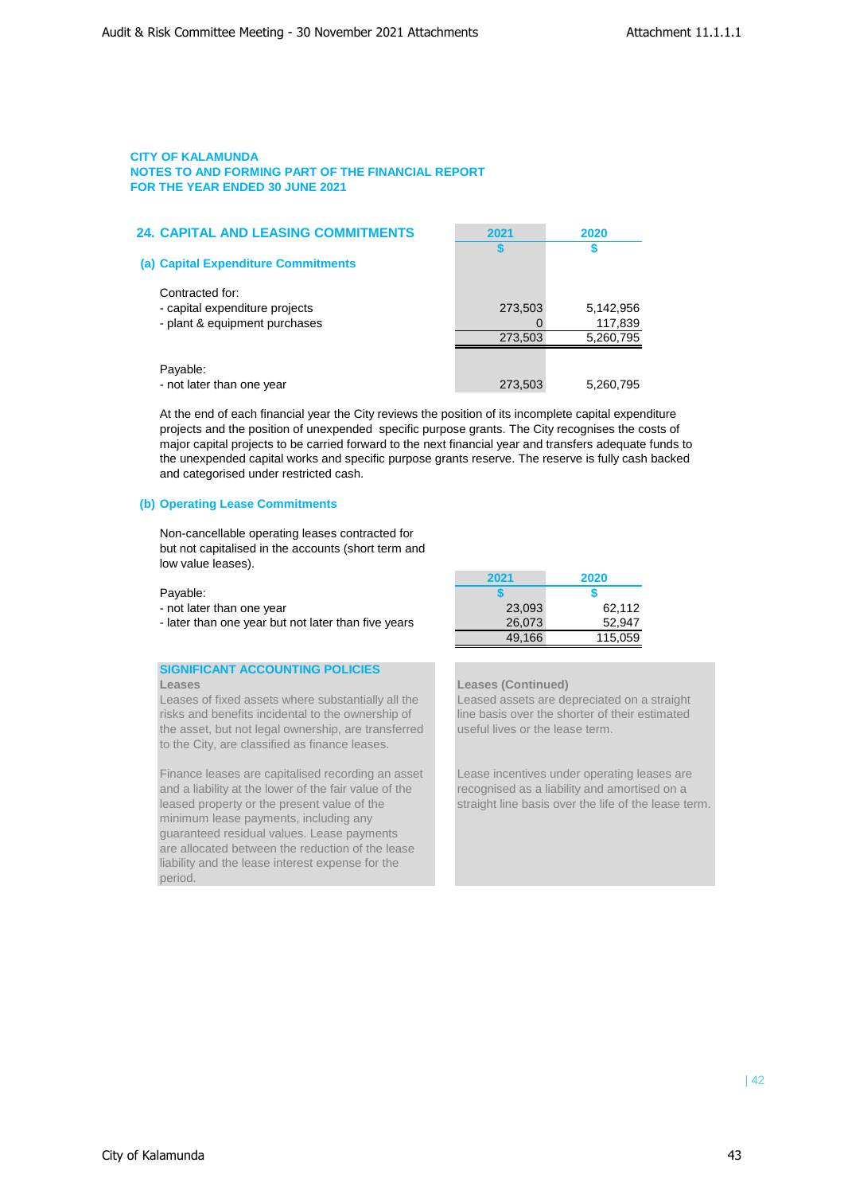**CITY OF KALAMUNDA**
**NOTES TO AND FORMING PART OF THE FINANCIAL REPORT**
**FOR THE YEAR ENDED 30 JUNE 2021**

## 24. CAPITAL AND LEASING COMMITMENTS

### (a) Capital Expenditure Commitments

| | 2021 | 2020 |
|---|---|---|
| | $ | $ |
| Contracted for: | | |
| - capital expenditure projects | 273,503 | 5,142,956 |
| - plant & equipment purchases | 0 | 117,839 |
| | 273,503 | 5,260,795 |
| Payable: | | |
| - not later than one year | 273,503 | 5,260,795 |

At the end of each financial year the City reviews the position of its incomplete capital expenditure projects and the position of unexpended specific purpose grants. The City recognises the costs of major capital projects to be carried forward to the next financial year and transfers adequate funds to the unexpended capital works and specific purpose grants reserve. The reserve is fully cash backed and categorised under restricted cash.

### (b) Operating Lease Commitments

Non-cancellable operating leases contracted for but not capitalised in the accounts (short term and low value leases).

| | 2021 | 2020 |
|---|---|---|
| Payable: | $ | $ |
| - not later than one year | 23,093 | 62,112 |
| - later than one year but not later than five years | 26,073 | 52,947 |
| | 49,166 | 115,059 |

**SIGNIFICANT ACCOUNTING POLICIES**

**Leases**

Leases of fixed assets where substantially all the risks and benefits incidental to the ownership of the asset, but not legal ownership, are transferred to the City, are classified as finance leases.

Finance leases are capitalised recording an asset and a liability at the lower of the fair value of the leased property or the present value of the minimum lease payments, including any guaranteed residual values. Lease payments are allocated between the reduction of the lease liability and the lease interest expense for the period.

**Leases (Continued)**

Leased assets are depreciated on a straight line basis over the shorter of their estimated useful lives or the lease term.

Lease incentives under operating leases are recognised as a liability and amortised on a straight line basis over the life of the lease term.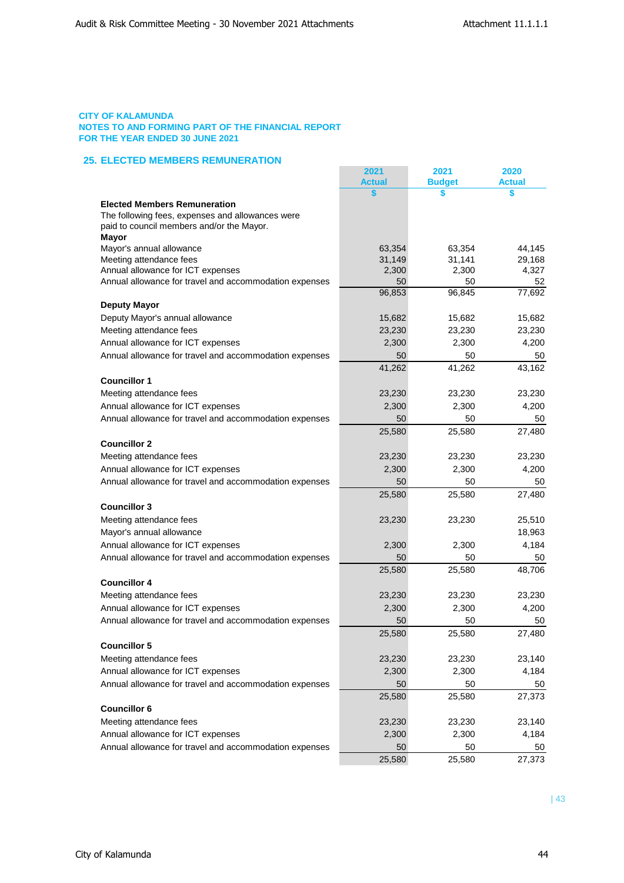CITY OF KALAMUNDA
NOTES TO AND FORMING PART OF THE FINANCIAL REPORT
FOR THE YEAR ENDED 30 JUNE 2021

## 25. ELECTED MEMBERS REMUNERATION

| | 2021 Actual | 2021 Budget | 2020 Actual |
|---|---|---|---|
| | $ | $ | $ |
| **Elected Members Remuneration** | | | |
| The following fees, expenses and allowances were paid to council members and/or the Mayor. | | | |
| **Mayor** | | | |
| Mayor's annual allowance | 63,354 | 63,354 | 44,145 |
| Meeting attendance fees | 31,149 | 31,141 | 29,168 |
| Annual allowance for ICT expenses | 2,300 | 2,300 | 4,327 |
| Annual allowance for travel and accommodation expenses | 50 | 50 | 52 |
| | 96,853 | 96,845 | 77,692 |
| **Deputy Mayor** | | | |
| Deputy Mayor's annual allowance | 15,682 | 15,682 | 15,682 |
| Meeting attendance fees | 23,230 | 23,230 | 23,230 |
| Annual allowance for ICT expenses | 2,300 | 2,300 | 4,200 |
| Annual allowance for travel and accommodation expenses | 50 | 50 | 50 |
| | 41,262 | 41,262 | 43,162 |
| **Councillor 1** | | | |
| Meeting attendance fees | 23,230 | 23,230 | 23,230 |
| Annual allowance for ICT expenses | 2,300 | 2,300 | 4,200 |
| Annual allowance for travel and accommodation expenses | 50 | 50 | 50 |
| | 25,580 | 25,580 | 27,480 |
| **Councillor 2** | | | |
| Meeting attendance fees | 23,230 | 23,230 | 23,230 |
| Annual allowance for ICT expenses | 2,300 | 2,300 | 4,200 |
| Annual allowance for travel and accommodation expenses | 50 | 50 | 50 |
| | 25,580 | 25,580 | 27,480 |
| **Councillor 3** | | | |
| Meeting attendance fees | 23,230 | 23,230 | 25,510 |
| Mayor's annual allowance | | | 18,963 |
| Annual allowance for ICT expenses | 2,300 | 2,300 | 4,184 |
| Annual allowance for travel and accommodation expenses | 50 | 50 | 50 |
| | 25,580 | 25,580 | 48,706 |
| **Councillor 4** | | | |
| Meeting attendance fees | 23,230 | 23,230 | 23,230 |
| Annual allowance for ICT expenses | 2,300 | 2,300 | 4,200 |
| Annual allowance for travel and accommodation expenses | 50 | 50 | 50 |
| | 25,580 | 25,580 | 27,480 |
| **Councillor 5** | | | |
| Meeting attendance fees | 23,230 | 23,230 | 23,140 |
| Annual allowance for ICT expenses | 2,300 | 2,300 | 4,184 |
| Annual allowance for travel and accommodation expenses | 50 | 50 | 50 |
| | 25,580 | 25,580 | 27,373 |
| **Councillor 6** | | | |
| Meeting attendance fees | 23,230 | 23,230 | 23,140 |
| Annual allowance for ICT expenses | 2,300 | 2,300 | 4,184 |
| Annual allowance for travel and accommodation expenses | 50 | 50 | 50 |
| | 25,580 | 25,580 | 27,373 |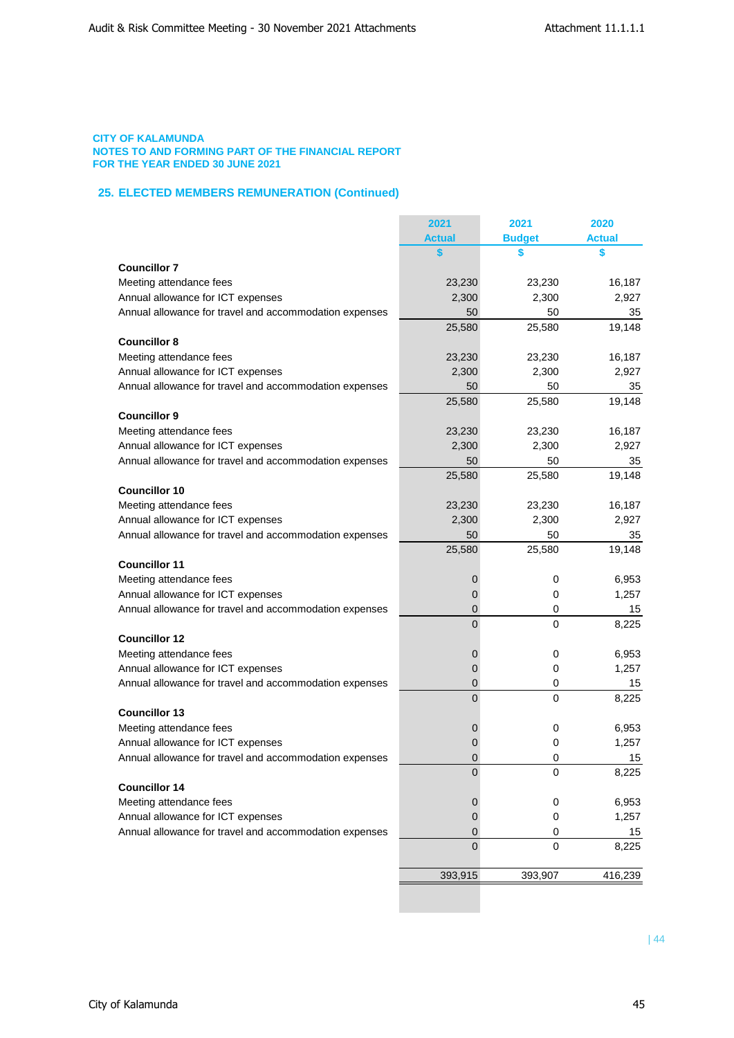**CITY OF KALAMUNDA**
**NOTES TO AND FORMING PART OF THE FINANCIAL REPORT**
**FOR THE YEAR ENDED 30 JUNE 2021**

## 25. ELECTED MEMBERS REMUNERATION (Continued)

| | 2021 Actual | 2021 Budget | 2020 Actual |
|---|---|---|---|
| | $ | $ | $ |
| **Councillor 7** | | | |
| Meeting attendance fees | 23,230 | 23,230 | 16,187 |
| Annual allowance for ICT expenses | 2,300 | 2,300 | 2,927 |
| Annual allowance for travel and accommodation expenses | 50 | 50 | 35 |
| | 25,580 | 25,580 | 19,148 |
| **Councillor 8** | | | |
| Meeting attendance fees | 23,230 | 23,230 | 16,187 |
| Annual allowance for ICT expenses | 2,300 | 2,300 | 2,927 |
| Annual allowance for travel and accommodation expenses | 50 | 50 | 35 |
| | 25,580 | 25,580 | 19,148 |
| **Councillor 9** | | | |
| Meeting attendance fees | 23,230 | 23,230 | 16,187 |
| Annual allowance for ICT expenses | 2,300 | 2,300 | 2,927 |
| Annual allowance for travel and accommodation expenses | 50 | 50 | 35 |
| | 25,580 | 25,580 | 19,148 |
| **Councillor 10** | | | |
| Meeting attendance fees | 23,230 | 23,230 | 16,187 |
| Annual allowance for ICT expenses | 2,300 | 2,300 | 2,927 |
| Annual allowance for travel and accommodation expenses | 50 | 50 | 35 |
| | 25,580 | 25,580 | 19,148 |
| **Councillor 11** | | | |
| Meeting attendance fees | 0 | 0 | 6,953 |
| Annual allowance for ICT expenses | 0 | 0 | 1,257 |
| Annual allowance for travel and accommodation expenses | 0 | 0 | 15 |
| | 0 | 0 | 8,225 |
| **Councillor 12** | | | |
| Meeting attendance fees | 0 | 0 | 6,953 |
| Annual allowance for ICT expenses | 0 | 0 | 1,257 |
| Annual allowance for travel and accommodation expenses | 0 | 0 | 15 |
| | 0 | 0 | 8,225 |
| **Councillor 13** | | | |
| Meeting attendance fees | 0 | 0 | 6,953 |
| Annual allowance for ICT expenses | 0 | 0 | 1,257 |
| Annual allowance for travel and accommodation expenses | 0 | 0 | 15 |
| | 0 | 0 | 8,225 |
| **Councillor 14** | | | |
| Meeting attendance fees | 0 | 0 | 6,953 |
| Annual allowance for ICT expenses | 0 | 0 | 1,257 |
| Annual allowance for travel and accommodation expenses | 0 | 0 | 15 |
| | 0 | 0 | 8,225 |
| | 393,915 | 393,907 | 416,239 |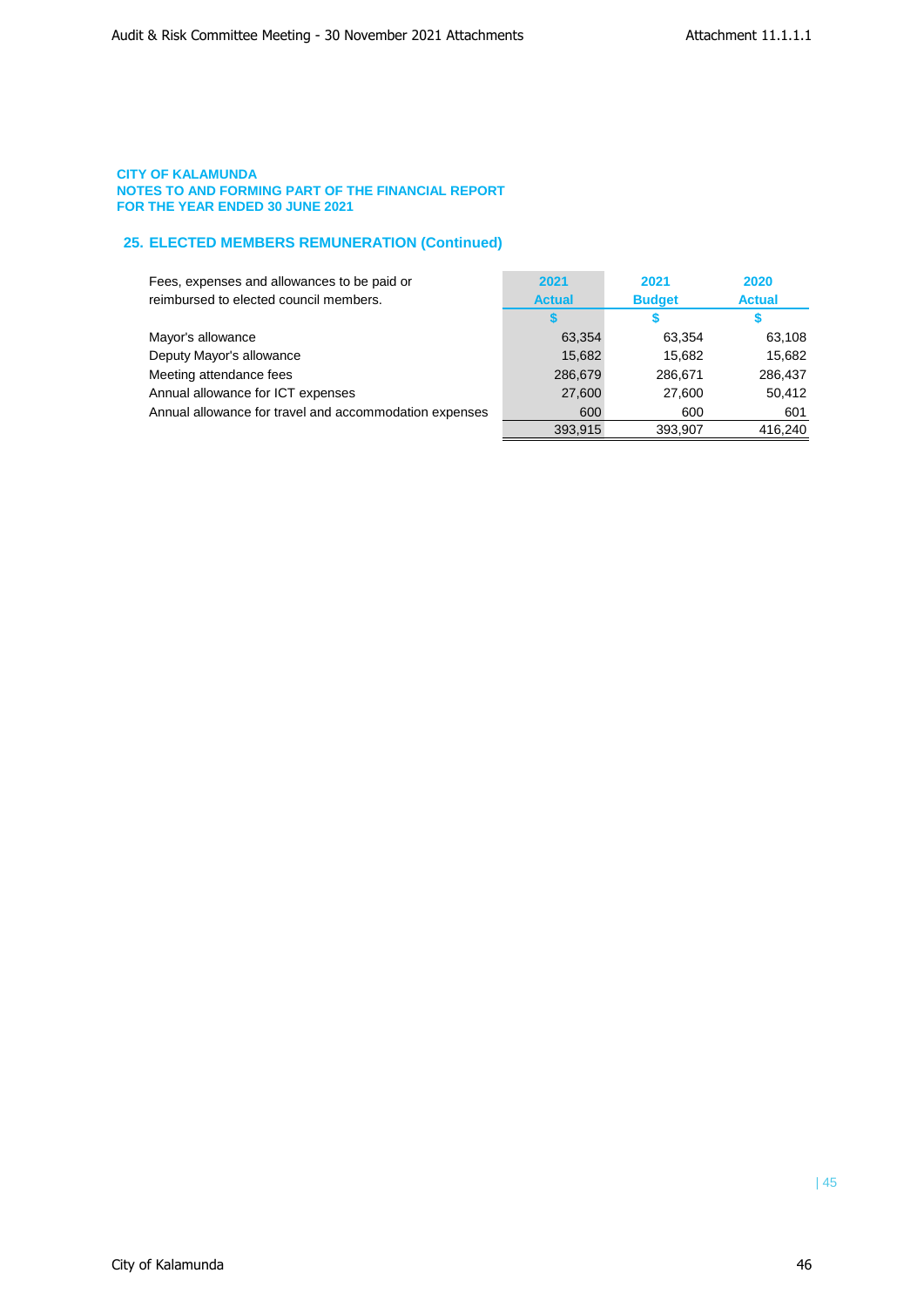**CITY OF KALAMUNDA**
**NOTES TO AND FORMING PART OF THE FINANCIAL REPORT**
**FOR THE YEAR ENDED 30 JUNE 2021**

## 25. ELECTED MEMBERS REMUNERATION (Continued)

| Fees, expenses and allowances to be paid or reimbursed to elected council members. | 2021 Actual | 2021 Budget | 2020 Actual |
|---|---|---|---|
| | $ | $ | $ |
| Mayor's allowance | 63,354 | 63,354 | 63,108 |
| Deputy Mayor's allowance | 15,682 | 15,682 | 15,682 |
| Meeting attendance fees | 286,679 | 286,671 | 286,437 |
| Annual allowance for ICT expenses | 27,600 | 27,600 | 50,412 |
| Annual allowance for travel and accommodation expenses | 600 | 600 | 601 |
| | 393,915 | 393,907 | 416,240 |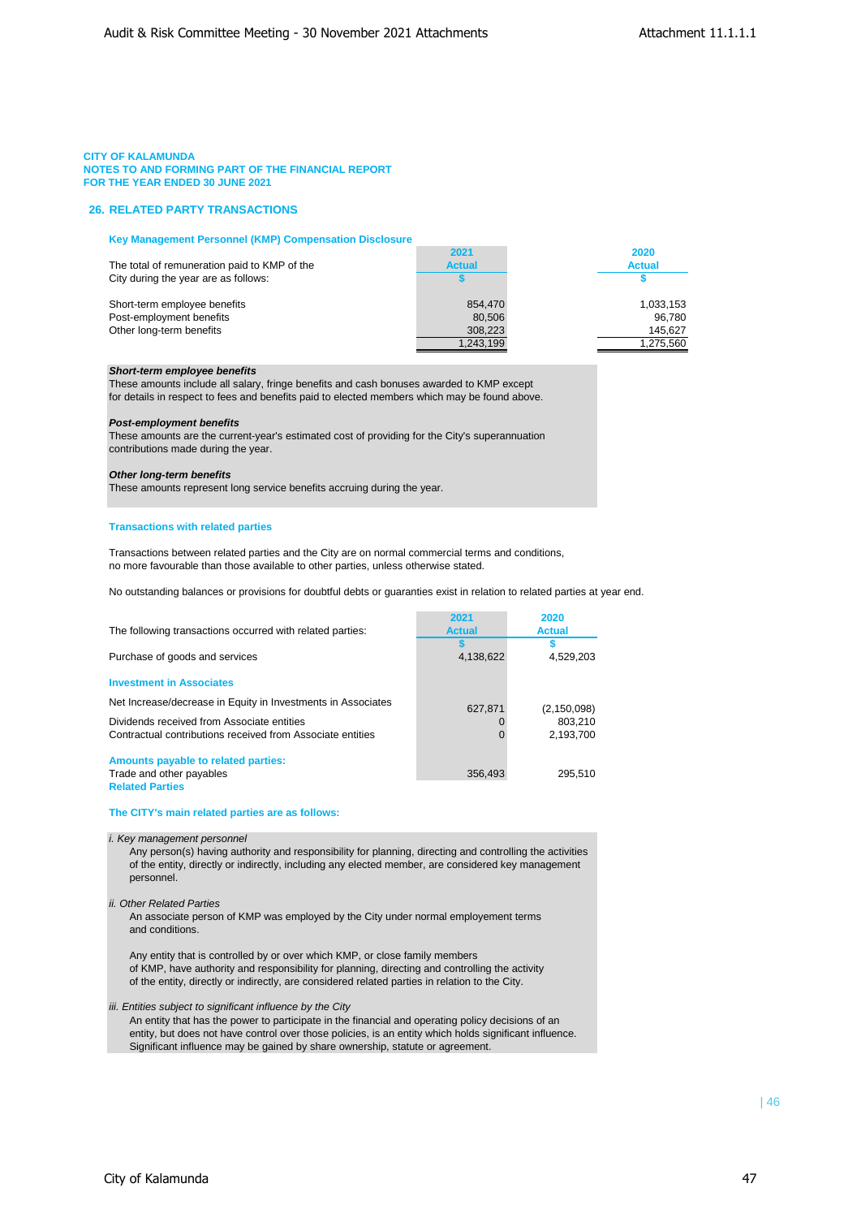CITY OF KALAMUNDA
NOTES TO AND FORMING PART OF THE FINANCIAL REPORT
FOR THE YEAR ENDED 30 JUNE 2021

## 26. RELATED PARTY TRANSACTIONS

### Key Management Personnel (KMP) Compensation Disclosure

| The total of remuneration paid to KMP of the City during the year are as follows: | 2021 Actual $ | 2020 Actual $ |
|---|---|---|
| Short-term employee benefits | 854,470 | 1,033,153 |
| Post-employment benefits | 80,506 | 96,780 |
| Other long-term benefits | 308,223 | 145,627 |
| | 1,243,199 | 1,275,560 |

***Short-term employee benefits***
These amounts include all salary, fringe benefits and cash bonuses awarded to KMP except for details in respect to fees and benefits paid to elected members which may be found above.

***Post-employment benefits***
These amounts are the current-year's estimated cost of providing for the City's superannuation contributions made during the year.

***Other long-term benefits***
These amounts represent long service benefits accruing during the year.

### Transactions with related parties

Transactions between related parties and the City are on normal commercial terms and conditions, no more favourable than those available to other parties, unless otherwise stated.

No outstanding balances or provisions for doubtful debts or guaranties exist in relation to related parties at year end.

| The following transactions occurred with related parties: | 2021 Actual $ | 2020 Actual $ |
|---|---|---|
| Purchase of goods and services | 4,138,622 | 4,529,203 |
| **Investment in Associates** | | |
| Net Increase/decrease in Equity in Investments in Associates | 627,871 | (2,150,098) |
| Dividends received from Associate entities | 0 | 803,210 |
| Contractual contributions received from Associate entities | 0 | 2,193,700 |
| **Amounts payable to related parties:** | | |
| Trade and other payables | 356,493 | 295,510 |
| **Related Parties** | | |

### The CITY's main related parties are as follows:

*i. Key management personnel*
Any person(s) having authority and responsibility for planning, directing and controlling the activities of the entity, directly or indirectly, including any elected member, are considered key management personnel.

*ii. Other Related Parties*
An associate person of KMP was employed by the City under normal employement terms and conditions.

Any entity that is controlled by or over which KMP, or close family members of KMP, have authority and responsibility for planning, directing and controlling the activity of the entity, directly or indirectly, are considered related parties in relation to the City.

*iii. Entities subject to significant influence by the City*
An entity that has the power to participate in the financial and operating policy decisions of an entity, but does not have control over those policies, is an entity which holds significant influence. Significant influence may be gained by share ownership, statute or agreement.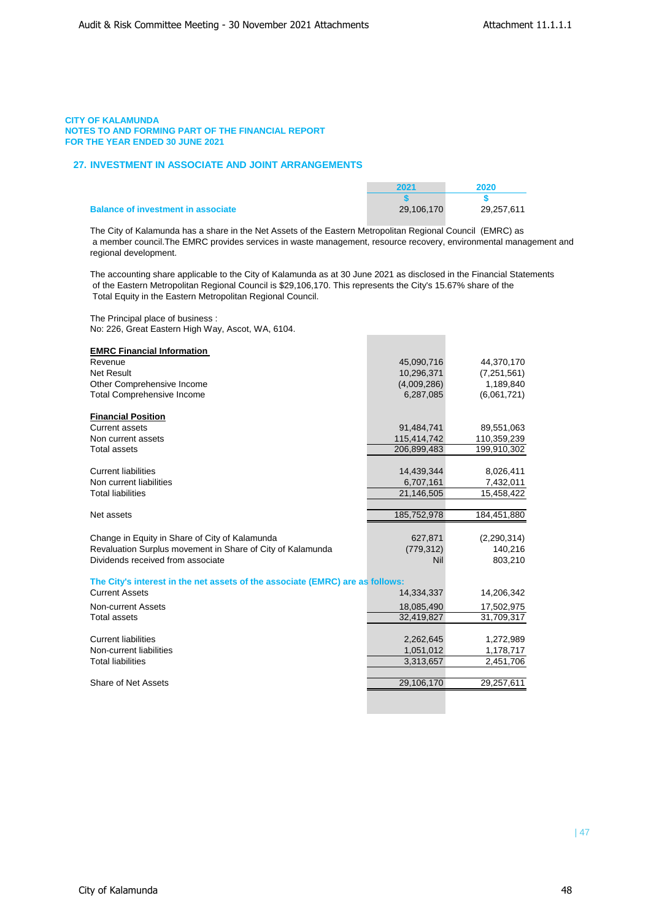**CITY OF KALAMUNDA**
**NOTES TO AND FORMING PART OF THE FINANCIAL REPORT**
**FOR THE YEAR ENDED 30 JUNE 2021**

## 27. INVESTMENT IN ASSOCIATE AND JOINT ARRANGEMENTS

| | 2021 | 2020 |
|---|---|---|
| | $ | $ |
| **Balance of investment in associate** | 29,106,170 | 29,257,611 |

The City of Kalamunda has a share in the Net Assets of the Eastern Metropolitan Regional Council (EMRC) as a member council.The EMRC provides services in waste management, resource recovery, environmental management and regional development.

The accounting share applicable to the City of Kalamunda as at 30 June 2021 as disclosed in the Financial Statements of the Eastern Metropolitan Regional Council is $29,106,170. This represents the City's 15.67% share of the Total Equity in the Eastern Metropolitan Regional Council.

The Principal place of business :
No: 226, Great Eastern High Way, Ascot, WA, 6104.

| | 2021 | 2020 |
|---|---|---|
| **EMRC Financial Information** | | |
| Revenue | 45,090,716 | 44,370,170 |
| Net Result | 10,296,371 | (7,251,561) |
| Other Comprehensive Income | (4,009,286) | 1,189,840 |
| Total Comprehensive Income | 6,287,085 | (6,061,721) |
| | | |
| **Financial Position** | | |
| Current assets | 91,484,741 | 89,551,063 |
| Non current assets | 115,414,742 | 110,359,239 |
| Total assets | 206,899,483 | 199,910,302 |
| | | |
| Current liabilities | 14,439,344 | 8,026,411 |
| Non current liabilities | 6,707,161 | 7,432,011 |
| Total liabilities | 21,146,505 | 15,458,422 |
| | | |
| Net assets | 185,752,978 | 184,451,880 |
| | | |
| Change in Equity in Share of City of Kalamunda | 627,871 | (2,290,314) |
| Revaluation Surplus movement in Share of City of Kalamunda | (779,312) | 140,216 |
| Dividends received from associate | Nil | 803,210 |
| | | |
| **The City's interest in the net assets of the associate (EMRC) are as follows:** | | |
| Current Assets | 14,334,337 | 14,206,342 |
| Non-current Assets | 18,085,490 | 17,502,975 |
| Total assets | 32,419,827 | 31,709,317 |
| | | |
| Current liabilities | 2,262,645 | 1,272,989 |
| Non-current liabilities | 1,051,012 | 1,178,717 |
| Total liabilities | 3,313,657 | 2,451,706 |
| | | |
| Share of Net Assets | 29,106,170 | 29,257,611 |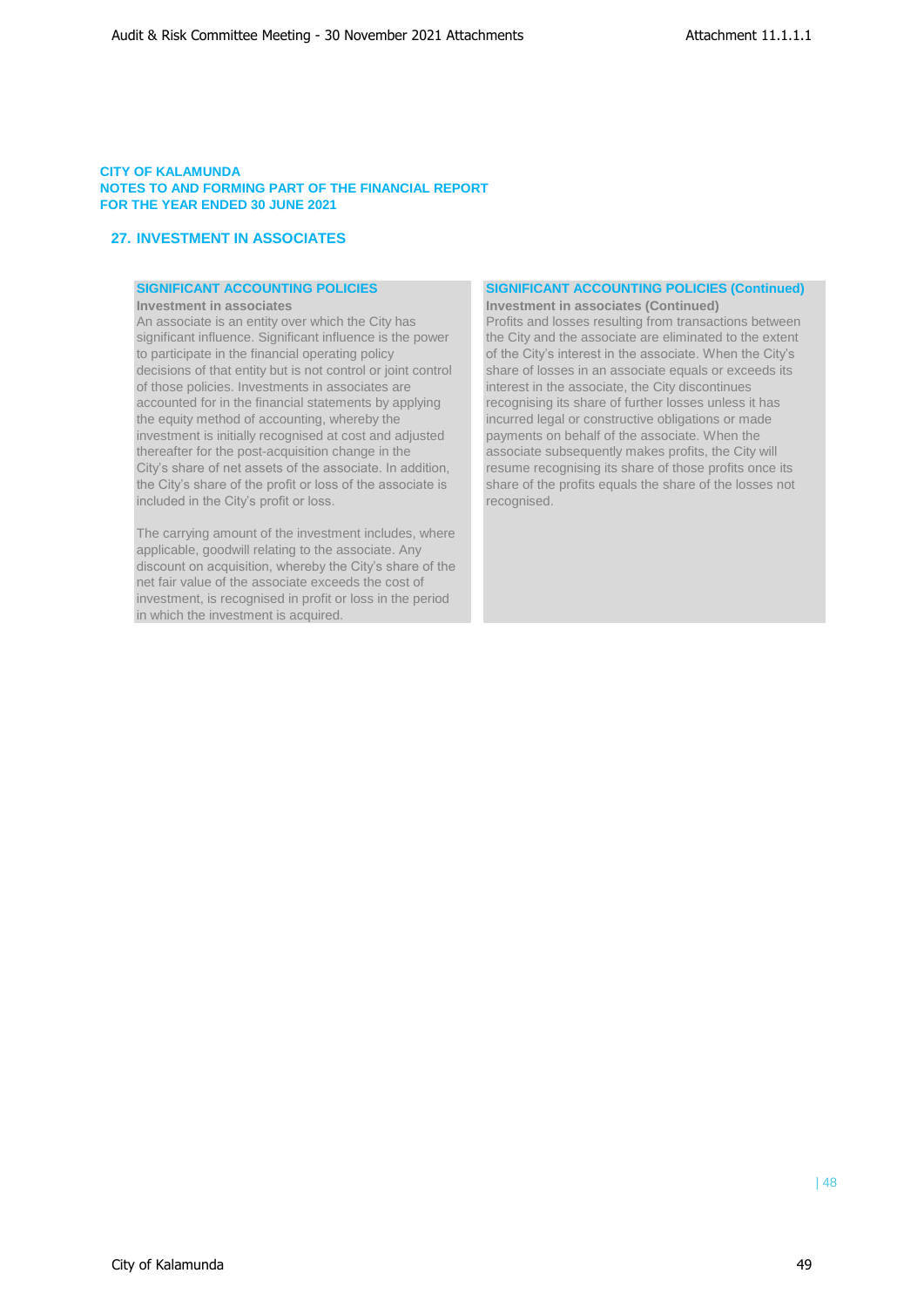**CITY OF KALAMUNDA**
**NOTES TO AND FORMING PART OF THE FINANCIAL REPORT**
**FOR THE YEAR ENDED 30 JUNE 2021**

## 27. INVESTMENT IN ASSOCIATES

### SIGNIFICANT ACCOUNTING POLICIES

**Investment in associates**

An associate is an entity over which the City has significant influence. Significant influence is the power to participate in the financial operating policy decisions of that entity but is not control or joint control of those policies. Investments in associates are accounted for in the financial statements by applying the equity method of accounting, whereby the investment is initially recognised at cost and adjusted thereafter for the post-acquisition change in the City's share of net assets of the associate. In addition, the City's share of the profit or loss of the associate is included in the City's profit or loss.

The carrying amount of the investment includes, where applicable, goodwill relating to the associate. Any discount on acquisition, whereby the City's share of the net fair value of the associate exceeds the cost of investment, is recognised in profit or loss in the period in which the investment is acquired.

### SIGNIFICANT ACCOUNTING POLICIES (Continued)

**Investment in associates (Continued)**

Profits and losses resulting from transactions between the City and the associate are eliminated to the extent of the City's interest in the associate. When the City's share of losses in an associate equals or exceeds its interest in the associate, the City discontinues recognising its share of further losses unless it has incurred legal or constructive obligations or made payments on behalf of the associate. When the associate subsequently makes profits, the City will resume recognising its share of those profits once its share of the profits equals the share of the losses not recognised.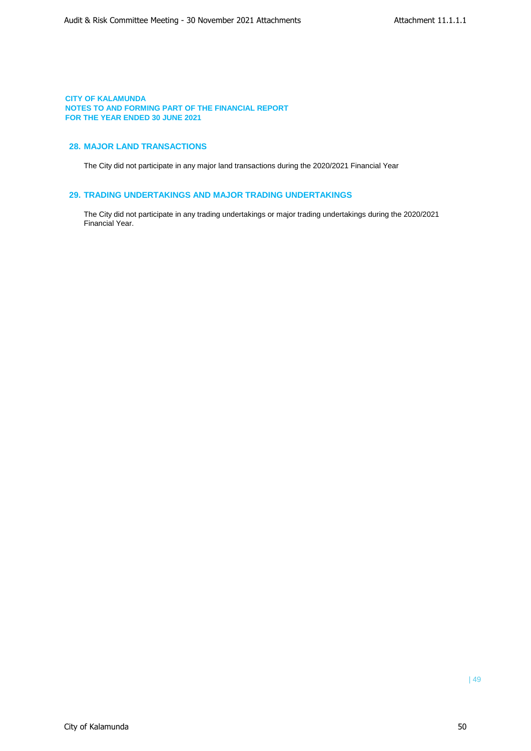**CITY OF KALAMUNDA**
**NOTES TO AND FORMING PART OF THE FINANCIAL REPORT**
**FOR THE YEAR ENDED 30 JUNE 2021**

## 28. MAJOR LAND TRANSACTIONS

The City did not participate in any major land transactions during the 2020/2021 Financial Year

## 29. TRADING UNDERTAKINGS AND MAJOR TRADING UNDERTAKINGS

The City did not participate in any trading undertakings or major trading undertakings during the 2020/2021 Financial Year.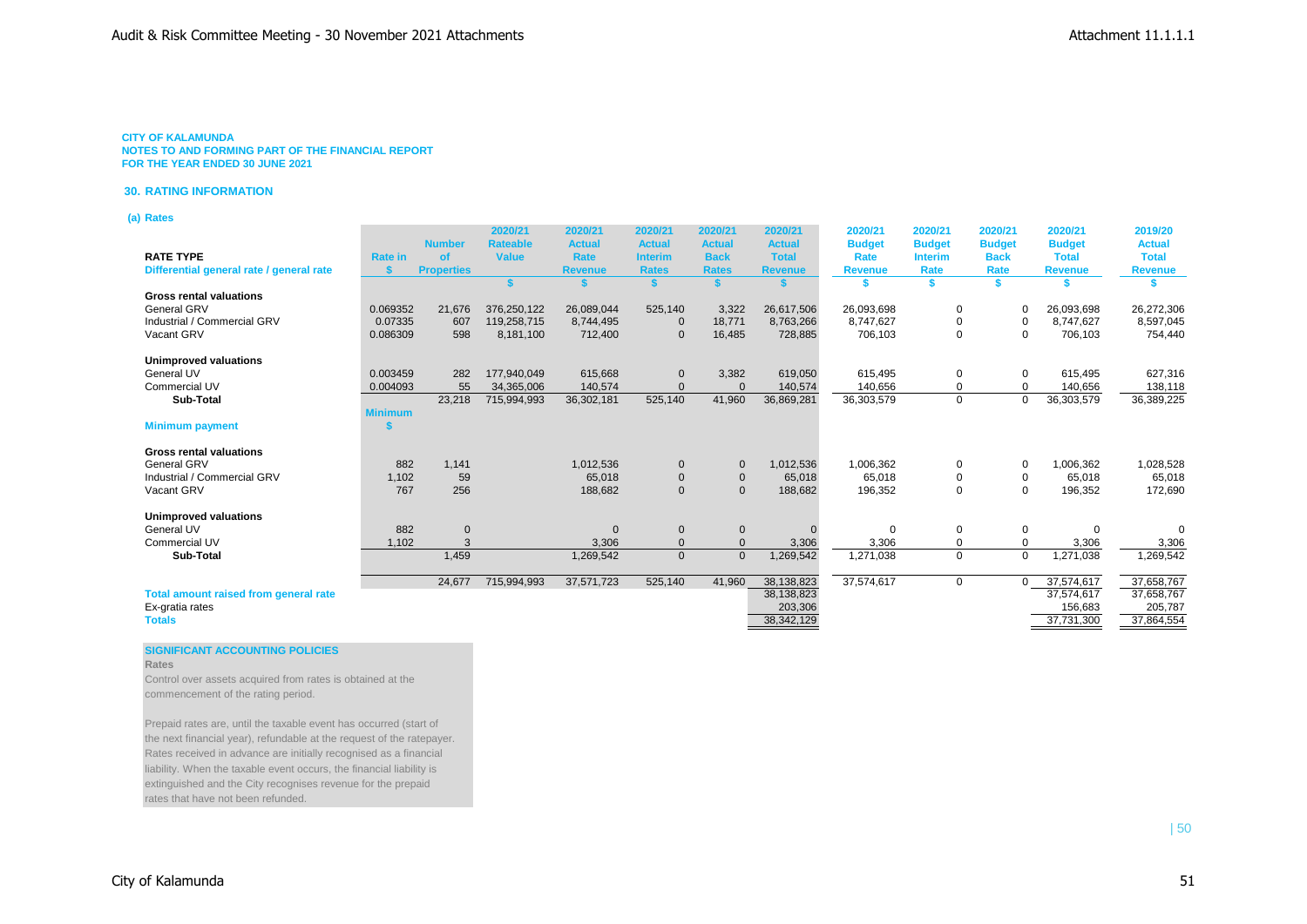**CITY OF KALAMUNDA**
**NOTES TO AND FORMING PART OF THE FINANCIAL REPORT**
**FOR THE YEAR ENDED 30 JUNE 2021**

## 30. RATING INFORMATION

### (a) Rates

| RATE TYPE<br>Differential general rate / general rate | Rate in $ | Number of Properties | 2020/21 Rateable Value $ | 2020/21 Actual Rate Revenue $ | 2020/21 Actual Interim Rates $ | 2020/21 Actual Back Rates $ | 2020/21 Actual Total Revenue $ | 2020/21 Budget Rate Revenue $ | 2020/21 Budget Interim Rate $ | 2020/21 Budget Back Rate $ | 2020/21 Budget Total Revenue $ | 2019/20 Actual Total Revenue $ |
|---|---|---|---|---|---|---|---|---|---|---|---|---|
| **Gross rental valuations** | | | | | | | | | | | | |
| General GRV | 0.069352 | 21,676 | 376,250,122 | 26,089,044 | 525,140 | 3,322 | 26,617,506 | 26,093,698 | 0 | 0 | 26,093,698 | 26,272,306 |
| Industrial / Commercial GRV | 0.07335 | 607 | 119,258,715 | 8,744,495 | 0 | 18,771 | 8,763,266 | 8,747,627 | 0 | 0 | 8,747,627 | 8,597,045 |
| Vacant GRV | 0.086309 | 598 | 8,181,100 | 712,400 | 0 | 16,485 | 728,885 | 706,103 | 0 | 0 | 706,103 | 754,440 |
| **Unimproved valuations** | | | | | | | | | | | | |
| General UV | 0.003459 | 282 | 177,940,049 | 615,668 | 0 | 3,382 | 619,050 | 615,495 | 0 | 0 | 615,495 | 627,316 |
| Commercial UV | 0.004093 | 55 | 34,365,006 | 140,574 | 0 | 0 | 140,574 | 140,656 | 0 | 0 | 140,656 | 138,118 |
| **Sub-Total** | | 23,218 | 715,994,993 | 36,302,181 | 525,140 | 41,960 | 36,869,281 | 36,303,579 | 0 | 0 | 36,303,579 | 36,389,225 |
| **Minimum payment** | **Minimum $** | | | | | | | | | | | |
| **Gross rental valuations** | | | | | | | | | | | | |
| General GRV | 882 | 1,141 | | 1,012,536 | 0 | 0 | 1,012,536 | 1,006,362 | 0 | 0 | 1,006,362 | 1,028,528 |
| Industrial / Commercial GRV | 1,102 | 59 | | 65,018 | 0 | 0 | 65,018 | 65,018 | 0 | 0 | 65,018 | 65,018 |
| Vacant GRV | 767 | 256 | | 188,682 | 0 | 0 | 188,682 | 196,352 | 0 | 0 | 196,352 | 172,690 |
| **Unimproved valuations** | | | | | | | | | | | | |
| General UV | 882 | 0 | | 0 | 0 | 0 | 0 | 0 | 0 | 0 | 0 | 0 |
| Commercial UV | 1,102 | 3 | | 3,306 | 0 | 0 | 3,306 | 3,306 | 0 | 0 | 3,306 | 3,306 |
| **Sub-Total** | | 1,459 | | 1,269,542 | 0 | 0 | 1,269,542 | 1,271,038 | 0 | 0 | 1,271,038 | 1,269,542 |
| | | 24,677 | 715,994,993 | 37,571,723 | 525,140 | 41,960 | 38,138,823 | 37,574,617 | 0 | 0 | 37,574,617 | 37,658,767 |
| **Total amount raised from general rate** | | | | | | | 38,138,823 | | | | 37,574,617 | 37,658,767 |
| Ex-gratia rates | | | | | | | 203,306 | | | | 156,683 | 205,787 |
| **Totals** | | | | | | | 38,342,129 | | | | 37,731,300 | 37,864,554 |

**SIGNIFICANT ACCOUNTING POLICIES**

**Rates**

Control over assets acquired from rates is obtained at the commencement of the rating period.

Prepaid rates are, until the taxable event has occurred (start of the next financial year), refundable at the request of the ratepayer. Rates received in advance are initially recognised as a financial liability. When the taxable event occurs, the financial liability is extinguished and the City recognises revenue for the prepaid rates that have not been refunded.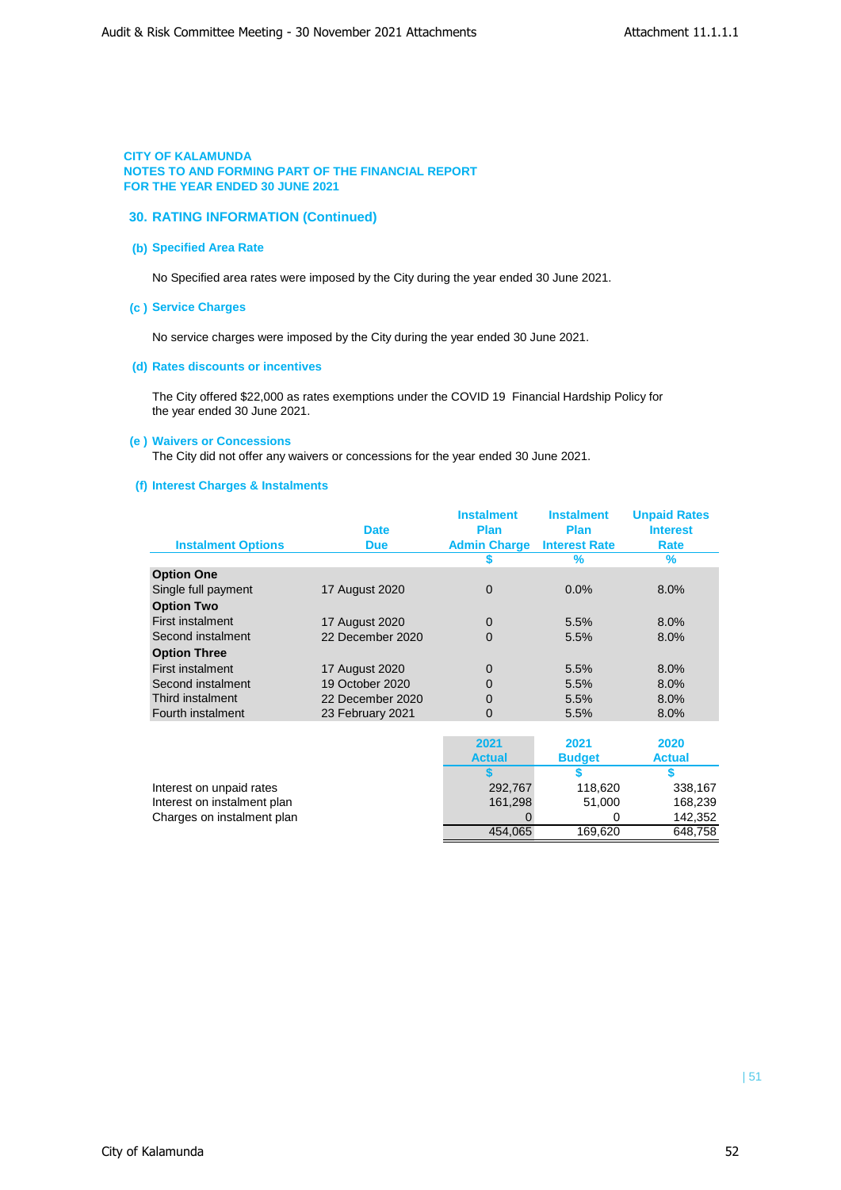**CITY OF KALAMUNDA**
**NOTES TO AND FORMING PART OF THE FINANCIAL REPORT**
**FOR THE YEAR ENDED 30 JUNE 2021**

## 30. RATING INFORMATION (Continued)

### (b) Specified Area Rate

No Specified area rates were imposed by the City during the year ended 30 June 2021.

### (c ) Service Charges

No service charges were imposed by the City during the year ended 30 June 2021.

### (d) Rates discounts or incentives

The City offered $22,000 as rates exemptions under the COVID 19 Financial Hardship Policy for the year ended 30 June 2021.

### (e ) Waivers or Concessions

The City did not offer any waivers or concessions for the year ended 30 June 2021.

### (f) Interest Charges & Instalments

| Instalment Options | Date Due | Instalment Plan Admin Charge | Instalment Plan Interest Rate | Unpaid Rates Interest Rate |
|---|---|---|---|---|
| | | $ | % | % |
| **Option One** | | | | |
| Single full payment | 17 August 2020 | 0 | 0.0% | 8.0% |
| **Option Two** | | | | |
| First instalment | 17 August 2020 | 0 | 5.5% | 8.0% |
| Second instalment | 22 December 2020 | 0 | 5.5% | 8.0% |
| **Option Three** | | | | |
| First instalment | 17 August 2020 | 0 | 5.5% | 8.0% |
| Second instalment | 19 October 2020 | 0 | 5.5% | 8.0% |
| Third instalment | 22 December 2020 | 0 | 5.5% | 8.0% |
| Fourth instalment | 23 February 2021 | 0 | 5.5% | 8.0% |

| | 2021 Actual | 2021 Budget | 2020 Actual |
|---|---|---|---|
| | $ | $ | $ |
| Interest on unpaid rates | 292,767 | 118,620 | 338,167 |
| Interest on instalment plan | 161,298 | 51,000 | 168,239 |
| Charges on instalment plan | 0 | 0 | 142,352 |
| | 454,065 | 169,620 | 648,758 |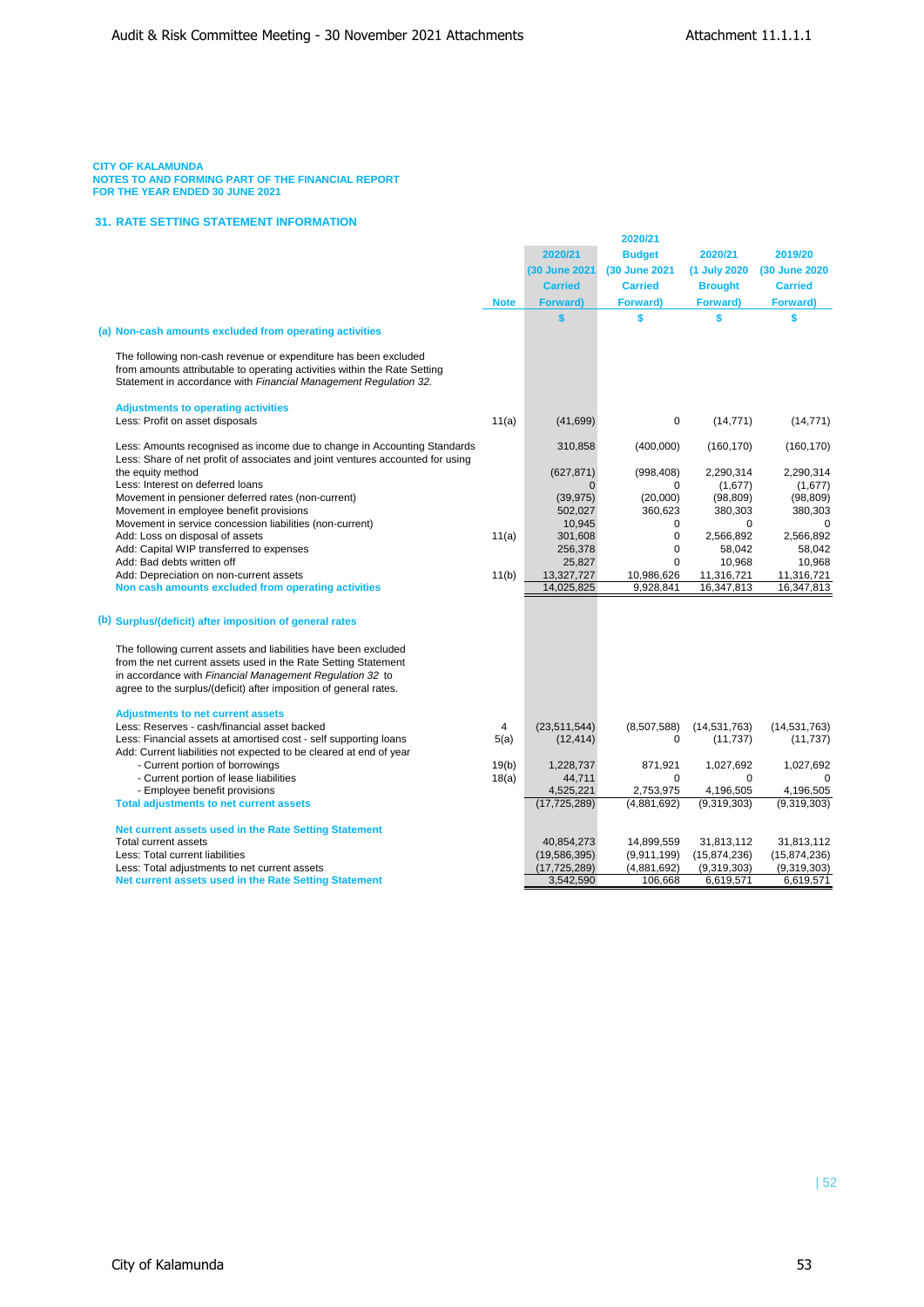CITY OF KALAMUNDA
NOTES TO AND FORMING PART OF THE FINANCIAL REPORT
FOR THE YEAR ENDED 30 JUNE 2021

## 31. RATE SETTING STATEMENT INFORMATION

| | Note | 2020/21 (30 June 2021 Carried Forward) | 2020/21 Budget (30 June 2021 Carried Forward) | 2020/21 (1 July 2020 Brought Forward) | 2019/20 (30 June 2020 Carried Forward) |
|---|---|---|---|---|---|
| | | $ | $ | $ | $ |
| **(a) Non-cash amounts excluded from operating activities** | | | | | |
| The following non-cash revenue or expenditure has been excluded from amounts attributable to operating activities within the Rate Setting Statement in accordance with *Financial Management Regulation 32.* | | | | | |
| **Adjustments to operating activities** | | | | | |
| Less: Profit on asset disposals | 11(a) | (41,699) | 0 | (14,771) | (14,771) |
| Less: Amounts recognised as income due to change in Accounting Standards | | 310,858 | (400,000) | (160,170) | (160,170) |
| Less: Share of net profit of associates and joint ventures accounted for using the equity method | | (627,871) | (998,408) | 2,290,314 | 2,290,314 |
| Less: Interest on deferred loans | | 0 | 0 | (1,677) | (1,677) |
| Movement in pensioner deferred rates (non-current) | | (39,975) | (20,000) | (98,809) | (98,809) |
| Movement in employee benefit provisions | | 502,027 | 360,623 | 380,303 | 380,303 |
| Movement in service concession liabilities (non-current) | | 10,945 | 0 | 0 | 0 |
| Add: Loss on disposal of assets | 11(a) | 301,608 | 0 | 2,566,892 | 2,566,892 |
| Add: Capital WIP transferred to expenses | | 256,378 | 0 | 58,042 | 58,042 |
| Add: Bad debts written off | | 25,827 | 0 | 10,968 | 10,968 |
| Add: Depreciation on non-current assets | 11(b) | 13,327,727 | 10,986,626 | 11,316,721 | 11,316,721 |
| **Non cash amounts excluded from operating activities** | | 14,025,825 | 9,928,841 | 16,347,813 | 16,347,813 |
| **(b) Surplus/(deficit) after imposition of general rates** | | | | | |
| The following current assets and liabilities have been excluded from the net current assets used in the Rate Setting Statement in accordance with *Financial Management Regulation 32* to agree to the surplus/(deficit) after imposition of general rates. | | | | | |
| **Adjustments to net current assets** | | | | | |
| Less: Reserves - cash/financial asset backed | 4 | (23,511,544) | (8,507,588) | (14,531,763) | (14,531,763) |
| Less: Financial assets at amortised cost - self supporting loans | 5(a) | (12,414) | 0 | (11,737) | (11,737) |
| Add: Current liabilities not expected to be cleared at end of year | | | | | |
| - Current portion of borrowings | 19(b) | 1,228,737 | 871,921 | 1,027,692 | 1,027,692 |
| - Current portion of lease liabilities | 18(a) | 44,711 | 0 | 0 | 0 |
| - Employee benefit provisions | | 4,525,221 | 2,753,975 | 4,196,505 | 4,196,505 |
| **Total adjustments to net current assets** | | (17,725,289) | (4,881,692) | (9,319,303) | (9,319,303) |
| **Net current assets used in the Rate Setting Statement** | | | | | |
| Total current assets | | 40,854,273 | 14,899,559 | 31,813,112 | 31,813,112 |
| Less: Total current liabilities | | (19,586,395) | (9,911,199) | (15,874,236) | (15,874,236) |
| Less: Total adjustments to net current assets | | (17,725,289) | (4,881,692) | (9,319,303) | (9,319,303) |
| **Net current assets used in the Rate Setting Statement** | | 3,542,590 | 106,668 | 6,619,571 | 6,619,571 |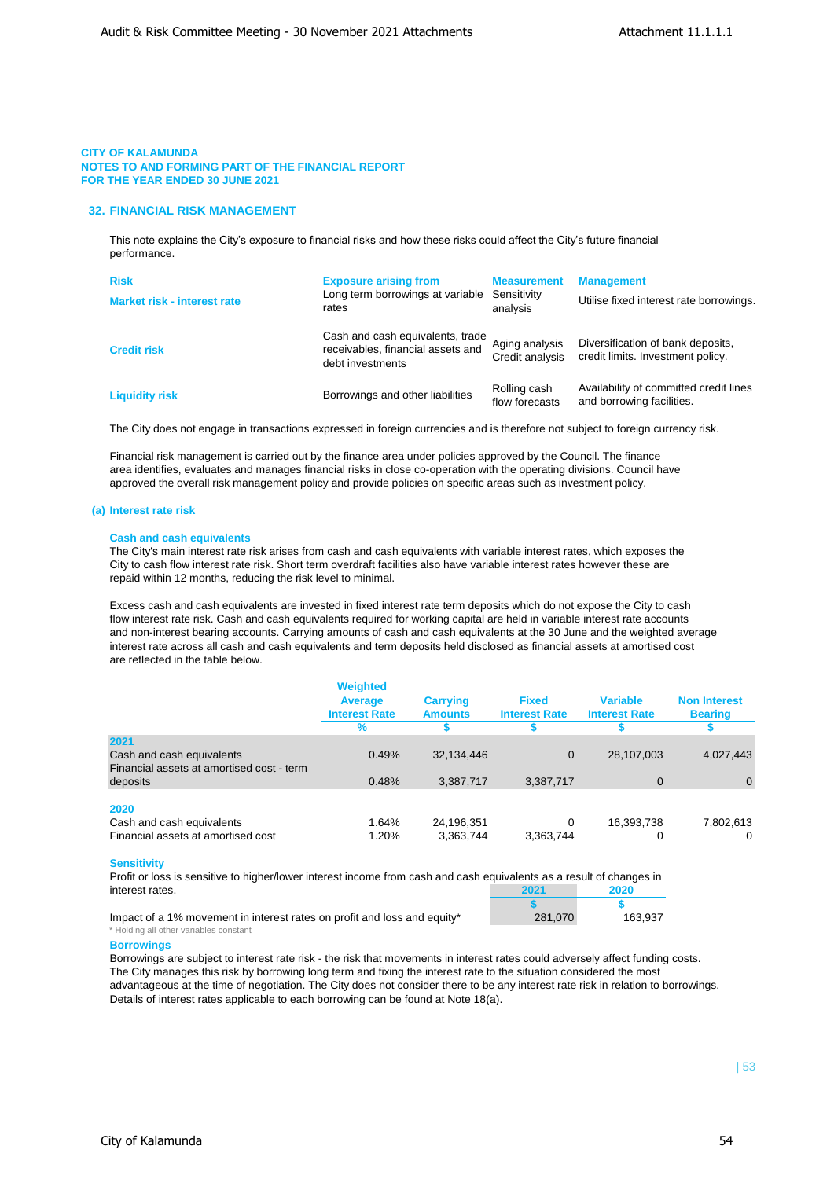CITY OF KALAMUNDA
NOTES TO AND FORMING PART OF THE FINANCIAL REPORT
FOR THE YEAR ENDED 30 JUNE 2021

## 32. FINANCIAL RISK MANAGEMENT

This note explains the City's exposure to financial risks and how these risks could affect the City's future financial performance.

| Risk | Exposure arising from | Measurement | Management |
|---|---|---|---|
| Market risk - interest rate | Long term borrowings at variable rates | Sensitivity analysis | Utilise fixed interest rate borrowings. |
| Credit risk | Cash and cash equivalents, trade receivables, financial assets and debt investments | Aging analysis Credit analysis | Diversification of bank deposits, credit limits. Investment policy. |
| Liquidity risk | Borrowings and other liabilities | Rolling cash flow forecasts | Availability of committed credit lines and borrowing facilities. |

The City does not engage in transactions expressed in foreign currencies and is therefore not subject to foreign currency risk.

Financial risk management is carried out by the finance area under policies approved by the Council. The finance area identifies, evaluates and manages financial risks in close co-operation with the operating divisions. Council have approved the overall risk management policy and provide policies on specific areas such as investment policy.

### (a) Interest rate risk

**Cash and cash equivalents**

The City's main interest rate risk arises from cash and cash equivalents with variable interest rates, which exposes the City to cash flow interest rate risk. Short term overdraft facilities also have variable interest rates however these are repaid within 12 months, reducing the risk level to minimal.

Excess cash and cash equivalents are invested in fixed interest rate term deposits which do not expose the City to cash flow interest rate risk. Cash and cash equivalents required for working capital are held in variable interest rate accounts and non-interest bearing accounts. Carrying amounts of cash and cash equivalents at the 30 June and the weighted average interest rate across all cash and cash equivalents and term deposits held disclosed as financial assets at amortised cost are reflected in the table below.

| | Weighted Average Interest Rate | Carrying Amounts | Fixed Interest Rate | Variable Interest Rate | Non Interest Bearing |
|---|---|---|---|---|---|
| | % | $ | $ | $ | $ |
| **2021** | | | | | |
| Cash and cash equivalents | 0.49% | 32,134,446 | 0 | 28,107,003 | 4,027,443 |
| Financial assets at amortised cost - term deposits | 0.48% | 3,387,717 | 3,387,717 | 0 | 0 |
| **2020** | | | | | |
| Cash and cash equivalents | 1.64% | 24,196,351 | 0 | 16,393,738 | 7,802,613 |
| Financial assets at amortised cost | 1.20% | 3,363,744 | 3,363,744 | 0 | 0 |

**Sensitivity**

Profit or loss is sensitive to higher/lower interest income from cash and cash equivalents as a result of changes in interest rates.

| | 2021 | 2020 |
|---|---|---|
| | $ | $ |
| Impact of a 1% movement in interest rates on profit and loss and equity* | 281,070 | 163,937 |

\* Holding all other variables constant

**Borrowings**

Borrowings are subject to interest rate risk - the risk that movements in interest rates could adversely affect funding costs. The City manages this risk by borrowing long term and fixing the interest rate to the situation considered the most advantageous at the time of negotiation. The City does not consider there to be any interest rate risk in relation to borrowings. Details of interest rates applicable to each borrowing can be found at Note 18(a).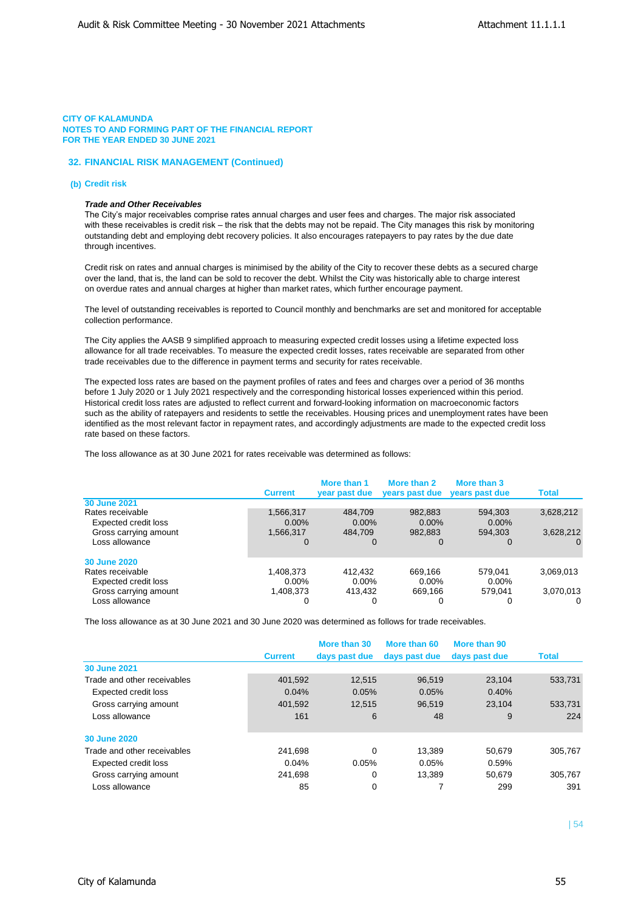CITY OF KALAMUNDA
NOTES TO AND FORMING PART OF THE FINANCIAL REPORT
FOR THE YEAR ENDED 30 JUNE 2021

## 32. FINANCIAL RISK MANAGEMENT (Continued)

### (b) Credit risk

***Trade and Other Receivables***

The City's major receivables comprise rates annual charges and user fees and charges. The major risk associated with these receivables is credit risk – the risk that the debts may not be repaid. The City manages this risk by monitoring outstanding debt and employing debt recovery policies. It also encourages ratepayers to pay rates by the due date through incentives.

Credit risk on rates and annual charges is minimised by the ability of the City to recover these debts as a secured charge over the land, that is, the land can be sold to recover the debt. Whilst the City was historically able to charge interest on overdue rates and annual charges at higher than market rates, which further encourage payment.

The level of outstanding receivables is reported to Council monthly and benchmarks are set and monitored for acceptable collection performance.

The City applies the AASB 9 simplified approach to measuring expected credit losses using a lifetime expected loss allowance for all trade receivables. To measure the expected credit losses, rates receivable are separated from other trade receivables due to the difference in payment terms and security for rates receivable.

The expected loss rates are based on the payment profiles of rates and fees and charges over a period of 36 months before 1 July 2020 or 1 July 2021 respectively and the corresponding historical losses experienced within this period. Historical credit loss rates are adjusted to reflect current and forward-looking information on macroeconomic factors such as the ability of ratepayers and residents to settle the receivables. Housing prices and unemployment rates have been identified as the most relevant factor in repayment rates, and accordingly adjustments are made to the expected credit loss rate based on these factors.

The loss allowance as at 30 June 2021 for rates receivable was determined as follows:

| | Current | More than 1 year past due | More than 2 years past due | More than 3 years past due | Total |
|---|---|---|---|---|---|
| **30 June 2021** | | | | | |
| Rates receivable | 1,566,317 | 484,709 | 982,883 | 594,303 | 3,628,212 |
| Expected credit loss | 0.00% | 0.00% | 0.00% | 0.00% | |
| Gross carrying amount | 1,566,317 | 484,709 | 982,883 | 594,303 | 3,628,212 |
| Loss allowance | 0 | 0 | 0 | 0 | 0 |
| **30 June 2020** | | | | | |
| Rates receivable | 1,408,373 | 412,432 | 669,166 | 579,041 | 3,069,013 |
| Expected credit loss | 0.00% | 0.00% | 0.00% | 0.00% | |
| Gross carrying amount | 1,408,373 | 413,432 | 669,166 | 579,041 | 3,070,013 |
| Loss allowance | 0 | 0 | 0 | 0 | 0 |

The loss allowance as at 30 June 2021 and 30 June 2020 was determined as follows for trade receivables.

| | Current | More than 30 days past due | More than 60 days past due | More than 90 days past due | Total |
|---|---|---|---|---|---|
| **30 June 2021** | | | | | |
| Trade and other receivables | 401,592 | 12,515 | 96,519 | 23,104 | 533,731 |
| Expected credit loss | 0.04% | 0.05% | 0.05% | 0.40% | |
| Gross carrying amount | 401,592 | 12,515 | 96,519 | 23,104 | 533,731 |
| Loss allowance | 161 | 6 | 48 | 9 | 224 |
| **30 June 2020** | | | | | |
| Trade and other receivables | 241,698 | 0 | 13,389 | 50,679 | 305,767 |
| Expected credit loss | 0.04% | 0.05% | 0.05% | 0.59% | |
| Gross carrying amount | 241,698 | 0 | 13,389 | 50,679 | 305,767 |
| Loss allowance | 85 | 0 | 7 | 299 | 391 |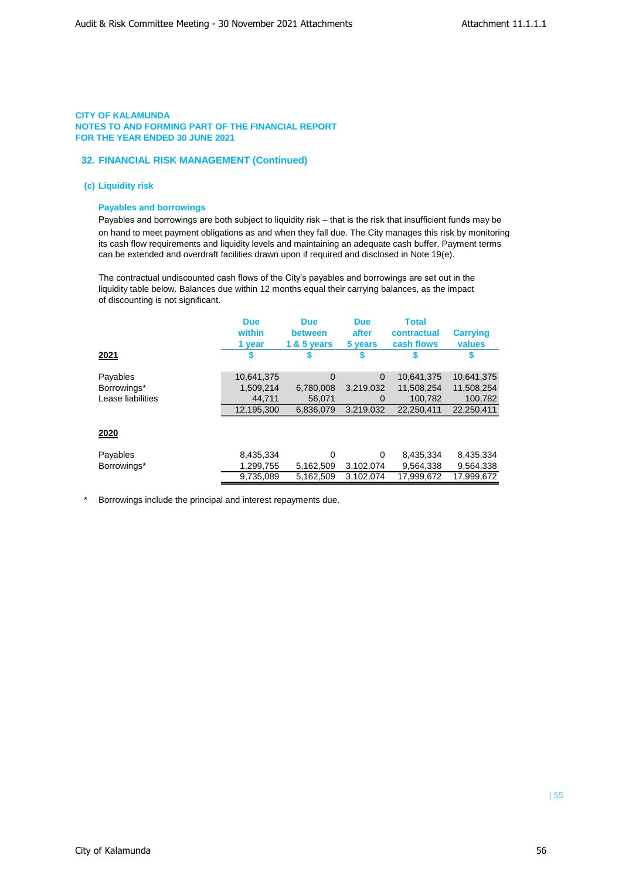CITY OF KALAMUNDA
NOTES TO AND FORMING PART OF THE FINANCIAL REPORT
FOR THE YEAR ENDED 30 JUNE 2021

## 32. FINANCIAL RISK MANAGEMENT (Continued)

### (c) Liquidity risk

#### Payables and borrowings

Payables and borrowings are both subject to liquidity risk – that is the risk that insufficient funds may be on hand to meet payment obligations as and when they fall due. The City manages this risk by monitoring its cash flow requirements and liquidity levels and maintaining an adequate cash buffer. Payment terms can be extended and overdraft facilities drawn upon if required and disclosed in Note 19(e).

The contractual undiscounted cash flows of the City's payables and borrowings are set out in the liquidity table below. Balances due within 12 months equal their carrying balances, as the impact of discounting is not significant.

| | Due within 1 year | Due between 1 & 5 years | Due after 5 years | Total contractual cash flows | Carrying values |
|---|---|---|---|---|---|
| **2021** | $ | $ | $ | $ | $ |
| Payables | 10,641,375 | 0 | 0 | 10,641,375 | 10,641,375 |
| Borrowings* | 1,509,214 | 6,780,008 | 3,219,032 | 11,508,254 | 11,508,254 |
| Lease liabilities | 44,711 | 56,071 | 0 | 100,782 | 100,782 |
| | 12,195,300 | 6,836,079 | 3,219,032 | 22,250,411 | 22,250,411 |
| **2020** | | | | | |
| Payables | 8,435,334 | 0 | 0 | 8,435,334 | 8,435,334 |
| Borrowings* | 1,299,755 | 5,162,509 | 3,102,074 | 9,564,338 | 9,564,338 |
| | 9,735,089 | 5,162,509 | 3,102,074 | 17,999,672 | 17,999,672 |

* Borrowings include the principal and interest repayments due.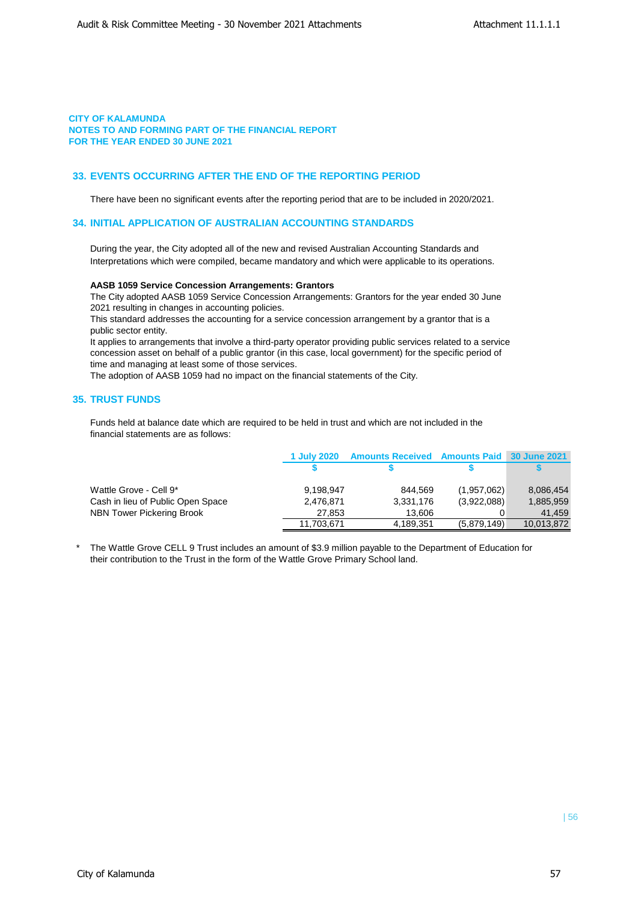**CITY OF KALAMUNDA**
**NOTES TO AND FORMING PART OF THE FINANCIAL REPORT**
**FOR THE YEAR ENDED 30 JUNE 2021**

## 33. EVENTS OCCURRING AFTER THE END OF THE REPORTING PERIOD

There have been no significant events after the reporting period that are to be included in 2020/2021.

## 34. INITIAL APPLICATION OF AUSTRALIAN ACCOUNTING STANDARDS

During the year, the City adopted all of the new and revised Australian Accounting Standards and Interpretations which were compiled, became mandatory and which were applicable to its operations.

**AASB 1059 Service Concession Arrangements: Grantors**

The City adopted AASB 1059 Service Concession Arrangements: Grantors for the year ended 30 June 2021 resulting in changes in accounting policies.

This standard addresses the accounting for a service concession arrangement by a grantor that is a public sector entity.

It applies to arrangements that involve a third-party operator providing public services related to a service concession asset on behalf of a public grantor (in this case, local government) for the specific period of time and managing at least some of those services.

The adoption of AASB 1059 had no impact on the financial statements of the City.

## 35. TRUST FUNDS

Funds held at balance date which are required to be held in trust and which are not included in the financial statements are as follows:

| | 1 July 2020 | Amounts Received | Amounts Paid | 30 June 2021 |
|---|---|---|---|---|
| | $ | $ | $ | $ |
| Wattle Grove - Cell 9* | 9,198,947 | 844,569 | (1,957,062) | 8,086,454 |
| Cash in lieu of Public Open Space | 2,476,871 | 3,331,176 | (3,922,088) | 1,885,959 |
| NBN Tower Pickering Brook | 27,853 | 13,606 | 0 | 41,459 |
| | 11,703,671 | 4,189,351 | (5,879,149) | 10,013,872 |

\* The Wattle Grove CELL 9 Trust includes an amount of $3.9 million payable to the Department of Education for their contribution to the Trust in the form of the Wattle Grove Primary School land.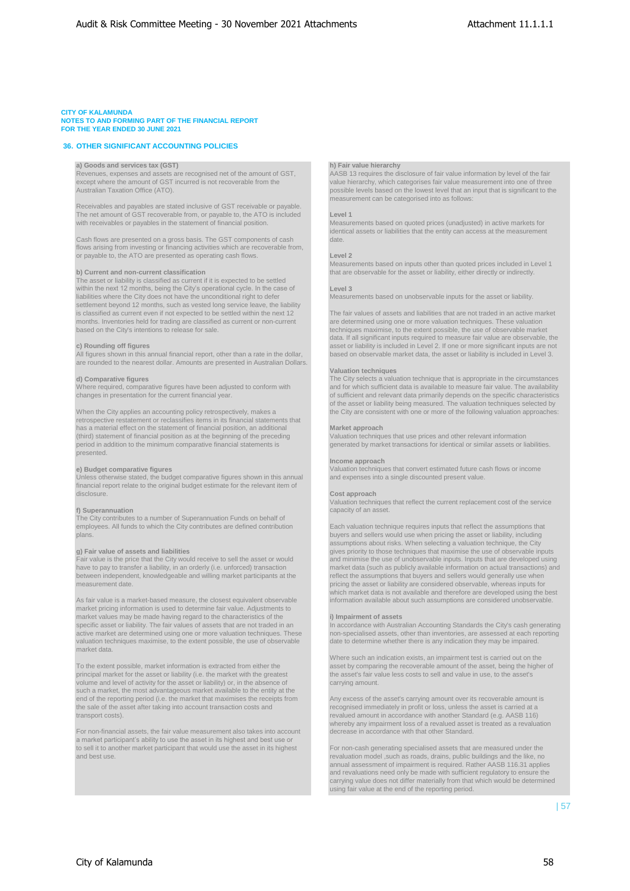CITY OF KALAMUNDA
NOTES TO AND FORMING PART OF THE FINANCIAL REPORT
FOR THE YEAR ENDED 30 JUNE 2021

## 36. OTHER SIGNIFICANT ACCOUNTING POLICIES

**a) Goods and services tax (GST)**
Revenues, expenses and assets are recognised net of the amount of GST, except where the amount of GST incurred is not recoverable from the Australian Taxation Office (ATO).

Receivables and payables are stated inclusive of GST receivable or payable. The net amount of GST recoverable from, or payable to, the ATO is included with receivables or payables in the statement of financial position.

Cash flows are presented on a gross basis. The GST components of cash flows arising from investing or financing activities which are recoverable from, or payable to, the ATO are presented as operating cash flows.

**b) Current and non-current classification**
The asset or liability is classified as current if it is expected to be settled within the next 12 months, being the City's operational cycle. In the case of liabilities where the City does not have the unconditional right to defer settlement beyond 12 months, such as vested long service leave, the liability is classified as current even if not expected to be settled within the next 12 months. Inventories held for trading are classified as current or non-current based on the City's intentions to release for sale.

**c) Rounding off figures**
All figures shown in this annual financial report, other than a rate in the dollar, are rounded to the nearest dollar. Amounts are presented in Australian Dollars.

**d) Comparative figures**
Where required, comparative figures have been adjusted to conform with changes in presentation for the current financial year.

When the City applies an accounting policy retrospectively, makes a retrospective restatement or reclassifies items in its financial statements that has a material effect on the statement of financial position, an additional (third) statement of financial position as at the beginning of the preceding period in addition to the minimum comparative financial statements is presented.

**e) Budget comparative figures**
Unless otherwise stated, the budget comparative figures shown in this annual financial report relate to the original budget estimate for the relevant item of disclosure.

**f) Superannuation**
The City contributes to a number of Superannuation Funds on behalf of employees. All funds to which the City contributes are defined contribution plans.

**g) Fair value of assets and liabilities**
Fair value is the price that the City would receive to sell the asset or would have to pay to transfer a liability, in an orderly (i.e. unforced) transaction between independent, knowledgeable and willing market participants at the measurement date.

As fair value is a market-based measure, the closest equivalent observable market pricing information is used to determine fair value. Adjustments to market values may be made having regard to the characteristics of the specific asset or liability. The fair values of assets that are not traded in an active market are determined using one or more valuation techniques. These valuation techniques maximise, to the extent possible, the use of observable market data.

To the extent possible, market information is extracted from either the principal market for the asset or liability (i.e. the market with the greatest volume and level of activity for the asset or liability) or, in the absence of such a market, the most advantageous market available to the entity at the end of the reporting period (i.e. the market that maximises the receipts from the sale of the asset after taking into account transaction costs and transport costs).

For non-financial assets, the fair value measurement also takes into account a market participant's ability to use the asset in its highest and best use or to sell it to another market participant that would use the asset in its highest and best use.

**h) Fair value hierarchy**
AASB 13 requires the disclosure of fair value information by level of the fair value hierarchy, which categorises fair value measurement into one of three possible levels based on the lowest level that an input that is significant to the measurement can be categorised into as follows:

**Level 1**
Measurements based on quoted prices (unadjusted) in active markets for identical assets or liabilities that the entity can access at the measurement date.

**Level 2**
Measurements based on inputs other than quoted prices included in Level 1 that are observable for the asset or liability, either directly or indirectly.

**Level 3**
Measurements based on unobservable inputs for the asset or liability.

The fair values of assets and liabilities that are not traded in an active market are determined using one or more valuation techniques. These valuation techniques maximise, to the extent possible, the use of observable market data. If all significant inputs required to measure fair value are observable, the asset or liability is included in Level 2. If one or more significant inputs are not based on observable market data, the asset or liability is included in Level 3.

**Valuation techniques**
The City selects a valuation technique that is appropriate in the circumstances and for which sufficient data is available to measure fair value. The availability of sufficient and relevant data primarily depends on the specific characteristics of the asset or liability being measured. The valuation techniques selected by the City are consistent with one or more of the following valuation approaches:

**Market approach**
Valuation techniques that use prices and other relevant information generated by market transactions for identical or similar assets or liabilities.

**Income approach**
Valuation techniques that convert estimated future cash flows or income and expenses into a single discounted present value.

**Cost approach**
Valuation techniques that reflect the current replacement cost of the service capacity of an asset.

Each valuation technique requires inputs that reflect the assumptions that buyers and sellers would use when pricing the asset or liability, including assumptions about risks. When selecting a valuation technique, the City gives priority to those techniques that maximise the use of observable inputs and minimise the use of unobservable inputs. Inputs that are developed using market data (such as publicly available information on actual transactions) and reflect the assumptions that buyers and sellers would generally use when pricing the asset or liability are considered observable, whereas inputs for which market data is not available and therefore are developed using the best information available about such assumptions are considered unobservable.

**i) Impairment of assets**
In accordance with Australian Accounting Standards the City's cash generating non-specialised assets, other than inventories, are assessed at each reporting date to determine whether there is any indication they may be impaired.

Where such an indication exists, an impairment test is carried out on the asset by comparing the recoverable amount of the asset, being the higher of the asset's fair value less costs to sell and value in use, to the asset's carrying amount.

Any excess of the asset's carrying amount over its recoverable amount is recognised immediately in profit or loss, unless the asset is carried at a revalued amount in accordance with another Standard (e.g. AASB 116) whereby any impairment loss of a revalued asset is treated as a revaluation decrease in accordance with that other Standard.

For non-cash generating specialised assets that are measured under the revaluation model ,such as roads, drains, public buildings and the like, no annual assessment of impairment is required. Rather AASB 116.31 applies and revaluations need only be made with sufficient regulatory to ensure the carrying value does not differ materially from that which would be determined using fair value at the end of the reporting period.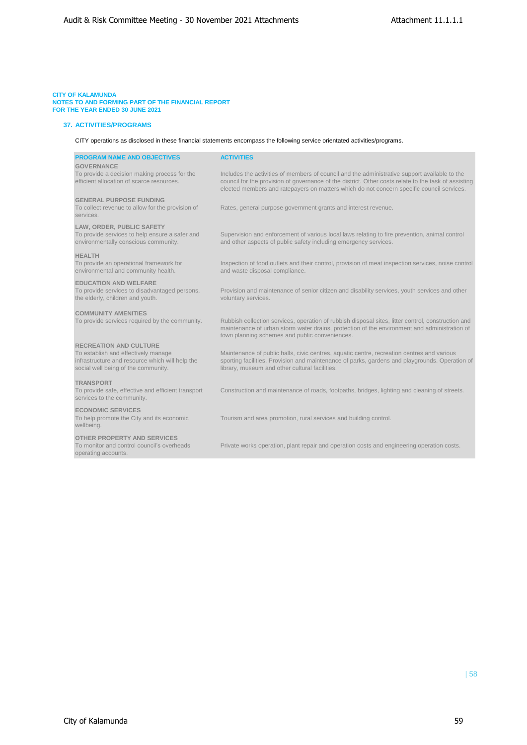**CITY OF KALAMUNDA**
**NOTES TO AND FORMING PART OF THE FINANCIAL REPORT**
**FOR THE YEAR ENDED 30 JUNE 2021**

## 37. ACTIVITIES/PROGRAMS

CITY operations as disclosed in these financial statements encompass the following service orientated activities/programs.

| PROGRAM NAME AND OBJECTIVES | ACTIVITIES |
|---|---|
| **GOVERNANCE**<br>To provide a decision making process for the efficient allocation of scarce resources. | Includes the activities of members of council and the administrative support available to the council for the provision of governance of the district. Other costs relate to the task of assisting elected members and ratepayers on matters which do not concern specific council services. |
| **GENERAL PURPOSE FUNDING**<br>To collect revenue to allow for the provision of services. | Rates, general purpose government grants and interest revenue. |
| **LAW, ORDER, PUBLIC SAFETY**<br>To provide services to help ensure a safer and environmentally conscious community. | Supervision and enforcement of various local laws relating to fire prevention, animal control and other aspects of public safety including emergency services. |
| **HEALTH**<br>To provide an operational framework for environmental and community health. | Inspection of food outlets and their control, provision of meat inspection services, noise control and waste disposal compliance. |
| **EDUCATION AND WELFARE**<br>To provide services to disadvantaged persons, the elderly, children and youth. | Provision and maintenance of senior citizen and disability services, youth services and other voluntary services. |
| **COMMUNITY AMENITIES**<br>To provide services required by the community. | Rubbish collection services, operation of rubbish disposal sites, litter control, construction and maintenance of urban storm water drains, protection of the environment and administration of town planning schemes and public conveniences. |
| **RECREATION AND CULTURE**<br>To establish and effectively manage infrastructure and resource which will help the social well being of the community. | Maintenance of public halls, civic centres, aquatic centre, recreation centres and various sporting facilities. Provision and maintenance of parks, gardens and playgrounds. Operation of library, museum and other cultural facilities. |
| **TRANSPORT**<br>To provide safe, effective and efficient transport services to the community. | Construction and maintenance of roads, footpaths, bridges, lighting and cleaning of streets. |
| **ECONOMIC SERVICES**<br>To help promote the City and its economic wellbeing. | Tourism and area promotion, rural services and building control. |
| **OTHER PROPERTY AND SERVICES**<br>To monitor and control council's overheads operating accounts. | Private works operation, plant repair and operation costs and engineering operation costs. |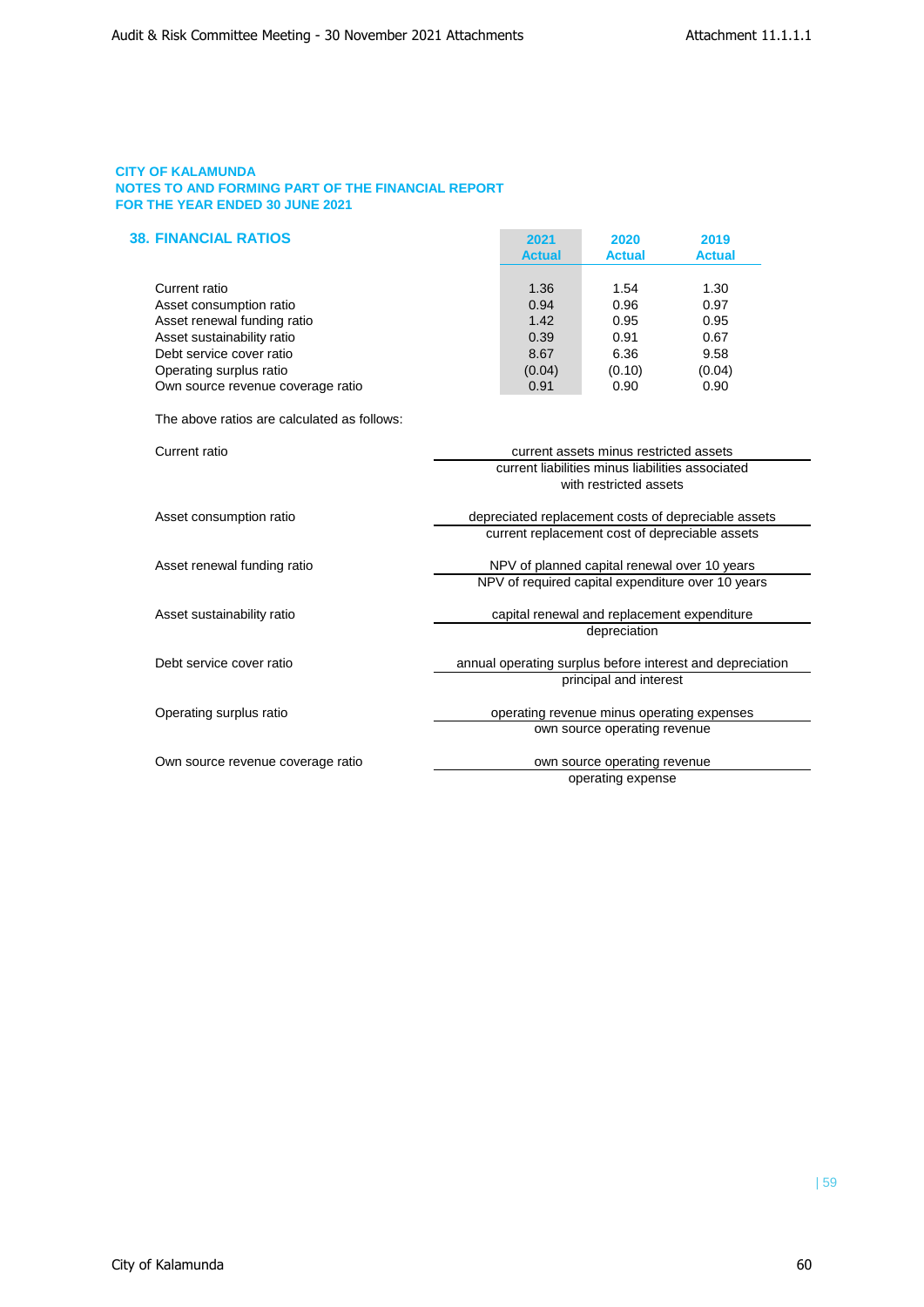**CITY OF KALAMUNDA**
**NOTES TO AND FORMING PART OF THE FINANCIAL REPORT**
**FOR THE YEAR ENDED 30 JUNE 2021**

## 38. FINANCIAL RATIOS

| | 2021 Actual | 2020 Actual | 2019 Actual |
|---|---|---|---|
| Current ratio | 1.36 | 1.54 | 1.30 |
| Asset consumption ratio | 0.94 | 0.96 | 0.97 |
| Asset renewal funding ratio | 1.42 | 0.95 | 0.95 |
| Asset sustainability ratio | 0.39 | 0.91 | 0.67 |
| Debt service cover ratio | 8.67 | 6.36 | 9.58 |
| Operating surplus ratio | (0.04) | (0.10) | (0.04) |
| Own source revenue coverage ratio | 0.91 | 0.90 | 0.90 |

The above ratios are calculated as follows:

Current ratio

$$\frac{\text{current assets minus restricted assets}}{\text{current liabilities minus liabilities associated with restricted assets}}$$

Asset consumption ratio

$$\frac{\text{depreciated replacement costs of depreciable assets}}{\text{current replacement cost of depreciable assets}}$$

Asset renewal funding ratio

$$\frac{\text{NPV of planned capital renewal over 10 years}}{\text{NPV of required capital expenditure over 10 years}}$$

Asset sustainability ratio

$$\frac{\text{capital renewal and replacement expenditure}}{\text{depreciation}}$$

Debt service cover ratio

$$\frac{\text{annual operating surplus before interest and depreciation}}{\text{principal and interest}}$$

Operating surplus ratio

$$\frac{\text{operating revenue minus operating expenses}}{\text{own source operating revenue}}$$

Own source revenue coverage ratio

$$\frac{\text{own source operating revenue}}{\text{operating expense}}$$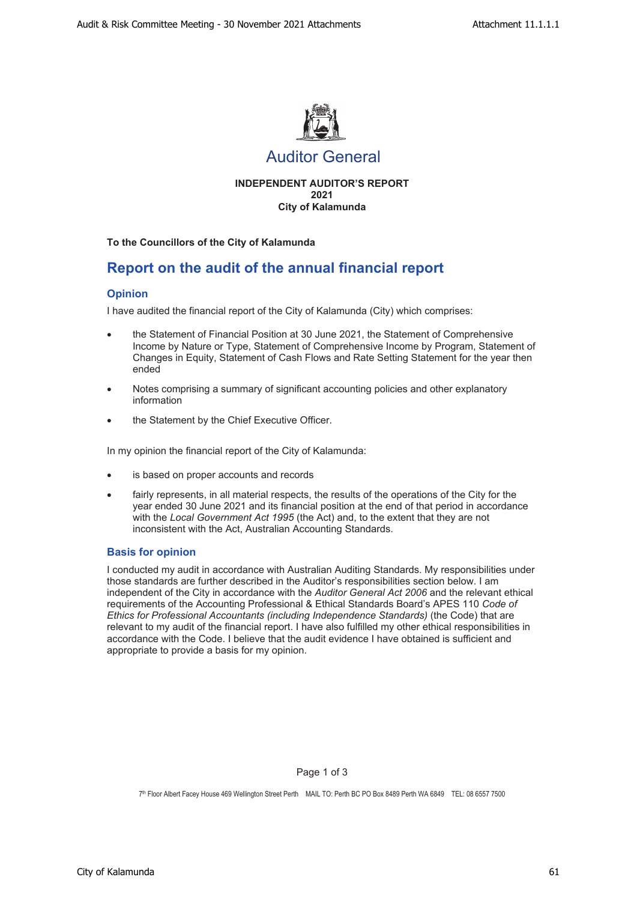Auditor General

**INDEPENDENT AUDITOR'S REPORT**
**2021**
**City of Kalamunda**

**To the Councillors of the City of Kalamunda**

## Report on the audit of the annual financial report

### Opinion

I have audited the financial report of the City of Kalamunda (City) which comprises:

- the Statement of Financial Position at 30 June 2021, the Statement of Comprehensive Income by Nature or Type, Statement of Comprehensive Income by Program, Statement of Changes in Equity, Statement of Cash Flows and Rate Setting Statement for the year then ended
- Notes comprising a summary of significant accounting policies and other explanatory information
- the Statement by the Chief Executive Officer.

In my opinion the financial report of the City of Kalamunda:

- is based on proper accounts and records
- fairly represents, in all material respects, the results of the operations of the City for the year ended 30 June 2021 and its financial position at the end of that period in accordance with the *Local Government Act 1995* (the Act) and, to the extent that they are not inconsistent with the Act, Australian Accounting Standards.

### Basis for opinion

I conducted my audit in accordance with Australian Auditing Standards. My responsibilities under those standards are further described in the Auditor's responsibilities section below. I am independent of the City in accordance with the *Auditor General Act 2006* and the relevant ethical requirements of the Accounting Professional & Ethical Standards Board's APES 110 *Code of Ethics for Professional Accountants (including Independence Standards)* (the Code) that are relevant to my audit of the financial report. I have also fulfilled my other ethical responsibilities in accordance with the Code. I believe that the audit evidence I have obtained is sufficient and appropriate to provide a basis for my opinion.

7th Floor Albert Facey House 469 Wellington Street Perth MAIL TO: Perth BC PO Box 8489 Perth WA 6849 TEL: 08 6557 7500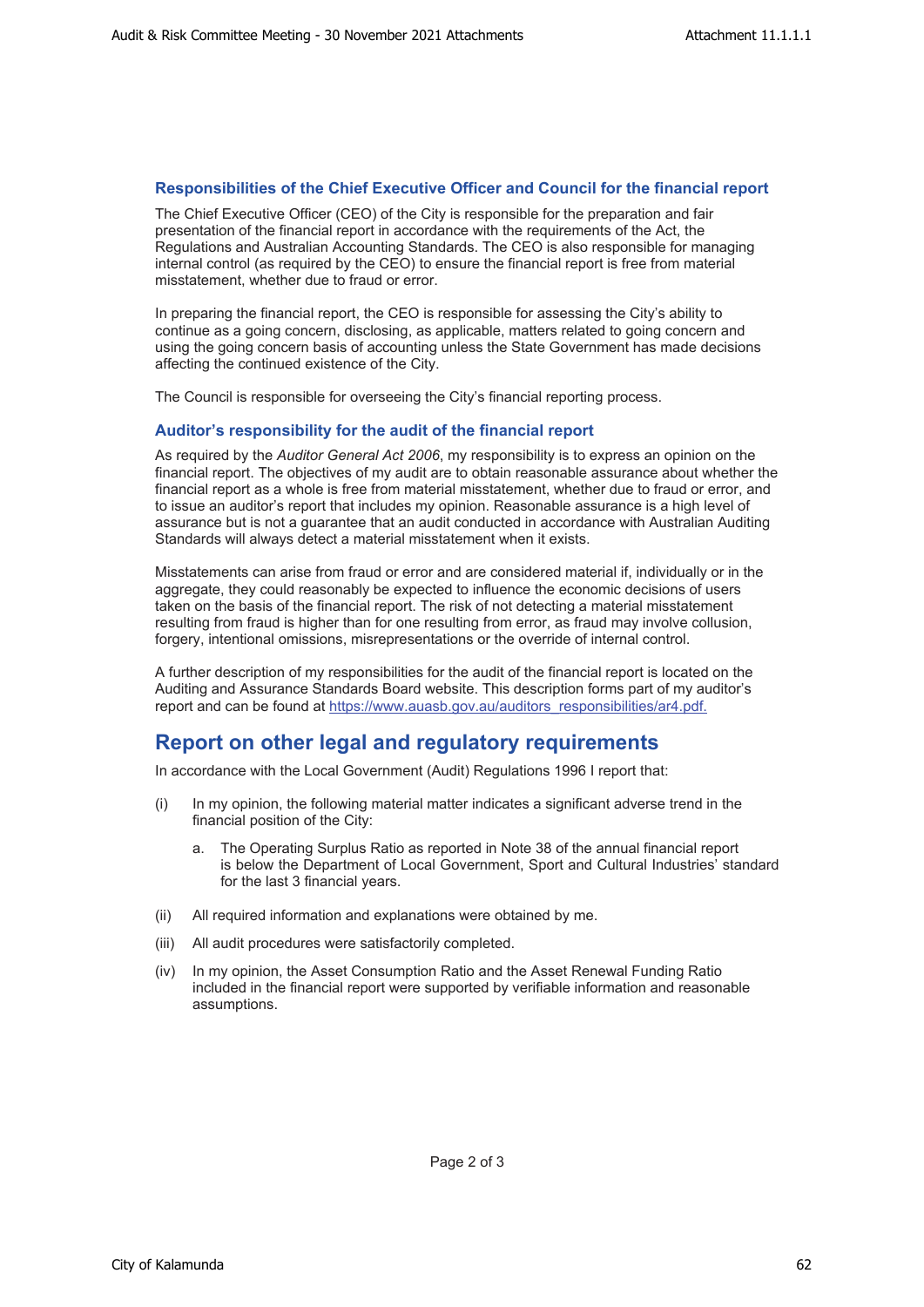### Responsibilities of the Chief Executive Officer and Council for the financial report

The Chief Executive Officer (CEO) of the City is responsible for the preparation and fair presentation of the financial report in accordance with the requirements of the Act, the Regulations and Australian Accounting Standards. The CEO is also responsible for managing internal control (as required by the CEO) to ensure the financial report is free from material misstatement, whether due to fraud or error.

In preparing the financial report, the CEO is responsible for assessing the City's ability to continue as a going concern, disclosing, as applicable, matters related to going concern and using the going concern basis of accounting unless the State Government has made decisions affecting the continued existence of the City.

The Council is responsible for overseeing the City's financial reporting process.

### Auditor's responsibility for the audit of the financial report

As required by the *Auditor General Act 2006*, my responsibility is to express an opinion on the financial report. The objectives of my audit are to obtain reasonable assurance about whether the financial report as a whole is free from material misstatement, whether due to fraud or error, and to issue an auditor's report that includes my opinion. Reasonable assurance is a high level of assurance but is not a guarantee that an audit conducted in accordance with Australian Auditing Standards will always detect a material misstatement when it exists.

Misstatements can arise from fraud or error and are considered material if, individually or in the aggregate, they could reasonably be expected to influence the economic decisions of users taken on the basis of the financial report. The risk of not detecting a material misstatement resulting from fraud is higher than for one resulting from error, as fraud may involve collusion, forgery, intentional omissions, misrepresentations or the override of internal control.

A further description of my responsibilities for the audit of the financial report is located on the Auditing and Assurance Standards Board website. This description forms part of my auditor's report and can be found at https://www.auasb.gov.au/auditors_responsibilities/ar4.pdf.

## Report on other legal and regulatory requirements

In accordance with the Local Government (Audit) Regulations 1996 I report that:

(i) In my opinion, the following material matter indicates a significant adverse trend in the financial position of the City:

   a. The Operating Surplus Ratio as reported in Note 38 of the annual financial report is below the Department of Local Government, Sport and Cultural Industries' standard for the last 3 financial years.

(ii) All required information and explanations were obtained by me.

(iii) All audit procedures were satisfactorily completed.

(iv) In my opinion, the Asset Consumption Ratio and the Asset Renewal Funding Ratio included in the financial report were supported by verifiable information and reasonable assumptions.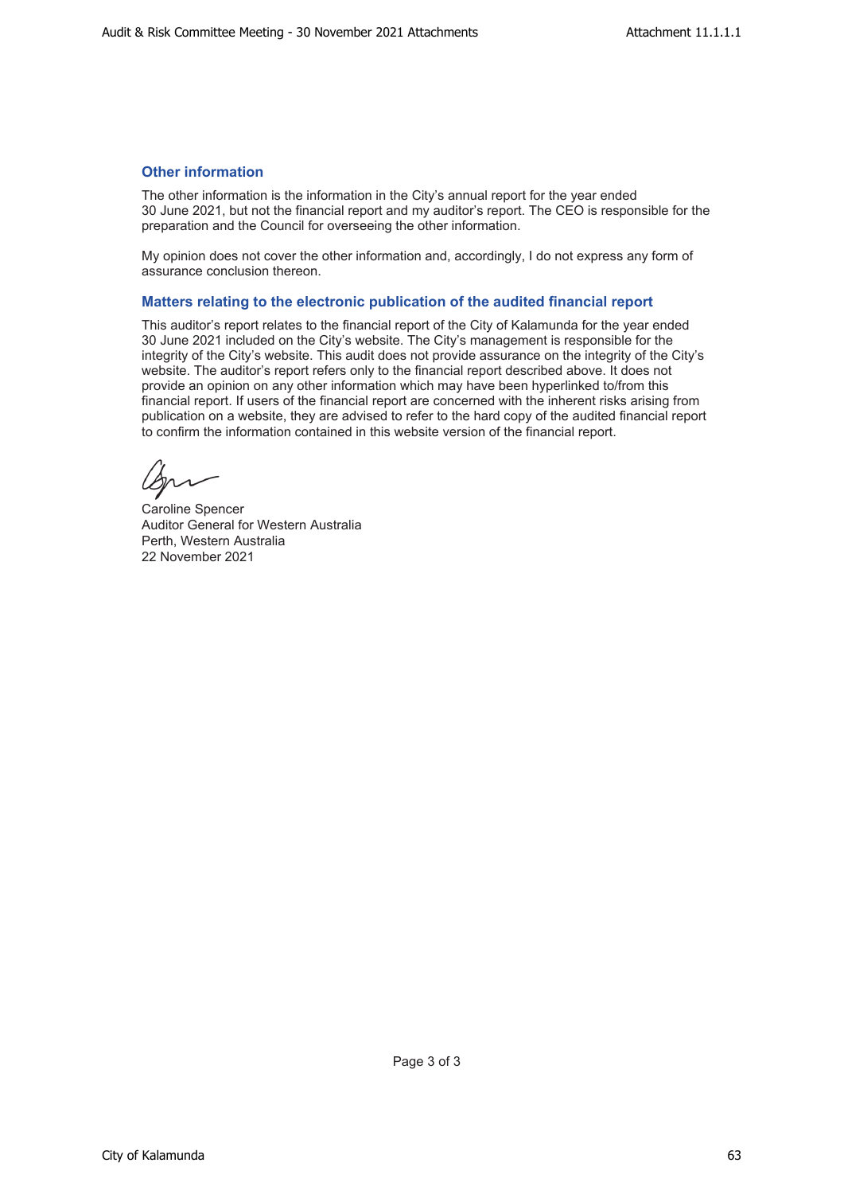### Other information

The other information is the information in the City's annual report for the year ended 30 June 2021, but not the financial report and my auditor's report. The CEO is responsible for the preparation and the Council for overseeing the other information.

My opinion does not cover the other information and, accordingly, I do not express any form of assurance conclusion thereon.

### Matters relating to the electronic publication of the audited financial report

This auditor's report relates to the financial report of the City of Kalamunda for the year ended 30 June 2021 included on the City's website. The City's management is responsible for the integrity of the City's website. This audit does not provide assurance on the integrity of the City's website. The auditor's report refers only to the financial report described above. It does not provide an opinion on any other information which may have been hyperlinked to/from this financial report. If users of the financial report are concerned with the inherent risks arising from publication on a website, they are advised to refer to the hard copy of the audited financial report to confirm the information contained in this website version of the financial report.

Caroline Spencer
Auditor General for Western Australia
Perth, Western Australia
22 November 2021